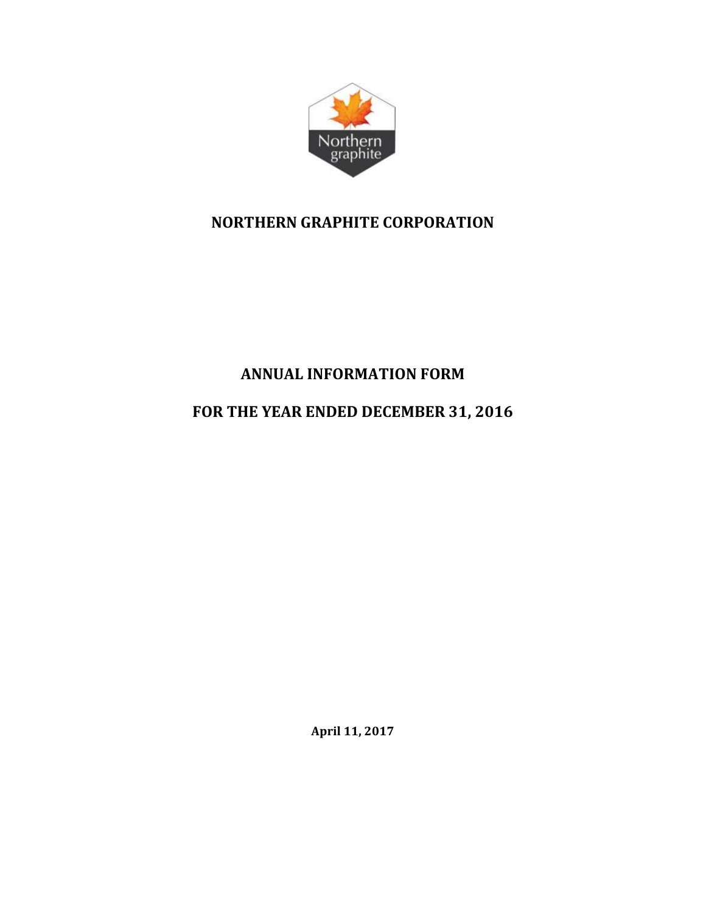# NORTHERN GRAPHITE CORPORATION

## ANNUAL INFORMATION FORM

## FOR THE YEAR ENDED DECEMBER 31, 2016

**April 11, 2017**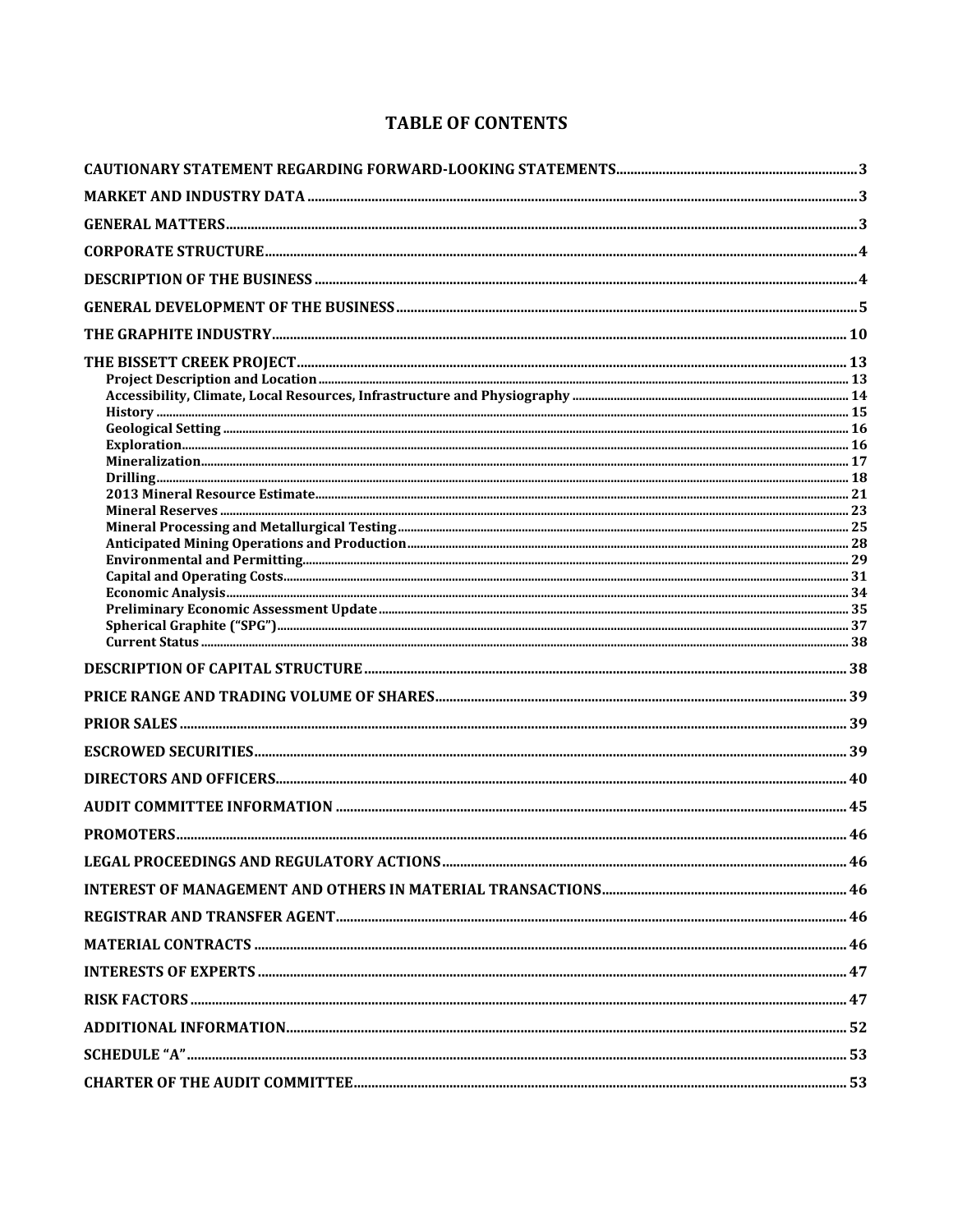# TABLE OF CONTENTS

| | |
|---|---|
| **CAUTIONARY STATEMENT REGARDING FORWARD-LOOKING STATEMENTS** | **3** |
| **MARKET AND INDUSTRY DATA** | **3** |
| **GENERAL MATTERS** | **3** |
| **CORPORATE STRUCTURE** | **4** |
| **DESCRIPTION OF THE BUSINESS** | **4** |
| **GENERAL DEVELOPMENT OF THE BUSINESS** | **5** |
| **THE GRAPHITE INDUSTRY** | **10** |
| **THE BISSETT CREEK PROJECT** | **13** |
| Project Description and Location | 13 |
| Accessibility, Climate, Local Resources, Infrastructure and Physiography | 14 |
| History | 15 |
| Geological Setting | 16 |
| Exploration | 16 |
| Mineralization | 17 |
| Drilling | 18 |
| 2013 Mineral Resource Estimate | 21 |
| Mineral Reserves | 23 |
| Mineral Processing and Metallurgical Testing | 25 |
| Anticipated Mining Operations and Production | 28 |
| Environmental and Permitting | 29 |
| Capital and Operating Costs | 31 |
| Economic Analysis | 34 |
| Preliminary Economic Assessment Update | 35 |
| Spherical Graphite ("SPG") | 37 |
| Current Status | 38 |
| **DESCRIPTION OF CAPITAL STRUCTURE** | **38** |
| **PRICE RANGE AND TRADING VOLUME OF SHARES** | **39** |
| **PRIOR SALES** | **39** |
| **ESCROWED SECURITIES** | **39** |
| **DIRECTORS AND OFFICERS** | **40** |
| **AUDIT COMMITTEE INFORMATION** | **45** |
| **PROMOTERS** | **46** |
| **LEGAL PROCEEDINGS AND REGULATORY ACTIONS** | **46** |
| **INTEREST OF MANAGEMENT AND OTHERS IN MATERIAL TRANSACTIONS** | **46** |
| **REGISTRAR AND TRANSFER AGENT** | **46** |
| **MATERIAL CONTRACTS** | **46** |
| **INTERESTS OF EXPERTS** | **47** |
| **RISK FACTORS** | **47** |
| **ADDITIONAL INFORMATION** | **52** |
| **SCHEDULE "A"** | **53** |
| **CHARTER OF THE AUDIT COMMITTEE** | **53** |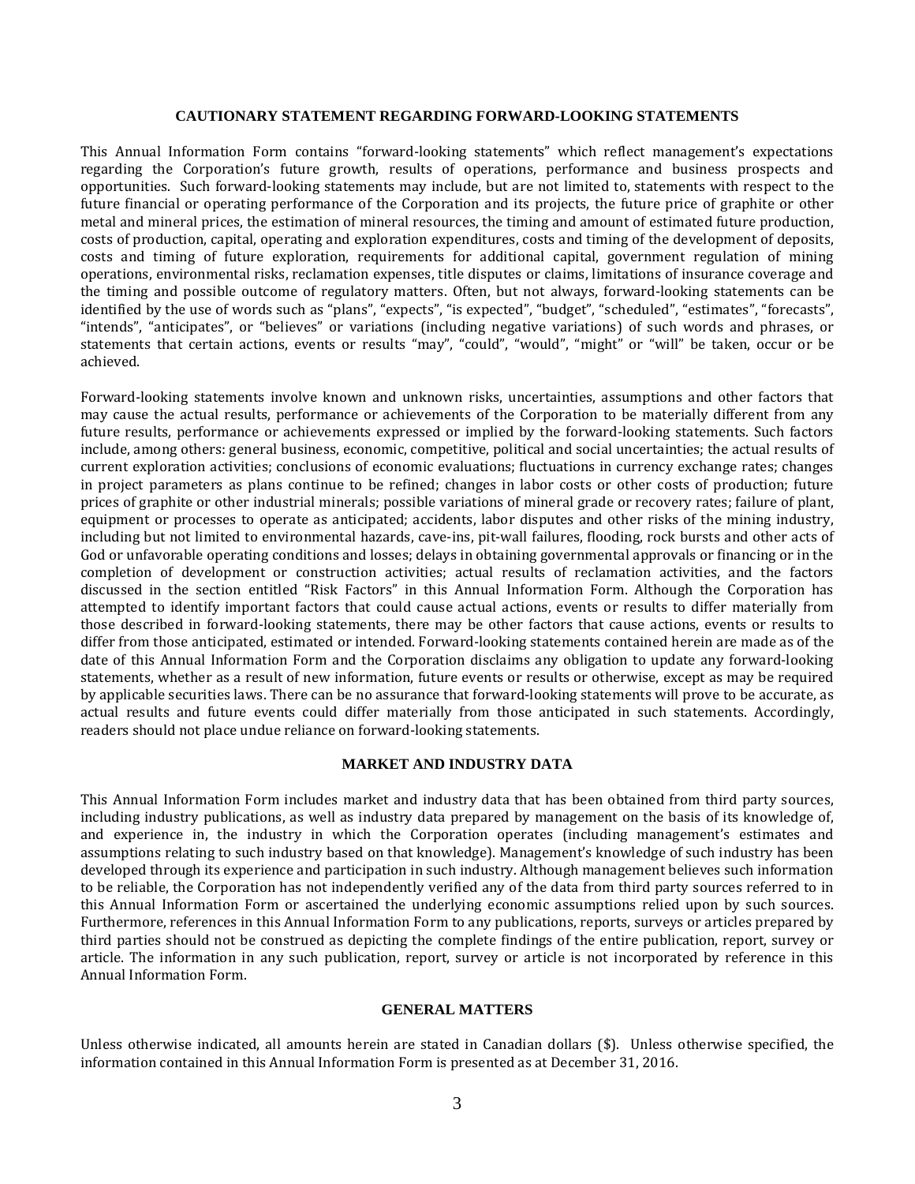## CAUTIONARY STATEMENT REGARDING FORWARD-LOOKING STATEMENTS

This Annual Information Form contains "forward-looking statements" which reflect management's expectations regarding the Corporation's future growth, results of operations, performance and business prospects and opportunities. Such forward-looking statements may include, but are not limited to, statements with respect to the future financial or operating performance of the Corporation and its projects, the future price of graphite or other metal and mineral prices, the estimation of mineral resources, the timing and amount of estimated future production, costs of production, capital, operating and exploration expenditures, costs and timing of the development of deposits, costs and timing of future exploration, requirements for additional capital, government regulation of mining operations, environmental risks, reclamation expenses, title disputes or claims, limitations of insurance coverage and the timing and possible outcome of regulatory matters. Often, but not always, forward-looking statements can be identified by the use of words such as "plans", "expects", "is expected", "budget", "scheduled", "estimates", "forecasts", "intends", "anticipates", or "believes" or variations (including negative variations) of such words and phrases, or statements that certain actions, events or results "may", "could", "would", "might" or "will" be taken, occur or be achieved.

Forward-looking statements involve known and unknown risks, uncertainties, assumptions and other factors that may cause the actual results, performance or achievements of the Corporation to be materially different from any future results, performance or achievements expressed or implied by the forward-looking statements. Such factors include, among others: general business, economic, competitive, political and social uncertainties; the actual results of current exploration activities; conclusions of economic evaluations; fluctuations in currency exchange rates; changes in project parameters as plans continue to be refined; changes in labor costs or other costs of production; future prices of graphite or other industrial minerals; possible variations of mineral grade or recovery rates; failure of plant, equipment or processes to operate as anticipated; accidents, labor disputes and other risks of the mining industry, including but not limited to environmental hazards, cave-ins, pit-wall failures, flooding, rock bursts and other acts of God or unfavorable operating conditions and losses; delays in obtaining governmental approvals or financing or in the completion of development or construction activities; actual results of reclamation activities, and the factors discussed in the section entitled "Risk Factors" in this Annual Information Form. Although the Corporation has attempted to identify important factors that could cause actual actions, events or results to differ materially from those described in forward-looking statements, there may be other factors that cause actions, events or results to differ from those anticipated, estimated or intended. Forward-looking statements contained herein are made as of the date of this Annual Information Form and the Corporation disclaims any obligation to update any forward-looking statements, whether as a result of new information, future events or results or otherwise, except as may be required by applicable securities laws. There can be no assurance that forward-looking statements will prove to be accurate, as actual results and future events could differ materially from those anticipated in such statements. Accordingly, readers should not place undue reliance on forward-looking statements.

## MARKET AND INDUSTRY DATA

This Annual Information Form includes market and industry data that has been obtained from third party sources, including industry publications, as well as industry data prepared by management on the basis of its knowledge of, and experience in, the industry in which the Corporation operates (including management's estimates and assumptions relating to such industry based on that knowledge). Management's knowledge of such industry has been developed through its experience and participation in such industry. Although management believes such information to be reliable, the Corporation has not independently verified any of the data from third party sources referred to in this Annual Information Form or ascertained the underlying economic assumptions relied upon by such sources. Furthermore, references in this Annual Information Form to any publications, reports, surveys or articles prepared by third parties should not be construed as depicting the complete findings of the entire publication, report, survey or article. The information in any such publication, report, survey or article is not incorporated by reference in this Annual Information Form.

## GENERAL MATTERS

Unless otherwise indicated, all amounts herein are stated in Canadian dollars ($). Unless otherwise specified, the information contained in this Annual Information Form is presented as at December 31, 2016.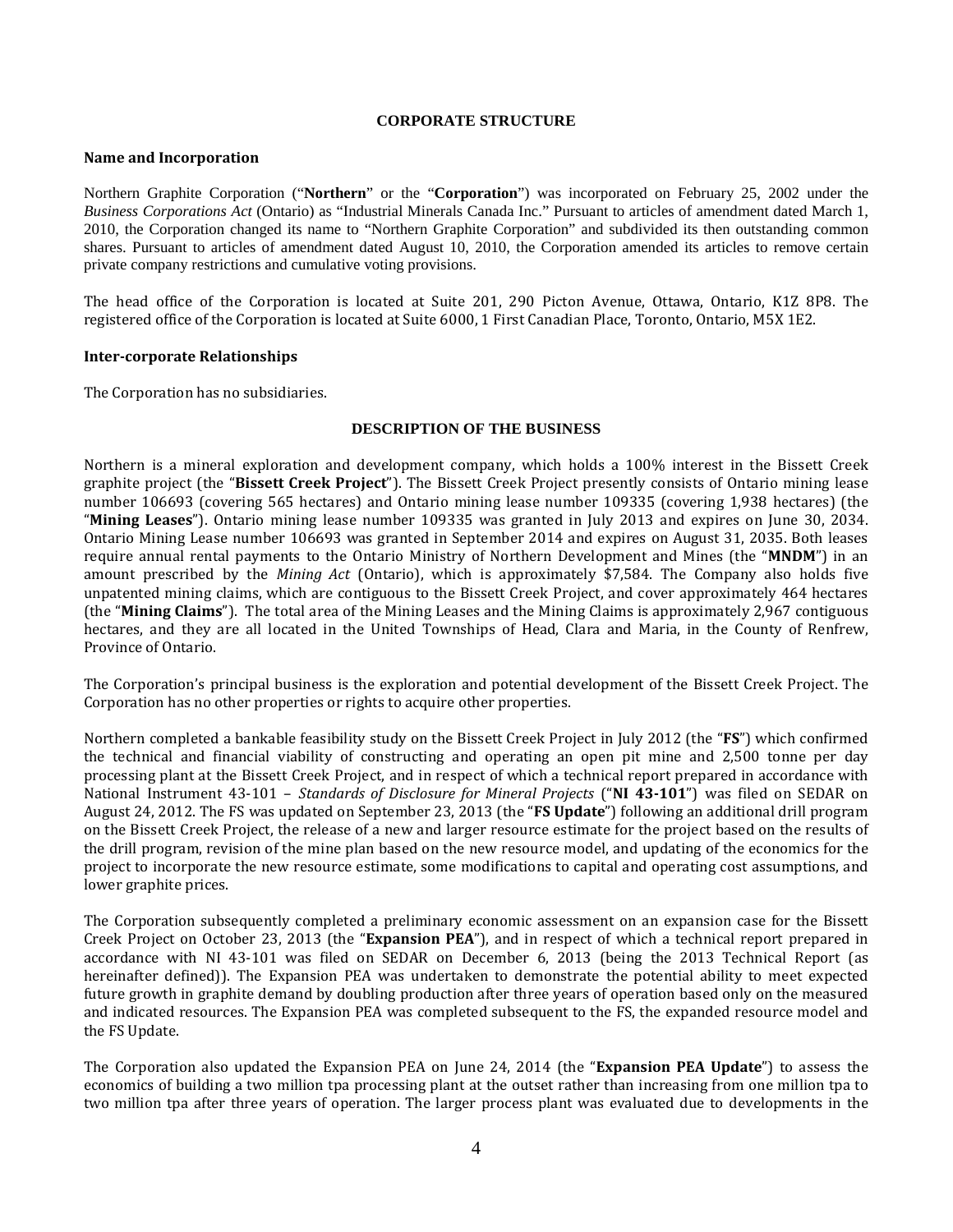## CORPORATE STRUCTURE

### Name and Incorporation

Northern Graphite Corporation ("**Northern**" or the "**Corporation**") was incorporated on February 25, 2002 under the *Business Corporations Act* (Ontario) as "Industrial Minerals Canada Inc." Pursuant to articles of amendment dated March 1, 2010, the Corporation changed its name to "Northern Graphite Corporation" and subdivided its then outstanding common shares. Pursuant to articles of amendment dated August 10, 2010, the Corporation amended its articles to remove certain private company restrictions and cumulative voting provisions.

The head office of the Corporation is located at Suite 201, 290 Picton Avenue, Ottawa, Ontario, K1Z 8P8. The registered office of the Corporation is located at Suite 6000, 1 First Canadian Place, Toronto, Ontario, M5X 1E2.

### Inter-corporate Relationships

The Corporation has no subsidiaries.

## DESCRIPTION OF THE BUSINESS

Northern is a mineral exploration and development company, which holds a 100% interest in the Bissett Creek graphite project (the "**Bissett Creek Project**"). The Bissett Creek Project presently consists of Ontario mining lease number 106693 (covering 565 hectares) and Ontario mining lease number 109335 (covering 1,938 hectares) (the "**Mining Leases**"). Ontario mining lease number 109335 was granted in July 2013 and expires on June 30, 2034. Ontario Mining Lease number 106693 was granted in September 2014 and expires on August 31, 2035. Both leases require annual rental payments to the Ontario Ministry of Northern Development and Mines (the "**MNDM**") in an amount prescribed by the *Mining Act* (Ontario), which is approximately $7,584. The Company also holds five unpatented mining claims, which are contiguous to the Bissett Creek Project, and cover approximately 464 hectares (the "**Mining Claims**"). The total area of the Mining Leases and the Mining Claims is approximately 2,967 contiguous hectares, and they are all located in the United Townships of Head, Clara and Maria, in the County of Renfrew, Province of Ontario.

The Corporation's principal business is the exploration and potential development of the Bissett Creek Project. The Corporation has no other properties or rights to acquire other properties.

Northern completed a bankable feasibility study on the Bissett Creek Project in July 2012 (the "**FS**") which confirmed the technical and financial viability of constructing and operating an open pit mine and 2,500 tonne per day processing plant at the Bissett Creek Project, and in respect of which a technical report prepared in accordance with National Instrument 43-101 – *Standards of Disclosure for Mineral Projects* ("**NI 43-101**") was filed on SEDAR on August 24, 2012. The FS was updated on September 23, 2013 (the "**FS Update**") following an additional drill program on the Bissett Creek Project, the release of a new and larger resource estimate for the project based on the results of the drill program, revision of the mine plan based on the new resource model, and updating of the economics for the project to incorporate the new resource estimate, some modifications to capital and operating cost assumptions, and lower graphite prices.

The Corporation subsequently completed a preliminary economic assessment on an expansion case for the Bissett Creek Project on October 23, 2013 (the "**Expansion PEA**"), and in respect of which a technical report prepared in accordance with NI 43-101 was filed on SEDAR on December 6, 2013 (being the 2013 Technical Report (as hereinafter defined)). The Expansion PEA was undertaken to demonstrate the potential ability to meet expected future growth in graphite demand by doubling production after three years of operation based only on the measured and indicated resources. The Expansion PEA was completed subsequent to the FS, the expanded resource model and the FS Update.

The Corporation also updated the Expansion PEA on June 24, 2014 (the "**Expansion PEA Update**") to assess the economics of building a two million tpa processing plant at the outset rather than increasing from one million tpa to two million tpa after three years of operation. The larger process plant was evaluated due to developments in the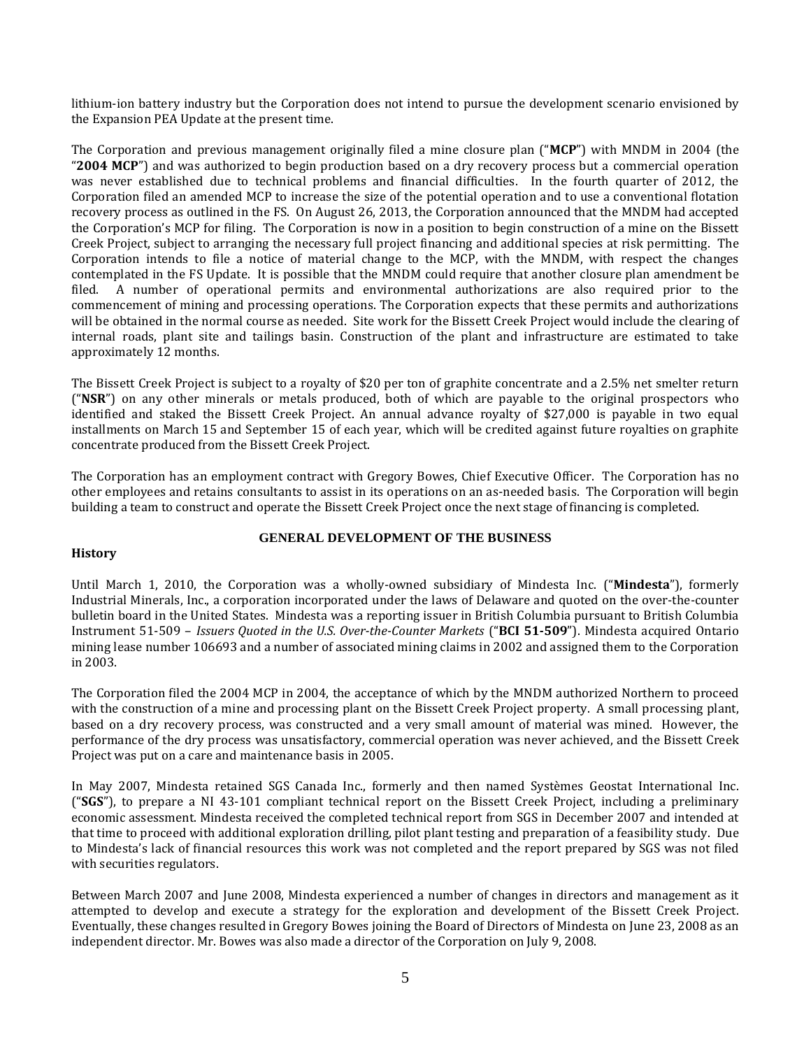lithium-ion battery industry but the Corporation does not intend to pursue the development scenario envisioned by the Expansion PEA Update at the present time.

The Corporation and previous management originally filed a mine closure plan ("**MCP**") with MNDM in 2004 (the "**2004 MCP**") and was authorized to begin production based on a dry recovery process but a commercial operation was never established due to technical problems and financial difficulties. In the fourth quarter of 2012, the Corporation filed an amended MCP to increase the size of the potential operation and to use a conventional flotation recovery process as outlined in the FS. On August 26, 2013, the Corporation announced that the MNDM had accepted the Corporation's MCP for filing. The Corporation is now in a position to begin construction of a mine on the Bissett Creek Project, subject to arranging the necessary full project financing and additional species at risk permitting. The Corporation intends to file a notice of material change to the MCP, with the MNDM, with respect the changes contemplated in the FS Update. It is possible that the MNDM could require that another closure plan amendment be filed. A number of operational permits and environmental authorizations are also required prior to the commencement of mining and processing operations. The Corporation expects that these permits and authorizations will be obtained in the normal course as needed. Site work for the Bissett Creek Project would include the clearing of internal roads, plant site and tailings basin. Construction of the plant and infrastructure are estimated to take approximately 12 months.

The Bissett Creek Project is subject to a royalty of $20 per ton of graphite concentrate and a 2.5% net smelter return ("**NSR**") on any other minerals or metals produced, both of which are payable to the original prospectors who identified and staked the Bissett Creek Project. An annual advance royalty of $27,000 is payable in two equal installments on March 15 and September 15 of each year, which will be credited against future royalties on graphite concentrate produced from the Bissett Creek Project.

The Corporation has an employment contract with Gregory Bowes, Chief Executive Officer. The Corporation has no other employees and retains consultants to assist in its operations on an as-needed basis. The Corporation will begin building a team to construct and operate the Bissett Creek Project once the next stage of financing is completed.

## GENERAL DEVELOPMENT OF THE BUSINESS

### History

Until March 1, 2010, the Corporation was a wholly-owned subsidiary of Mindesta Inc. ("**Mindesta**"), formerly Industrial Minerals, Inc., a corporation incorporated under the laws of Delaware and quoted on the over-the-counter bulletin board in the United States. Mindesta was a reporting issuer in British Columbia pursuant to British Columbia Instrument 51-509 – *Issuers Quoted in the U.S. Over-the-Counter Markets* ("**BCI 51-509**"). Mindesta acquired Ontario mining lease number 106693 and a number of associated mining claims in 2002 and assigned them to the Corporation in 2003.

The Corporation filed the 2004 MCP in 2004, the acceptance of which by the MNDM authorized Northern to proceed with the construction of a mine and processing plant on the Bissett Creek Project property. A small processing plant, based on a dry recovery process, was constructed and a very small amount of material was mined. However, the performance of the dry process was unsatisfactory, commercial operation was never achieved, and the Bissett Creek Project was put on a care and maintenance basis in 2005.

In May 2007, Mindesta retained SGS Canada Inc., formerly and then named Systèmes Geostat International Inc. ("**SGS**"), to prepare a NI 43-101 compliant technical report on the Bissett Creek Project, including a preliminary economic assessment. Mindesta received the completed technical report from SGS in December 2007 and intended at that time to proceed with additional exploration drilling, pilot plant testing and preparation of a feasibility study. Due to Mindesta's lack of financial resources this work was not completed and the report prepared by SGS was not filed with securities regulators.

Between March 2007 and June 2008, Mindesta experienced a number of changes in directors and management as it attempted to develop and execute a strategy for the exploration and development of the Bissett Creek Project. Eventually, these changes resulted in Gregory Bowes joining the Board of Directors of Mindesta on June 23, 2008 as an independent director. Mr. Bowes was also made a director of the Corporation on July 9, 2008.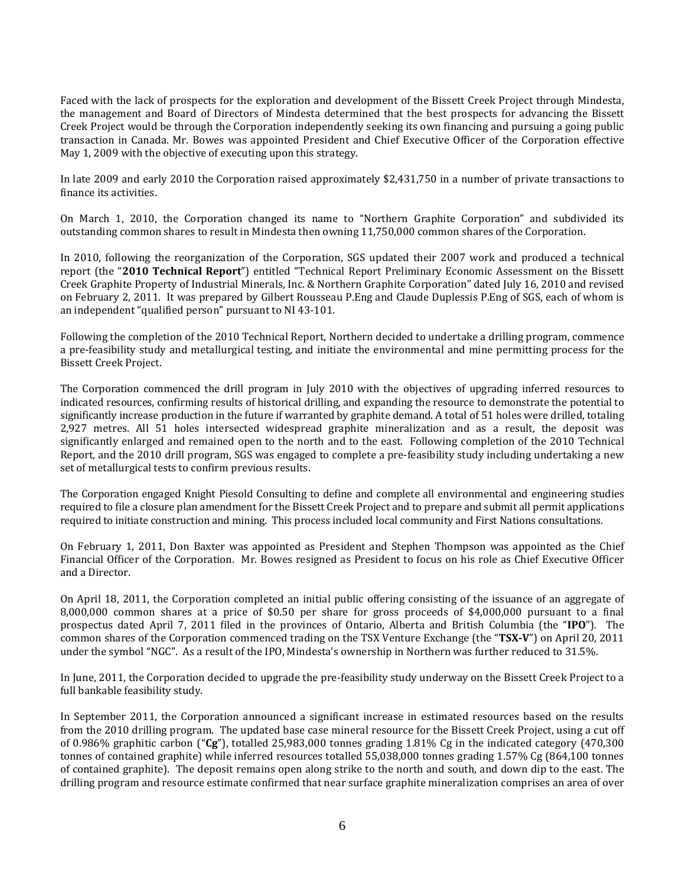Faced with the lack of prospects for the exploration and development of the Bissett Creek Project through Mindesta, the management and Board of Directors of Mindesta determined that the best prospects for advancing the Bissett Creek Project would be through the Corporation independently seeking its own financing and pursuing a going public transaction in Canada. Mr. Bowes was appointed President and Chief Executive Officer of the Corporation effective May 1, 2009 with the objective of executing upon this strategy.

In late 2009 and early 2010 the Corporation raised approximately $2,431,750 in a number of private transactions to finance its activities.

On March 1, 2010, the Corporation changed its name to "Northern Graphite Corporation" and subdivided its outstanding common shares to result in Mindesta then owning 11,750,000 common shares of the Corporation.

In 2010, following the reorganization of the Corporation, SGS updated their 2007 work and produced a technical report (the "**2010 Technical Report**") entitled "Technical Report Preliminary Economic Assessment on the Bissett Creek Graphite Property of Industrial Minerals, Inc. & Northern Graphite Corporation" dated July 16, 2010 and revised on February 2, 2011. It was prepared by Gilbert Rousseau P.Eng and Claude Duplessis P.Eng of SGS, each of whom is an independent "qualified person" pursuant to NI 43-101.

Following the completion of the 2010 Technical Report, Northern decided to undertake a drilling program, commence a pre-feasibility study and metallurgical testing, and initiate the environmental and mine permitting process for the Bissett Creek Project.

The Corporation commenced the drill program in July 2010 with the objectives of upgrading inferred resources to indicated resources, confirming results of historical drilling, and expanding the resource to demonstrate the potential to significantly increase production in the future if warranted by graphite demand. A total of 51 holes were drilled, totaling 2,927 metres. All 51 holes intersected widespread graphite mineralization and as a result, the deposit was significantly enlarged and remained open to the north and to the east. Following completion of the 2010 Technical Report, and the 2010 drill program, SGS was engaged to complete a pre-feasibility study including undertaking a new set of metallurgical tests to confirm previous results.

The Corporation engaged Knight Piesold Consulting to define and complete all environmental and engineering studies required to file a closure plan amendment for the Bissett Creek Project and to prepare and submit all permit applications required to initiate construction and mining. This process included local community and First Nations consultations.

On February 1, 2011, Don Baxter was appointed as President and Stephen Thompson was appointed as the Chief Financial Officer of the Corporation. Mr. Bowes resigned as President to focus on his role as Chief Executive Officer and a Director.

On April 18, 2011, the Corporation completed an initial public offering consisting of the issuance of an aggregate of 8,000,000 common shares at a price of $0.50 per share for gross proceeds of $4,000,000 pursuant to a final prospectus dated April 7, 2011 filed in the provinces of Ontario, Alberta and British Columbia (the "**IPO**"). The common shares of the Corporation commenced trading on the TSX Venture Exchange (the "**TSX-V**") on April 20, 2011 under the symbol "NGC". As a result of the IPO, Mindesta's ownership in Northern was further reduced to 31.5%.

In June, 2011, the Corporation decided to upgrade the pre-feasibility study underway on the Bissett Creek Project to a full bankable feasibility study.

In September 2011, the Corporation announced a significant increase in estimated resources based on the results from the 2010 drilling program. The updated base case mineral resource for the Bissett Creek Project, using a cut off of 0.986% graphitic carbon ("**Cg**"), totalled 25,983,000 tonnes grading 1.81% Cg in the indicated category (470,300 tonnes of contained graphite) while inferred resources totalled 55,038,000 tonnes grading 1.57% Cg (864,100 tonnes of contained graphite). The deposit remains open along strike to the north and south, and down dip to the east. The drilling program and resource estimate confirmed that near surface graphite mineralization comprises an area of over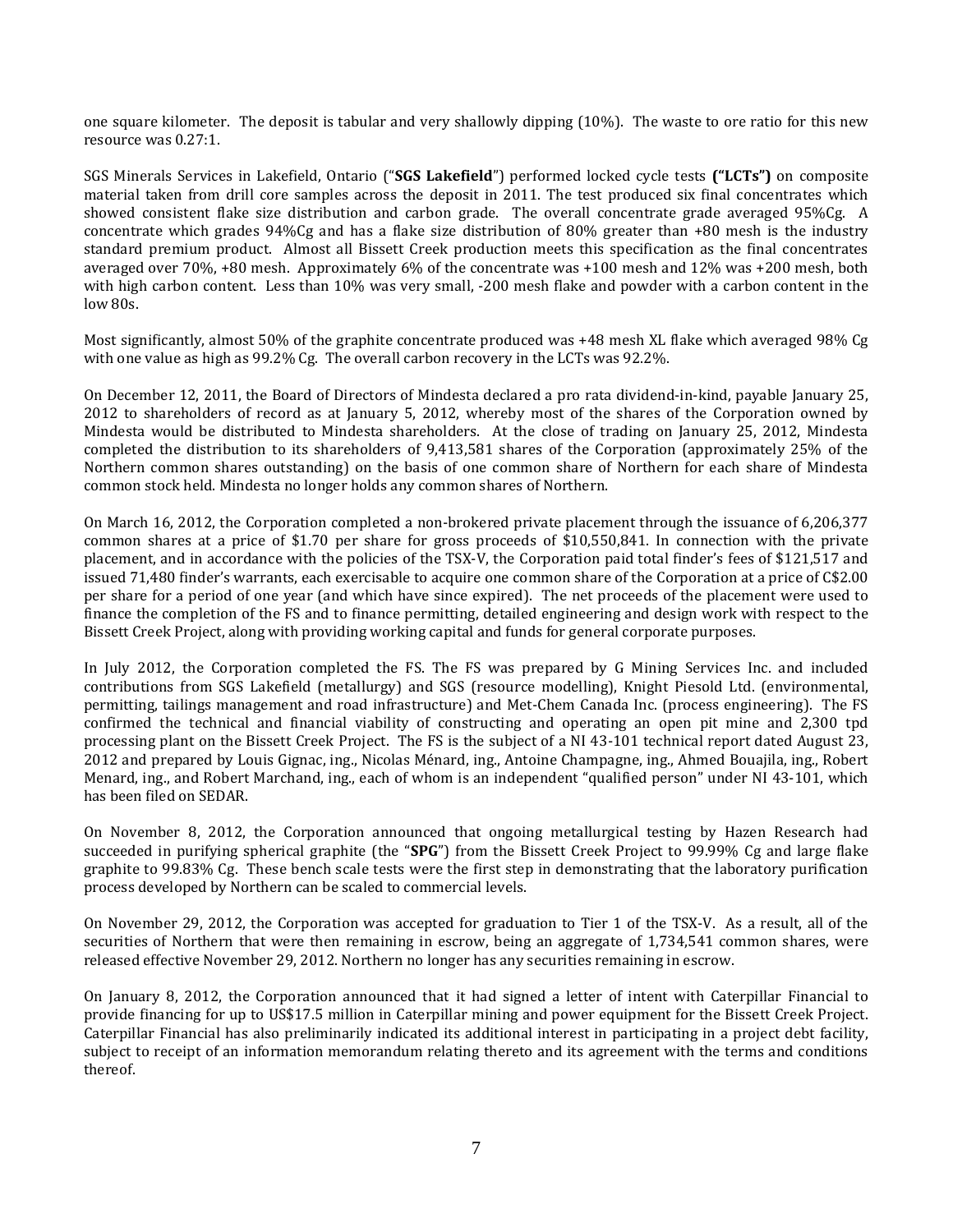one square kilometer. The deposit is tabular and very shallowly dipping (10%). The waste to ore ratio for this new resource was 0.27:1.

SGS Minerals Services in Lakefield, Ontario ("**SGS Lakefield**") performed locked cycle tests **("LCTs")** on composite material taken from drill core samples across the deposit in 2011. The test produced six final concentrates which showed consistent flake size distribution and carbon grade. The overall concentrate grade averaged 95%Cg. A concentrate which grades 94%Cg and has a flake size distribution of 80% greater than +80 mesh is the industry standard premium product. Almost all Bissett Creek production meets this specification as the final concentrates averaged over 70%, +80 mesh. Approximately 6% of the concentrate was +100 mesh and 12% was +200 mesh, both with high carbon content. Less than 10% was very small, -200 mesh flake and powder with a carbon content in the low 80s.

Most significantly, almost 50% of the graphite concentrate produced was +48 mesh XL flake which averaged 98% Cg with one value as high as 99.2% Cg. The overall carbon recovery in the LCTs was 92.2%.

On December 12, 2011, the Board of Directors of Mindesta declared a pro rata dividend-in-kind, payable January 25, 2012 to shareholders of record as at January 5, 2012, whereby most of the shares of the Corporation owned by Mindesta would be distributed to Mindesta shareholders. At the close of trading on January 25, 2012, Mindesta completed the distribution to its shareholders of 9,413,581 shares of the Corporation (approximately 25% of the Northern common shares outstanding) on the basis of one common share of Northern for each share of Mindesta common stock held. Mindesta no longer holds any common shares of Northern.

On March 16, 2012, the Corporation completed a non-brokered private placement through the issuance of 6,206,377 common shares at a price of $1.70 per share for gross proceeds of $10,550,841. In connection with the private placement, and in accordance with the policies of the TSX-V, the Corporation paid total finder's fees of $121,517 and issued 71,480 finder's warrants, each exercisable to acquire one common share of the Corporation at a price of C$2.00 per share for a period of one year (and which have since expired). The net proceeds of the placement were used to finance the completion of the FS and to finance permitting, detailed engineering and design work with respect to the Bissett Creek Project, along with providing working capital and funds for general corporate purposes.

In July 2012, the Corporation completed the FS. The FS was prepared by G Mining Services Inc. and included contributions from SGS Lakefield (metallurgy) and SGS (resource modelling), Knight Piesold Ltd. (environmental, permitting, tailings management and road infrastructure) and Met-Chem Canada Inc. (process engineering). The FS confirmed the technical and financial viability of constructing and operating an open pit mine and 2,300 tpd processing plant on the Bissett Creek Project. The FS is the subject of a NI 43-101 technical report dated August 23, 2012 and prepared by Louis Gignac, ing., Nicolas Ménard, ing., Antoine Champagne, ing., Ahmed Bouajila, ing., Robert Menard, ing., and Robert Marchand, ing., each of whom is an independent "qualified person" under NI 43-101, which has been filed on SEDAR.

On November 8, 2012, the Corporation announced that ongoing metallurgical testing by Hazen Research had succeeded in purifying spherical graphite (the "**SPG**") from the Bissett Creek Project to 99.99% Cg and large flake graphite to 99.83% Cg. These bench scale tests were the first step in demonstrating that the laboratory purification process developed by Northern can be scaled to commercial levels.

On November 29, 2012, the Corporation was accepted for graduation to Tier 1 of the TSX-V. As a result, all of the securities of Northern that were then remaining in escrow, being an aggregate of 1,734,541 common shares, were released effective November 29, 2012. Northern no longer has any securities remaining in escrow.

On January 8, 2012, the Corporation announced that it had signed a letter of intent with Caterpillar Financial to provide financing for up to US$17.5 million in Caterpillar mining and power equipment for the Bissett Creek Project. Caterpillar Financial has also preliminarily indicated its additional interest in participating in a project debt facility, subject to receipt of an information memorandum relating thereto and its agreement with the terms and conditions thereof.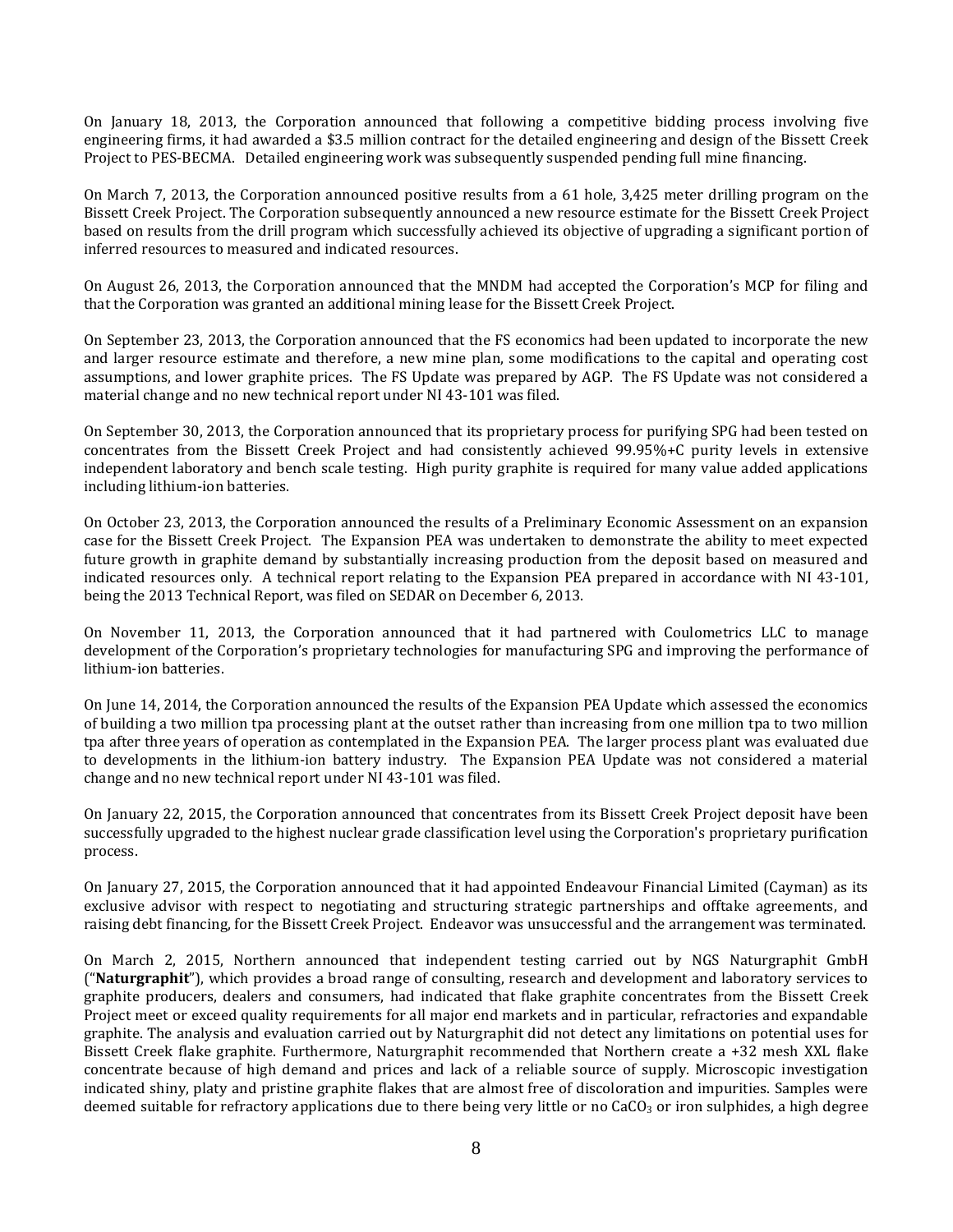On January 18, 2013, the Corporation announced that following a competitive bidding process involving five engineering firms, it had awarded a \$3.5 million contract for the detailed engineering and design of the Bissett Creek Project to PES-BECMA. Detailed engineering work was subsequently suspended pending full mine financing.

On March 7, 2013, the Corporation announced positive results from a 61 hole, 3,425 meter drilling program on the Bissett Creek Project. The Corporation subsequently announced a new resource estimate for the Bissett Creek Project based on results from the drill program which successfully achieved its objective of upgrading a significant portion of inferred resources to measured and indicated resources.

On August 26, 2013, the Corporation announced that the MNDM had accepted the Corporation's MCP for filing and that the Corporation was granted an additional mining lease for the Bissett Creek Project.

On September 23, 2013, the Corporation announced that the FS economics had been updated to incorporate the new and larger resource estimate and therefore, a new mine plan, some modifications to the capital and operating cost assumptions, and lower graphite prices. The FS Update was prepared by AGP. The FS Update was not considered a material change and no new technical report under NI 43-101 was filed.

On September 30, 2013, the Corporation announced that its proprietary process for purifying SPG had been tested on concentrates from the Bissett Creek Project and had consistently achieved 99.95%+C purity levels in extensive independent laboratory and bench scale testing. High purity graphite is required for many value added applications including lithium-ion batteries.

On October 23, 2013, the Corporation announced the results of a Preliminary Economic Assessment on an expansion case for the Bissett Creek Project. The Expansion PEA was undertaken to demonstrate the ability to meet expected future growth in graphite demand by substantially increasing production from the deposit based on measured and indicated resources only. A technical report relating to the Expansion PEA prepared in accordance with NI 43-101, being the 2013 Technical Report, was filed on SEDAR on December 6, 2013.

On November 11, 2013, the Corporation announced that it had partnered with Coulometrics LLC to manage development of the Corporation's proprietary technologies for manufacturing SPG and improving the performance of lithium-ion batteries.

On June 14, 2014, the Corporation announced the results of the Expansion PEA Update which assessed the economics of building a two million tpa processing plant at the outset rather than increasing from one million tpa to two million tpa after three years of operation as contemplated in the Expansion PEA. The larger process plant was evaluated due to developments in the lithium-ion battery industry. The Expansion PEA Update was not considered a material change and no new technical report under NI 43-101 was filed.

On January 22, 2015, the Corporation announced that concentrates from its Bissett Creek Project deposit have been successfully upgraded to the highest nuclear grade classification level using the Corporation's proprietary purification process.

On January 27, 2015, the Corporation announced that it had appointed Endeavour Financial Limited (Cayman) as its exclusive advisor with respect to negotiating and structuring strategic partnerships and offtake agreements, and raising debt financing, for the Bissett Creek Project. Endeavor was unsuccessful and the arrangement was terminated.

On March 2, 2015, Northern announced that independent testing carried out by NGS Naturgraphit GmbH ("**Naturgraphit**"), which provides a broad range of consulting, research and development and laboratory services to graphite producers, dealers and consumers, had indicated that flake graphite concentrates from the Bissett Creek Project meet or exceed quality requirements for all major end markets and in particular, refractories and expandable graphite. The analysis and evaluation carried out by Naturgraphit did not detect any limitations on potential uses for Bissett Creek flake graphite. Furthermore, Naturgraphit recommended that Northern create a +32 mesh XXL flake concentrate because of high demand and prices and lack of a reliable source of supply. Microscopic investigation indicated shiny, platy and pristine graphite flakes that are almost free of discoloration and impurities. Samples were deemed suitable for refractory applications due to there being very little or no $CaCO_3$ or iron sulphides, a high degree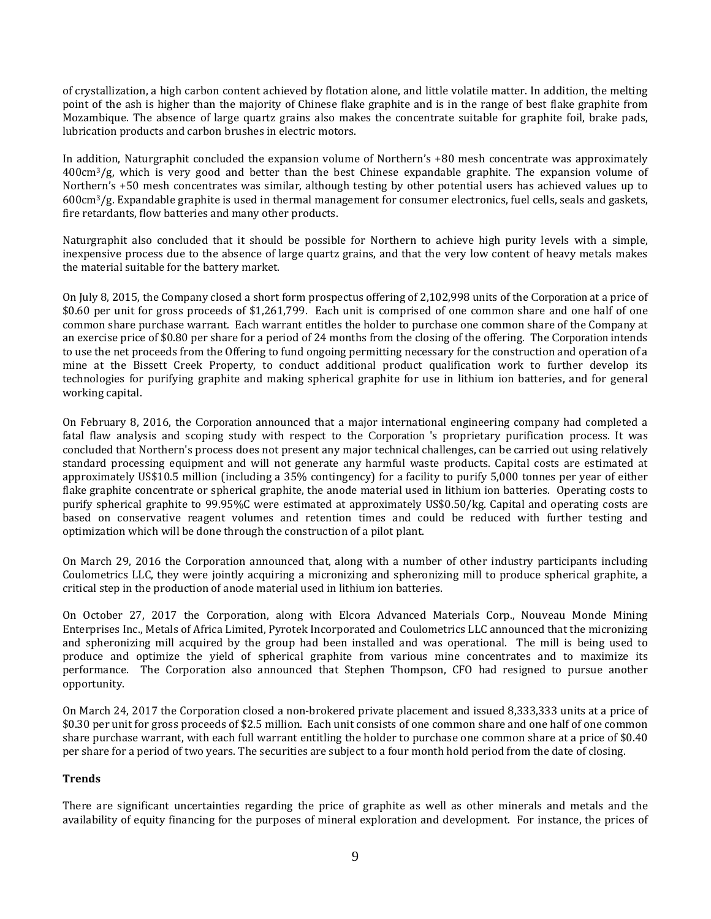of crystallization, a high carbon content achieved by flotation alone, and little volatile matter. In addition, the melting point of the ash is higher than the majority of Chinese flake graphite and is in the range of best flake graphite from Mozambique. The absence of large quartz grains also makes the concentrate suitable for graphite foil, brake pads, lubrication products and carbon brushes in electric motors.

In addition, Naturgraphit concluded the expansion volume of Northern's +80 mesh concentrate was approximately 400cm$^3$/g, which is very good and better than the best Chinese expandable graphite. The expansion volume of Northern's +50 mesh concentrates was similar, although testing by other potential users has achieved values up to 600cm$^3$/g. Expandable graphite is used in thermal management for consumer electronics, fuel cells, seals and gaskets, fire retardants, flow batteries and many other products.

Naturgraphit also concluded that it should be possible for Northern to achieve high purity levels with a simple, inexpensive process due to the absence of large quartz grains, and that the very low content of heavy metals makes the material suitable for the battery market.

On July 8, 2015, the Company closed a short form prospectus offering of 2,102,998 units of the Corporation at a price of $0.60 per unit for gross proceeds of $1,261,799. Each unit is comprised of one common share and one half of one common share purchase warrant. Each warrant entitles the holder to purchase one common share of the Company at an exercise price of $0.80 per share for a period of 24 months from the closing of the offering. The Corporation intends to use the net proceeds from the Offering to fund ongoing permitting necessary for the construction and operation of a mine at the Bissett Creek Property, to conduct additional product qualification work to further develop its technologies for purifying graphite and making spherical graphite for use in lithium ion batteries, and for general working capital.

On February 8, 2016, the Corporation announced that a major international engineering company had completed a fatal flaw analysis and scoping study with respect to the Corporation 's proprietary purification process. It was concluded that Northern's process does not present any major technical challenges, can be carried out using relatively standard processing equipment and will not generate any harmful waste products. Capital costs are estimated at approximately US$10.5 million (including a 35% contingency) for a facility to purify 5,000 tonnes per year of either flake graphite concentrate or spherical graphite, the anode material used in lithium ion batteries. Operating costs to purify spherical graphite to 99.95%C were estimated at approximately US$0.50/kg. Capital and operating costs are based on conservative reagent volumes and retention times and could be reduced with further testing and optimization which will be done through the construction of a pilot plant.

On March 29, 2016 the Corporation announced that, along with a number of other industry participants including Coulometrics LLC, they were jointly acquiring a micronizing and spheronizing mill to produce spherical graphite, a critical step in the production of anode material used in lithium ion batteries.

On October 27, 2017 the Corporation, along with Elcora Advanced Materials Corp., Nouveau Monde Mining Enterprises Inc., Metals of Africa Limited, Pyrotek Incorporated and Coulometrics LLC announced that the micronizing and spheronizing mill acquired by the group had been installed and was operational. The mill is being used to produce and optimize the yield of spherical graphite from various mine concentrates and to maximize its performance. The Corporation also announced that Stephen Thompson, CFO had resigned to pursue another opportunity.

On March 24, 2017 the Corporation closed a non-brokered private placement and issued 8,333,333 units at a price of $0.30 per unit for gross proceeds of $2.5 million. Each unit consists of one common share and one half of one common share purchase warrant, with each full warrant entitling the holder to purchase one common share at a price of $0.40 per share for a period of two years. The securities are subject to a four month hold period from the date of closing.

**Trends**

There are significant uncertainties regarding the price of graphite as well as other minerals and metals and the availability of equity financing for the purposes of mineral exploration and development. For instance, the prices of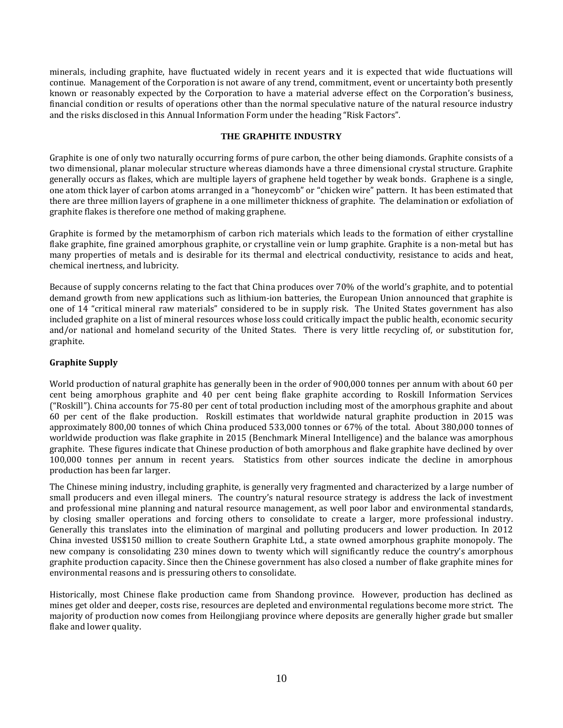minerals, including graphite, have fluctuated widely in recent years and it is expected that wide fluctuations will continue. Management of the Corporation is not aware of any trend, commitment, event or uncertainty both presently known or reasonably expected by the Corporation to have a material adverse effect on the Corporation's business, financial condition or results of operations other than the normal speculative nature of the natural resource industry and the risks disclosed in this Annual Information Form under the heading "Risk Factors".

## THE GRAPHITE INDUSTRY

Graphite is one of only two naturally occurring forms of pure carbon, the other being diamonds. Graphite consists of a two dimensional, planar molecular structure whereas diamonds have a three dimensional crystal structure. Graphite generally occurs as flakes, which are multiple layers of graphene held together by weak bonds. Graphene is a single, one atom thick layer of carbon atoms arranged in a "honeycomb" or "chicken wire" pattern. It has been estimated that there are three million layers of graphene in a one millimeter thickness of graphite. The delamination or exfoliation of graphite flakes is therefore one method of making graphene.

Graphite is formed by the metamorphism of carbon rich materials which leads to the formation of either crystalline flake graphite, fine grained amorphous graphite, or crystalline vein or lump graphite. Graphite is a non-metal but has many properties of metals and is desirable for its thermal and electrical conductivity, resistance to acids and heat, chemical inertness, and lubricity.

Because of supply concerns relating to the fact that China produces over 70% of the world's graphite, and to potential demand growth from new applications such as lithium-ion batteries, the European Union announced that graphite is one of 14 "critical mineral raw materials" considered to be in supply risk. The United States government has also included graphite on a list of mineral resources whose loss could critically impact the public health, economic security and/or national and homeland security of the United States. There is very little recycling of, or substitution for, graphite.

### Graphite Supply

World production of natural graphite has generally been in the order of 900,000 tonnes per annum with about 60 per cent being amorphous graphite and 40 per cent being flake graphite according to Roskill Information Services ("Roskill"). China accounts for 75-80 per cent of total production including most of the amorphous graphite and about 60 per cent of the flake production. Roskill estimates that worldwide natural graphite production in 2015 was approximately 800,00 tonnes of which China produced 533,000 tonnes or 67% of the total. About 380,000 tonnes of worldwide production was flake graphite in 2015 (Benchmark Mineral Intelligence) and the balance was amorphous graphite. These figures indicate that Chinese production of both amorphous and flake graphite have declined by over 100,000 tonnes per annum in recent years. Statistics from other sources indicate the decline in amorphous production has been far larger.

The Chinese mining industry, including graphite, is generally very fragmented and characterized by a large number of small producers and even illegal miners. The country's natural resource strategy is address the lack of investment and professional mine planning and natural resource management, as well poor labor and environmental standards, by closing smaller operations and forcing others to consolidate to create a larger, more professional industry. Generally this translates into the elimination of marginal and polluting producers and lower production. In 2012 China invested US$150 million to create Southern Graphite Ltd., a state owned amorphous graphite monopoly. The new company is consolidating 230 mines down to twenty which will significantly reduce the country's amorphous graphite production capacity. Since then the Chinese government has also closed a number of flake graphite mines for environmental reasons and is pressuring others to consolidate.

Historically, most Chinese flake production came from Shandong province. However, production has declined as mines get older and deeper, costs rise, resources are depleted and environmental regulations become more strict. The majority of production now comes from Heilongjiang province where deposits are generally higher grade but smaller flake and lower quality.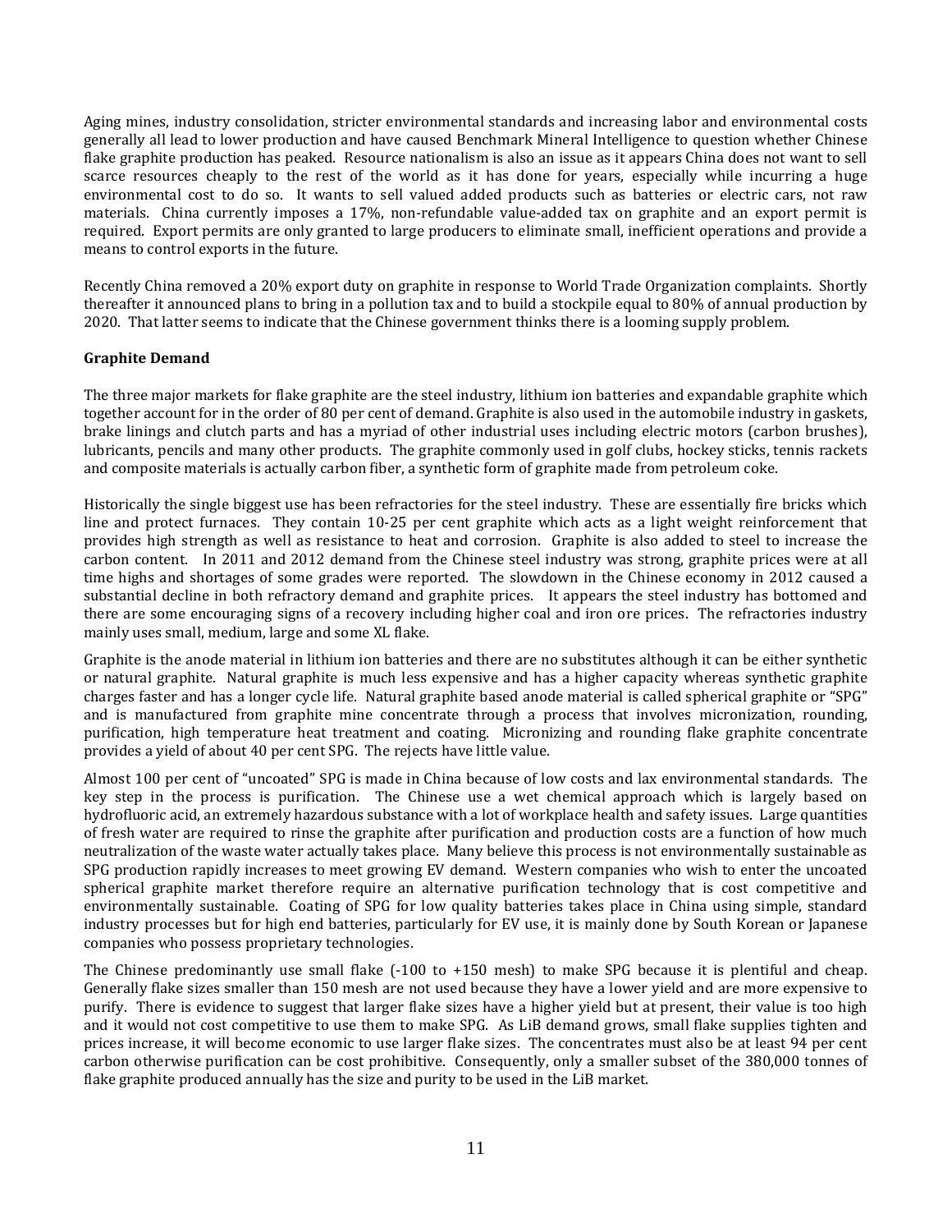Aging mines, industry consolidation, stricter environmental standards and increasing labor and environmental costs generally all lead to lower production and have caused Benchmark Mineral Intelligence to question whether Chinese flake graphite production has peaked. Resource nationalism is also an issue as it appears China does not want to sell scarce resources cheaply to the rest of the world as it has done for years, especially while incurring a huge environmental cost to do so. It wants to sell valued added products such as batteries or electric cars, not raw materials. China currently imposes a 17%, non-refundable value-added tax on graphite and an export permit is required. Export permits are only granted to large producers to eliminate small, inefficient operations and provide a means to control exports in the future.

Recently China removed a 20% export duty on graphite in response to World Trade Organization complaints. Shortly thereafter it announced plans to bring in a pollution tax and to build a stockpile equal to 80% of annual production by 2020. That latter seems to indicate that the Chinese government thinks there is a looming supply problem.

**Graphite Demand**

The three major markets for flake graphite are the steel industry, lithium ion batteries and expandable graphite which together account for in the order of 80 per cent of demand. Graphite is also used in the automobile industry in gaskets, brake linings and clutch parts and has a myriad of other industrial uses including electric motors (carbon brushes), lubricants, pencils and many other products. The graphite commonly used in golf clubs, hockey sticks, tennis rackets and composite materials is actually carbon fiber, a synthetic form of graphite made from petroleum coke.

Historically the single biggest use has been refractories for the steel industry. These are essentially fire bricks which line and protect furnaces. They contain 10-25 per cent graphite which acts as a light weight reinforcement that provides high strength as well as resistance to heat and corrosion. Graphite is also added to steel to increase the carbon content. In 2011 and 2012 demand from the Chinese steel industry was strong, graphite prices were at all time highs and shortages of some grades were reported. The slowdown in the Chinese economy in 2012 caused a substantial decline in both refractory demand and graphite prices. It appears the steel industry has bottomed and there are some encouraging signs of a recovery including higher coal and iron ore prices. The refractories industry mainly uses small, medium, large and some XL flake.

Graphite is the anode material in lithium ion batteries and there are no substitutes although it can be either synthetic or natural graphite. Natural graphite is much less expensive and has a higher capacity whereas synthetic graphite charges faster and has a longer cycle life. Natural graphite based anode material is called spherical graphite or "SPG" and is manufactured from graphite mine concentrate through a process that involves micronization, rounding, purification, high temperature heat treatment and coating. Micronizing and rounding flake graphite concentrate provides a yield of about 40 per cent SPG. The rejects have little value.

Almost 100 per cent of "uncoated" SPG is made in China because of low costs and lax environmental standards. The key step in the process is purification. The Chinese use a wet chemical approach which is largely based on hydrofluoric acid, an extremely hazardous substance with a lot of workplace health and safety issues. Large quantities of fresh water are required to rinse the graphite after purification and production costs are a function of how much neutralization of the waste water actually takes place. Many believe this process is not environmentally sustainable as SPG production rapidly increases to meet growing EV demand. Western companies who wish to enter the uncoated spherical graphite market therefore require an alternative purification technology that is cost competitive and environmentally sustainable. Coating of SPG for low quality batteries takes place in China using simple, standard industry processes but for high end batteries, particularly for EV use, it is mainly done by South Korean or Japanese companies who possess proprietary technologies.

The Chinese predominantly use small flake (-100 to +150 mesh) to make SPG because it is plentiful and cheap. Generally flake sizes smaller than 150 mesh are not used because they have a lower yield and are more expensive to purify. There is evidence to suggest that larger flake sizes have a higher yield but at present, their value is too high and it would not cost competitive to use them to make SPG. As LiB demand grows, small flake supplies tighten and prices increase, it will become economic to use larger flake sizes. The concentrates must also be at least 94 per cent carbon otherwise purification can be cost prohibitive. Consequently, only a smaller subset of the 380,000 tonnes of flake graphite produced annually has the size and purity to be used in the LiB market.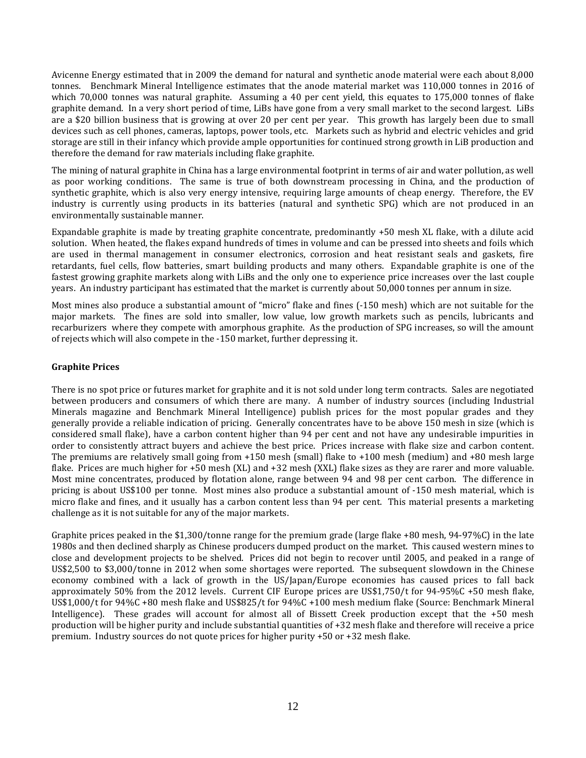Avicenne Energy estimated that in 2009 the demand for natural and synthetic anode material were each about 8,000 tonnes. Benchmark Mineral Intelligence estimates that the anode material market was 110,000 tonnes in 2016 of which 70,000 tonnes was natural graphite. Assuming a 40 per cent yield, this equates to 175,000 tonnes of flake graphite demand. In a very short period of time, LiBs have gone from a very small market to the second largest. LiBs are a $20 billion business that is growing at over 20 per cent per year. This growth has largely been due to small devices such as cell phones, cameras, laptops, power tools, etc. Markets such as hybrid and electric vehicles and grid storage are still in their infancy which provide ample opportunities for continued strong growth in LiB production and therefore the demand for raw materials including flake graphite.

The mining of natural graphite in China has a large environmental footprint in terms of air and water pollution, as well as poor working conditions. The same is true of both downstream processing in China, and the production of synthetic graphite, which is also very energy intensive, requiring large amounts of cheap energy. Therefore, the EV industry is currently using products in its batteries (natural and synthetic SPG) which are not produced in an environmentally sustainable manner.

Expandable graphite is made by treating graphite concentrate, predominantly +50 mesh XL flake, with a dilute acid solution. When heated, the flakes expand hundreds of times in volume and can be pressed into sheets and foils which are used in thermal management in consumer electronics, corrosion and heat resistant seals and gaskets, fire retardants, fuel cells, flow batteries, smart building products and many others. Expandable graphite is one of the fastest growing graphite markets along with LiBs and the only one to experience price increases over the last couple years. An industry participant has estimated that the market is currently about 50,000 tonnes per annum in size.

Most mines also produce a substantial amount of "micro" flake and fines (-150 mesh) which are not suitable for the major markets. The fines are sold into smaller, low value, low growth markets such as pencils, lubricants and recarburizers where they compete with amorphous graphite. As the production of SPG increases, so will the amount of rejects which will also compete in the -150 market, further depressing it.

**Graphite Prices**

There is no spot price or futures market for graphite and it is not sold under long term contracts. Sales are negotiated between producers and consumers of which there are many. A number of industry sources (including Industrial Minerals magazine and Benchmark Mineral Intelligence) publish prices for the most popular grades and they generally provide a reliable indication of pricing. Generally concentrates have to be above 150 mesh in size (which is considered small flake), have a carbon content higher than 94 per cent and not have any undesirable impurities in order to consistently attract buyers and achieve the best price. Prices increase with flake size and carbon content. The premiums are relatively small going from +150 mesh (small) flake to +100 mesh (medium) and +80 mesh large flake. Prices are much higher for +50 mesh (XL) and +32 mesh (XXL) flake sizes as they are rarer and more valuable. Most mine concentrates, produced by flotation alone, range between 94 and 98 per cent carbon. The difference in pricing is about US$100 per tonne. Most mines also produce a substantial amount of -150 mesh material, which is micro flake and fines, and it usually has a carbon content less than 94 per cent. This material presents a marketing challenge as it is not suitable for any of the major markets.

Graphite prices peaked in the $1,300/tonne range for the premium grade (large flake +80 mesh, 94-97%C) in the late 1980s and then declined sharply as Chinese producers dumped product on the market. This caused western mines to close and development projects to be shelved. Prices did not begin to recover until 2005, and peaked in a range of US$2,500 to $3,000/tonne in 2012 when some shortages were reported. The subsequent slowdown in the Chinese economy combined with a lack of growth in the US/Japan/Europe economies has caused prices to fall back approximately 50% from the 2012 levels. Current CIF Europe prices are US$1,750/t for 94-95%C +50 mesh flake, US$1,000/t for 94%C +80 mesh flake and US$825/t for 94%C +100 mesh medium flake (Source: Benchmark Mineral Intelligence). These grades will account for almost all of Bissett Creek production except that the +50 mesh production will be higher purity and include substantial quantities of +32 mesh flake and therefore will receive a price premium. Industry sources do not quote prices for higher purity +50 or +32 mesh flake.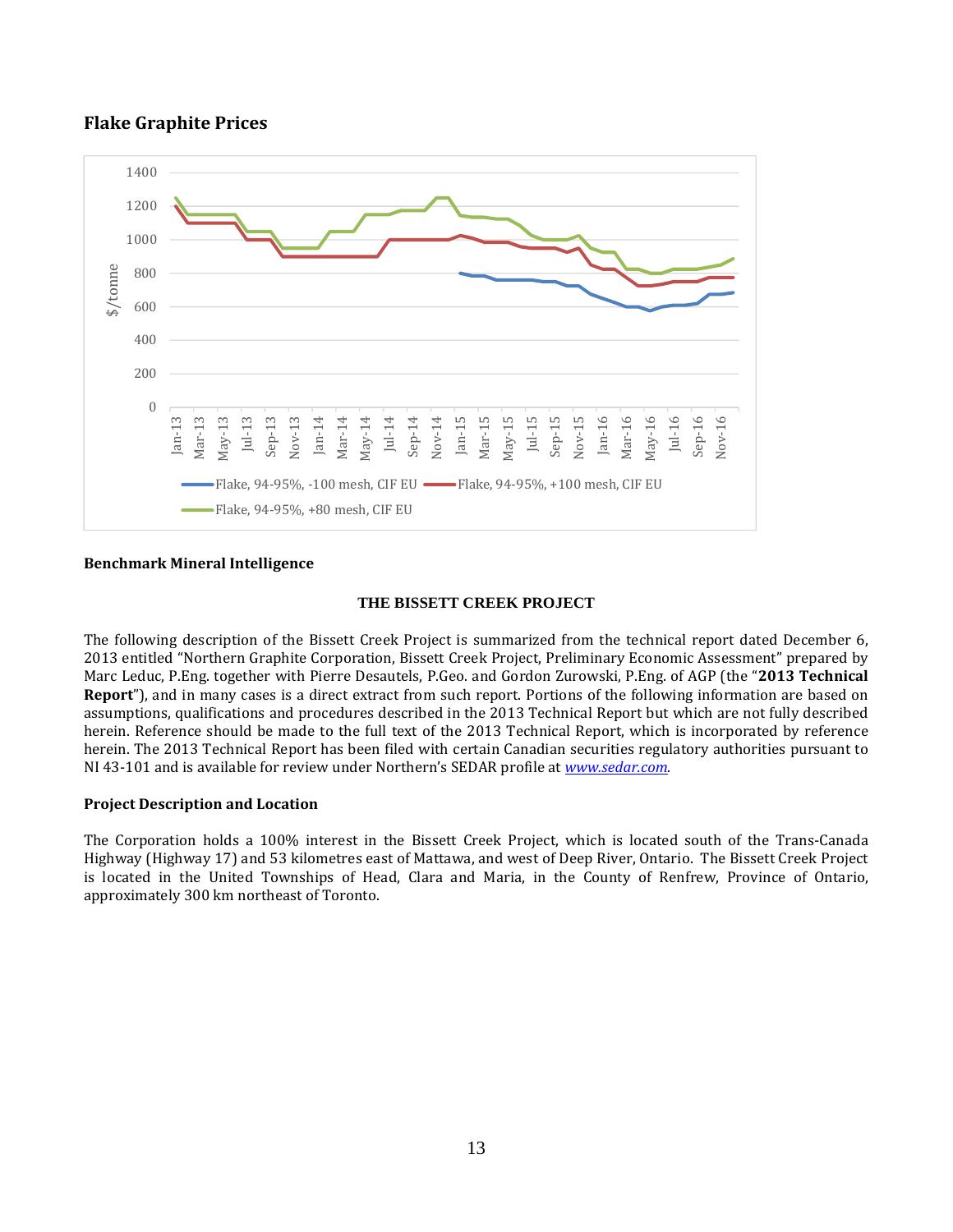## Flake Graphite Prices

**Benchmark Mineral Intelligence**

### THE BISSETT CREEK PROJECT

The following description of the Bissett Creek Project is summarized from the technical report dated December 6, 2013 entitled "Northern Graphite Corporation, Bissett Creek Project, Preliminary Economic Assessment" prepared by Marc Leduc, P.Eng. together with Pierre Desautels, P.Geo. and Gordon Zurowski, P.Eng. of AGP (the "**2013 Technical Report**"), and in many cases is a direct extract from such report. Portions of the following information are based on assumptions, qualifications and procedures described in the 2013 Technical Report but which are not fully described herein. Reference should be made to the full text of the 2013 Technical Report, which is incorporated by reference herein. The 2013 Technical Report has been filed with certain Canadian securities regulatory authorities pursuant to NI 43-101 and is available for review under Northern's SEDAR profile at *www.sedar.com*.

**Project Description and Location**

The Corporation holds a 100% interest in the Bissett Creek Project, which is located south of the Trans-Canada Highway (Highway 17) and 53 kilometres east of Mattawa, and west of Deep River, Ontario. The Bissett Creek Project is located in the United Townships of Head, Clara and Maria, in the County of Renfrew, Province of Ontario, approximately 300 km northeast of Toronto.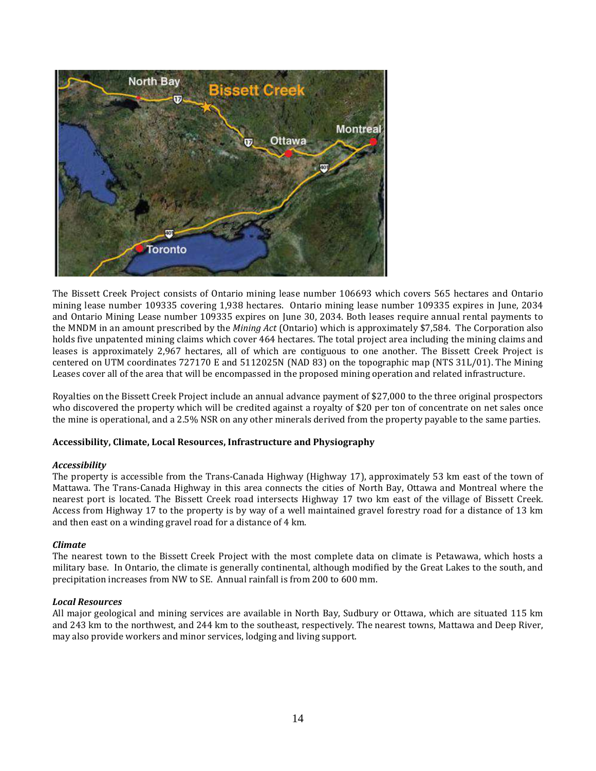The Bissett Creek Project consists of Ontario mining lease number 106693 which covers 565 hectares and Ontario mining lease number 109335 covering 1,938 hectares. Ontario mining lease number 109335 expires in June, 2034 and Ontario Mining Lease number 109335 expires on June 30, 2034. Both leases require annual rental payments to the MNDM in an amount prescribed by the *Mining Act* (Ontario) which is approximately $7,584. The Corporation also holds five unpatented mining claims which cover 464 hectares. The total project area including the mining claims and leases is approximately 2,967 hectares, all of which are contiguous to one another. The Bissett Creek Project is centered on UTM coordinates 727170 E and 5112025N (NAD 83) on the topographic map (NTS 31L/01). The Mining Leases cover all of the area that will be encompassed in the proposed mining operation and related infrastructure.

Royalties on the Bissett Creek Project include an annual advance payment of $27,000 to the three original prospectors who discovered the property which will be credited against a royalty of $20 per ton of concentrate on net sales once the mine is operational, and a 2.5% NSR on any other minerals derived from the property payable to the same parties.

**Accessibility, Climate, Local Resources, Infrastructure and Physiography**

***Accessibility***

The property is accessible from the Trans-Canada Highway (Highway 17), approximately 53 km east of the town of Mattawa. The Trans-Canada Highway in this area connects the cities of North Bay, Ottawa and Montreal where the nearest port is located. The Bissett Creek road intersects Highway 17 two km east of the village of Bissett Creek. Access from Highway 17 to the property is by way of a well maintained gravel forestry road for a distance of 13 km and then east on a winding gravel road for a distance of 4 km.

***Climate***

The nearest town to the Bissett Creek Project with the most complete data on climate is Petawawa, which hosts a military base. In Ontario, the climate is generally continental, although modified by the Great Lakes to the south, and precipitation increases from NW to SE. Annual rainfall is from 200 to 600 mm.

***Local Resources***

All major geological and mining services are available in North Bay, Sudbury or Ottawa, which are situated 115 km and 243 km to the northwest, and 244 km to the southeast, respectively. The nearest towns, Mattawa and Deep River, may also provide workers and minor services, lodging and living support.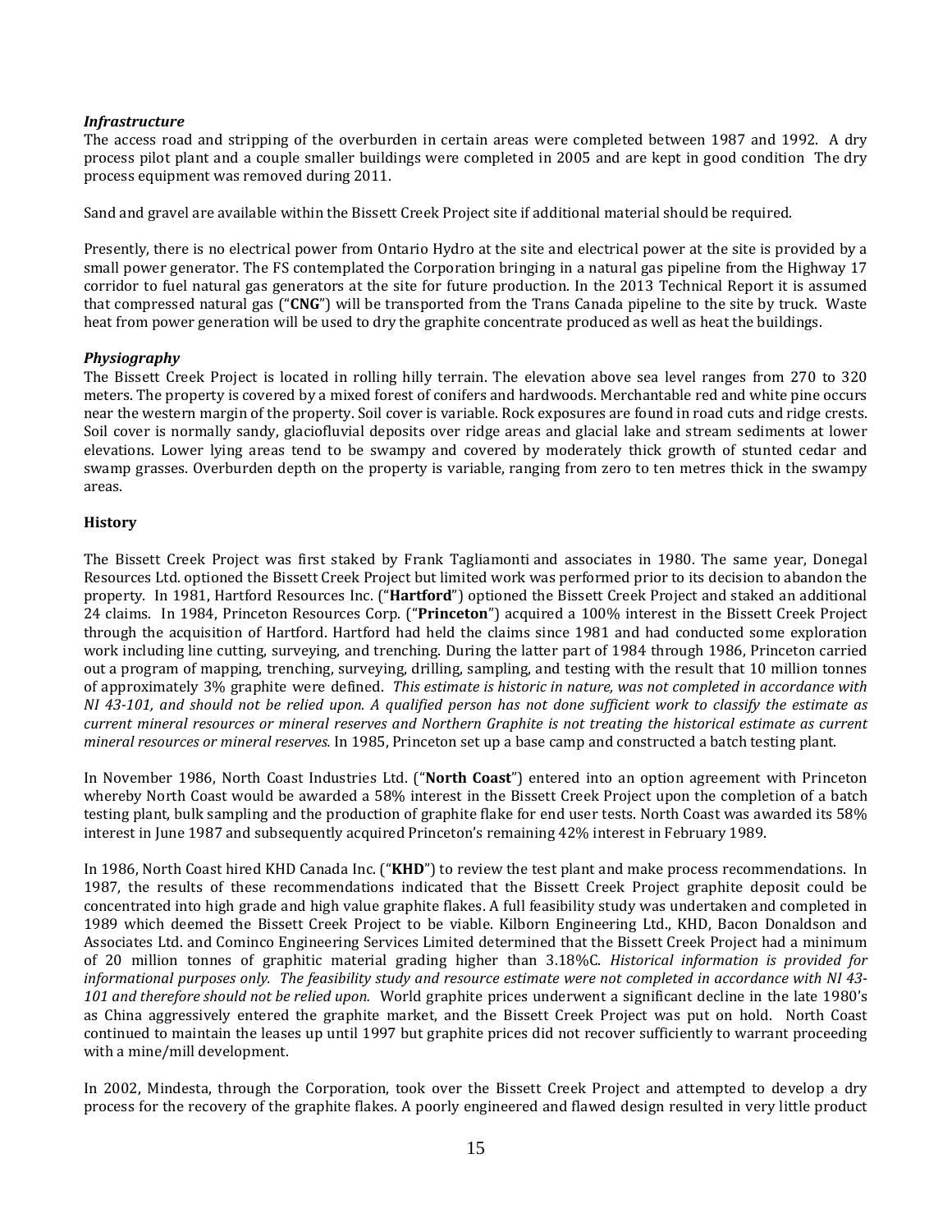***Infrastructure***

The access road and stripping of the overburden in certain areas were completed between 1987 and 1992. A dry process pilot plant and a couple smaller buildings were completed in 2005 and are kept in good condition The dry process equipment was removed during 2011.

Sand and gravel are available within the Bissett Creek Project site if additional material should be required.

Presently, there is no electrical power from Ontario Hydro at the site and electrical power at the site is provided by a small power generator. The FS contemplated the Corporation bringing in a natural gas pipeline from the Highway 17 corridor to fuel natural gas generators at the site for future production. In the 2013 Technical Report it is assumed that compressed natural gas ("**CNG**") will be transported from the Trans Canada pipeline to the site by truck. Waste heat from power generation will be used to dry the graphite concentrate produced as well as heat the buildings.

***Physiography***

The Bissett Creek Project is located in rolling hilly terrain. The elevation above sea level ranges from 270 to 320 meters. The property is covered by a mixed forest of conifers and hardwoods. Merchantable red and white pine occurs near the western margin of the property. Soil cover is variable. Rock exposures are found in road cuts and ridge crests. Soil cover is normally sandy, glaciofluvial deposits over ridge areas and glacial lake and stream sediments at lower elevations. Lower lying areas tend to be swampy and covered by moderately thick growth of stunted cedar and swamp grasses. Overburden depth on the property is variable, ranging from zero to ten metres thick in the swampy areas.

**History**

The Bissett Creek Project was first staked by Frank Tagliamonti and associates in 1980. The same year, Donegal Resources Ltd. optioned the Bissett Creek Project but limited work was performed prior to its decision to abandon the property. In 1981, Hartford Resources Inc. ("**Hartford**") optioned the Bissett Creek Project and staked an additional 24 claims. In 1984, Princeton Resources Corp. ("**Princeton**") acquired a 100% interest in the Bissett Creek Project through the acquisition of Hartford. Hartford had held the claims since 1981 and had conducted some exploration work including line cutting, surveying, and trenching. During the latter part of 1984 through 1986, Princeton carried out a program of mapping, trenching, surveying, drilling, sampling, and testing with the result that 10 million tonnes of approximately 3% graphite were defined. *This estimate is historic in nature, was not completed in accordance with NI 43-101, and should not be relied upon. A qualified person has not done sufficient work to classify the estimate as current mineral resources or mineral reserves and Northern Graphite is not treating the historical estimate as current mineral resources or mineral reserves.* In 1985, Princeton set up a base camp and constructed a batch testing plant.

In November 1986, North Coast Industries Ltd. ("**North Coast**") entered into an option agreement with Princeton whereby North Coast would be awarded a 58% interest in the Bissett Creek Project upon the completion of a batch testing plant, bulk sampling and the production of graphite flake for end user tests. North Coast was awarded its 58% interest in June 1987 and subsequently acquired Princeton's remaining 42% interest in February 1989.

In 1986, North Coast hired KHD Canada Inc. ("**KHD**") to review the test plant and make process recommendations. In 1987, the results of these recommendations indicated that the Bissett Creek Project graphite deposit could be concentrated into high grade and high value graphite flakes. A full feasibility study was undertaken and completed in 1989 which deemed the Bissett Creek Project to be viable. Kilborn Engineering Ltd., KHD, Bacon Donaldson and Associates Ltd. and Cominco Engineering Services Limited determined that the Bissett Creek Project had a minimum of 20 million tonnes of graphitic material grading higher than 3.18%C. *Historical information is provided for informational purposes only. The feasibility study and resource estimate were not completed in accordance with NI 43-101 and therefore should not be relied upon.* World graphite prices underwent a significant decline in the late 1980's as China aggressively entered the graphite market, and the Bissett Creek Project was put on hold. North Coast continued to maintain the leases up until 1997 but graphite prices did not recover sufficiently to warrant proceeding with a mine/mill development.

In 2002, Mindesta, through the Corporation, took over the Bissett Creek Project and attempted to develop a dry process for the recovery of the graphite flakes. A poorly engineered and flawed design resulted in very little product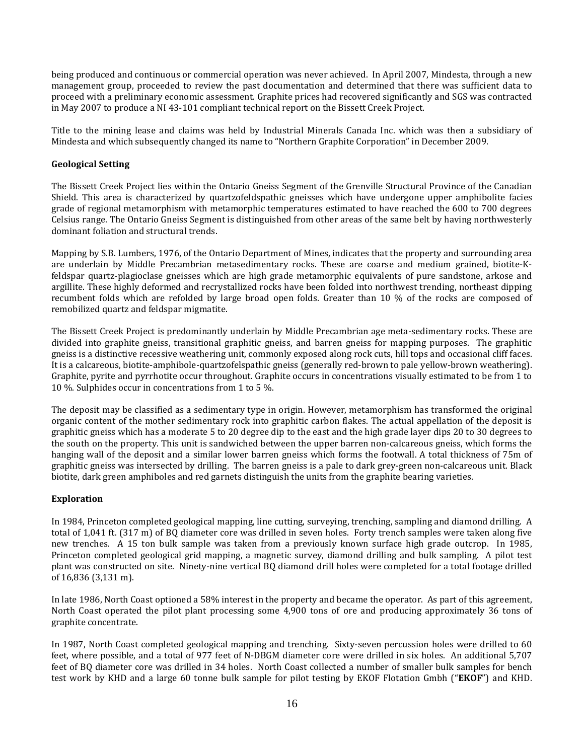being produced and continuous or commercial operation was never achieved. In April 2007, Mindesta, through a new management group, proceeded to review the past documentation and determined that there was sufficient data to proceed with a preliminary economic assessment. Graphite prices had recovered significantly and SGS was contracted in May 2007 to produce a NI 43-101 compliant technical report on the Bissett Creek Project.

Title to the mining lease and claims was held by Industrial Minerals Canada Inc. which was then a subsidiary of Mindesta and which subsequently changed its name to "Northern Graphite Corporation" in December 2009.

**Geological Setting**

The Bissett Creek Project lies within the Ontario Gneiss Segment of the Grenville Structural Province of the Canadian Shield. This area is characterized by quartzofeldspathic gneisses which have undergone upper amphibolite facies grade of regional metamorphism with metamorphic temperatures estimated to have reached the 600 to 700 degrees Celsius range. The Ontario Gneiss Segment is distinguished from other areas of the same belt by having northwesterly dominant foliation and structural trends.

Mapping by S.B. Lumbers, 1976, of the Ontario Department of Mines, indicates that the property and surrounding area are underlain by Middle Precambrian metasedimentary rocks. These are coarse and medium grained, biotite-K-feldspar quartz-plagioclase gneisses which are high grade metamorphic equivalents of pure sandstone, arkose and argillite. These highly deformed and recrystallized rocks have been folded into northwest trending, northeast dipping recumbent folds which are refolded by large broad open folds. Greater than 10 % of the rocks are composed of remobilized quartz and feldspar migmatite.

The Bissett Creek Project is predominantly underlain by Middle Precambrian age meta-sedimentary rocks. These are divided into graphite gneiss, transitional graphitic gneiss, and barren gneiss for mapping purposes. The graphitic gneiss is a distinctive recessive weathering unit, commonly exposed along rock cuts, hill tops and occasional cliff faces. It is a calcareous, biotite-amphibole-quartzofelspathic gneiss (generally red-brown to pale yellow-brown weathering). Graphite, pyrite and pyrrhotite occur throughout. Graphite occurs in concentrations visually estimated to be from 1 to 10 %. Sulphides occur in concentrations from 1 to 5 %.

The deposit may be classified as a sedimentary type in origin. However, metamorphism has transformed the original organic content of the mother sedimentary rock into graphitic carbon flakes. The actual appellation of the deposit is graphitic gneiss which has a moderate 5 to 20 degree dip to the east and the high grade layer dips 20 to 30 degrees to the south on the property. This unit is sandwiched between the upper barren non-calcareous gneiss, which forms the hanging wall of the deposit and a similar lower barren gneiss which forms the footwall. A total thickness of 75m of graphitic gneiss was intersected by drilling. The barren gneiss is a pale to dark grey-green non-calcareous unit. Black biotite, dark green amphiboles and red garnets distinguish the units from the graphite bearing varieties.

**Exploration**

In 1984, Princeton completed geological mapping, line cutting, surveying, trenching, sampling and diamond drilling. A total of 1,041 ft. (317 m) of BQ diameter core was drilled in seven holes. Forty trench samples were taken along five new trenches. A 15 ton bulk sample was taken from a previously known surface high grade outcrop. In 1985, Princeton completed geological grid mapping, a magnetic survey, diamond drilling and bulk sampling. A pilot test plant was constructed on site. Ninety-nine vertical BQ diamond drill holes were completed for a total footage drilled of 16,836 (3,131 m).

In late 1986, North Coast optioned a 58% interest in the property and became the operator. As part of this agreement, North Coast operated the pilot plant processing some 4,900 tons of ore and producing approximately 36 tons of graphite concentrate.

In 1987, North Coast completed geological mapping and trenching. Sixty-seven percussion holes were drilled to 60 feet, where possible, and a total of 977 feet of N-DBGM diameter core were drilled in six holes. An additional 5,707 feet of BQ diameter core was drilled in 34 holes. North Coast collected a number of smaller bulk samples for bench test work by KHD and a large 60 tonne bulk sample for pilot testing by EKOF Flotation Gmbh ("**EKOF**") and KHD.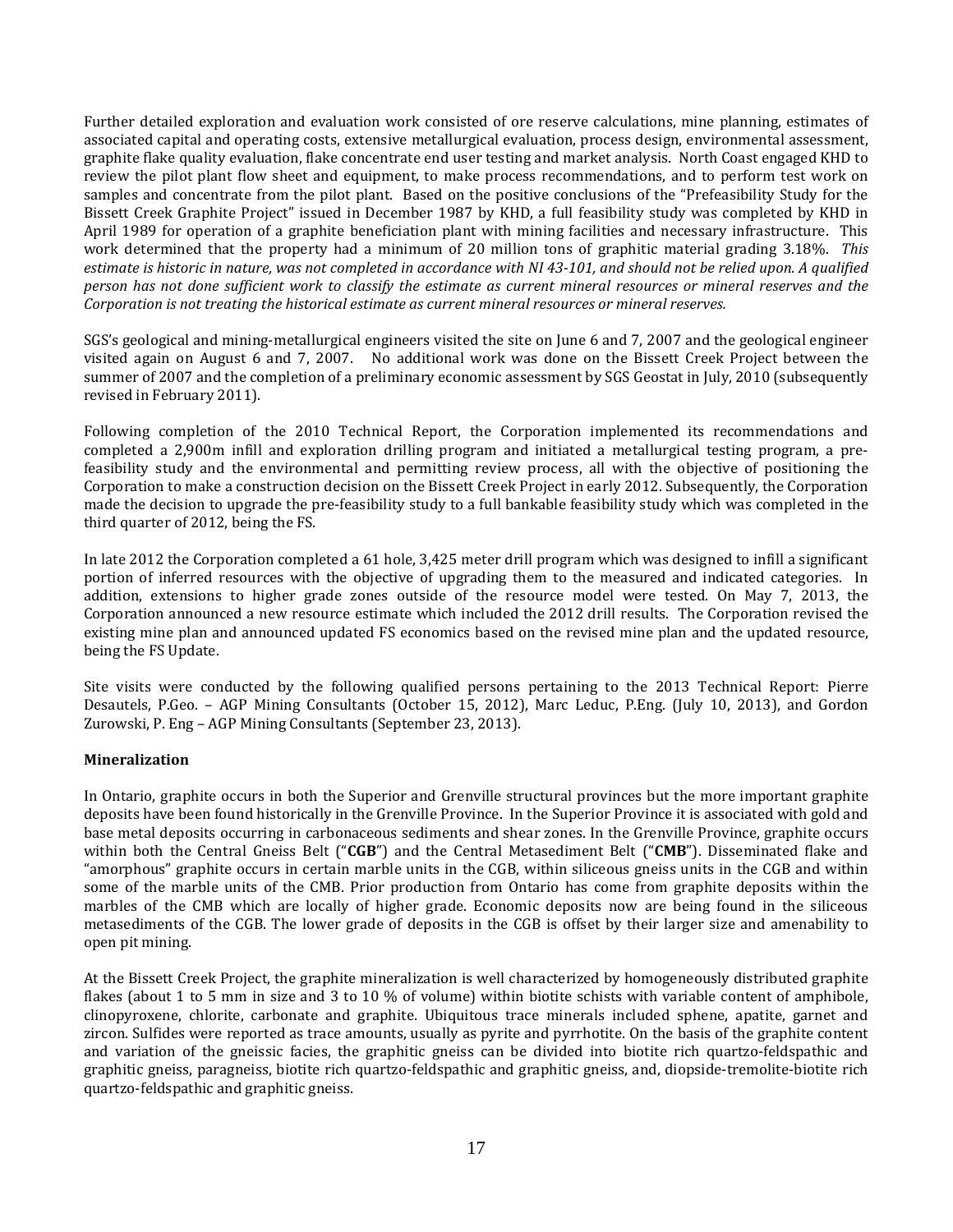Further detailed exploration and evaluation work consisted of ore reserve calculations, mine planning, estimates of associated capital and operating costs, extensive metallurgical evaluation, process design, environmental assessment, graphite flake quality evaluation, flake concentrate end user testing and market analysis. North Coast engaged KHD to review the pilot plant flow sheet and equipment, to make process recommendations, and to perform test work on samples and concentrate from the pilot plant. Based on the positive conclusions of the "Prefeasibility Study for the Bissett Creek Graphite Project" issued in December 1987 by KHD, a full feasibility study was completed by KHD in April 1989 for operation of a graphite beneficiation plant with mining facilities and necessary infrastructure. This work determined that the property had a minimum of 20 million tons of graphitic material grading 3.18%. *This estimate is historic in nature, was not completed in accordance with NI 43-101, and should not be relied upon. A qualified person has not done sufficient work to classify the estimate as current mineral resources or mineral reserves and the Corporation is not treating the historical estimate as current mineral resources or mineral reserves.*

SGS's geological and mining-metallurgical engineers visited the site on June 6 and 7, 2007 and the geological engineer visited again on August 6 and 7, 2007. No additional work was done on the Bissett Creek Project between the summer of 2007 and the completion of a preliminary economic assessment by SGS Geostat in July, 2010 (subsequently revised in February 2011).

Following completion of the 2010 Technical Report, the Corporation implemented its recommendations and completed a 2,900m infill and exploration drilling program and initiated a metallurgical testing program, a pre-feasibility study and the environmental and permitting review process, all with the objective of positioning the Corporation to make a construction decision on the Bissett Creek Project in early 2012. Subsequently, the Corporation made the decision to upgrade the pre-feasibility study to a full bankable feasibility study which was completed in the third quarter of 2012, being the FS.

In late 2012 the Corporation completed a 61 hole, 3,425 meter drill program which was designed to infill a significant portion of inferred resources with the objective of upgrading them to the measured and indicated categories. In addition, extensions to higher grade zones outside of the resource model were tested. On May 7, 2013, the Corporation announced a new resource estimate which included the 2012 drill results. The Corporation revised the existing mine plan and announced updated FS economics based on the revised mine plan and the updated resource, being the FS Update.

Site visits were conducted by the following qualified persons pertaining to the 2013 Technical Report: Pierre Desautels, P.Geo. – AGP Mining Consultants (October 15, 2012), Marc Leduc, P.Eng. (July 10, 2013), and Gordon Zurowski, P. Eng – AGP Mining Consultants (September 23, 2013).

**Mineralization**

In Ontario, graphite occurs in both the Superior and Grenville structural provinces but the more important graphite deposits have been found historically in the Grenville Province. In the Superior Province it is associated with gold and base metal deposits occurring in carbonaceous sediments and shear zones. In the Grenville Province, graphite occurs within both the Central Gneiss Belt ("**CGB**") and the Central Metasediment Belt ("**CMB**"). Disseminated flake and "amorphous" graphite occurs in certain marble units in the CGB, within siliceous gneiss units in the CGB and within some of the marble units of the CMB. Prior production from Ontario has come from graphite deposits within the marbles of the CMB which are locally of higher grade. Economic deposits now are being found in the siliceous metasediments of the CGB. The lower grade of deposits in the CGB is offset by their larger size and amenability to open pit mining.

At the Bissett Creek Project, the graphite mineralization is well characterized by homogeneously distributed graphite flakes (about 1 to 5 mm in size and 3 to 10 % of volume) within biotite schists with variable content of amphibole, clinopyroxene, chlorite, carbonate and graphite. Ubiquitous trace minerals included sphene, apatite, garnet and zircon. Sulfides were reported as trace amounts, usually as pyrite and pyrrhotite. On the basis of the graphite content and variation of the gneissic facies, the graphitic gneiss can be divided into biotite rich quartzo-feldspathic and graphitic gneiss, paragneiss, biotite rich quartzo-feldspathic and graphitic gneiss, and, diopside-tremolite-biotite rich quartzo-feldspathic and graphitic gneiss.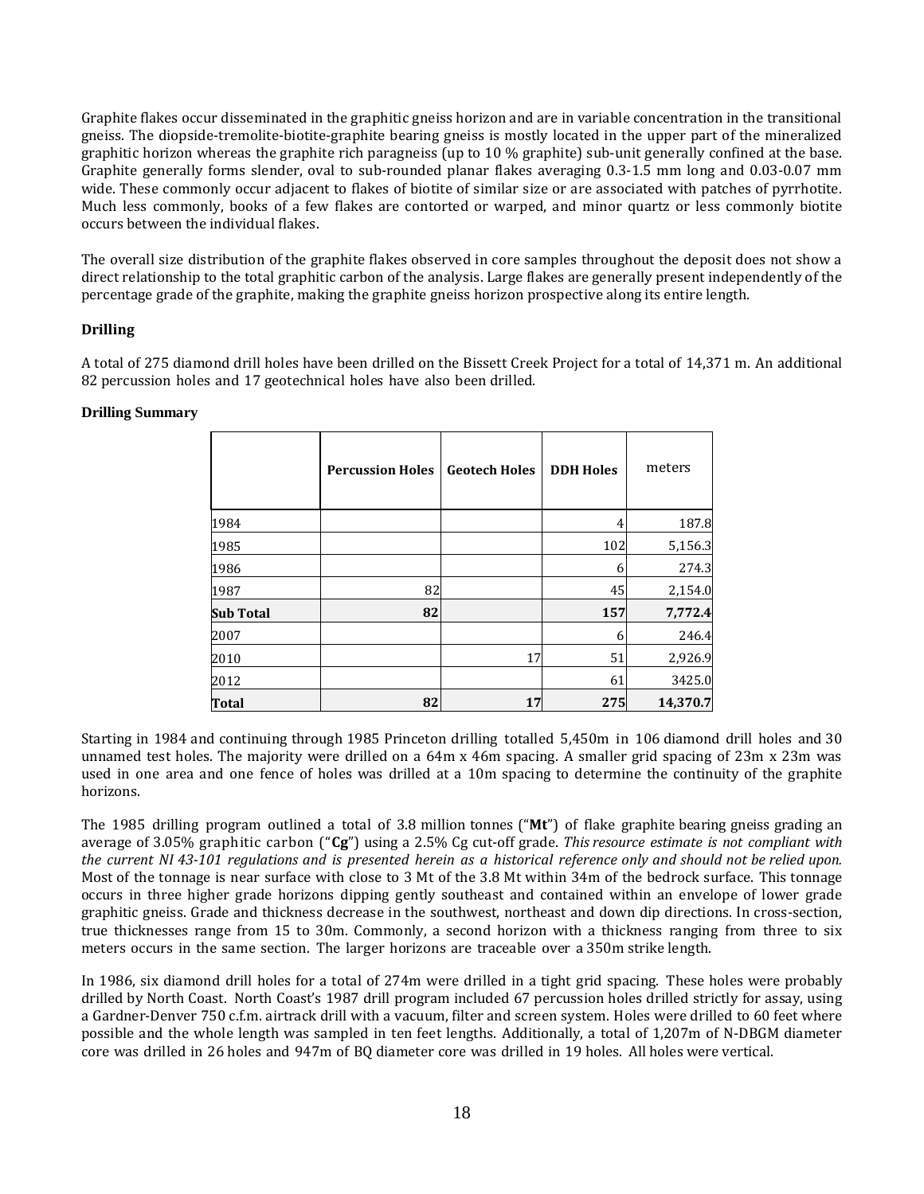Graphite flakes occur disseminated in the graphitic gneiss horizon and are in variable concentration in the transitional gneiss. The diopside-tremolite-biotite-graphite bearing gneiss is mostly located in the upper part of the mineralized graphitic horizon whereas the graphite rich paragneiss (up to 10 % graphite) sub-unit generally confined at the base. Graphite generally forms slender, oval to sub-rounded planar flakes averaging 0.3-1.5 mm long and 0.03-0.07 mm wide. These commonly occur adjacent to flakes of biotite of similar size or are associated with patches of pyrrhotite. Much less commonly, books of a few flakes are contorted or warped, and minor quartz or less commonly biotite occurs between the individual flakes.

The overall size distribution of the graphite flakes observed in core samples throughout the deposit does not show a direct relationship to the total graphitic carbon of the analysis. Large flakes are generally present independently of the percentage grade of the graphite, making the graphite gneiss horizon prospective along its entire length.

### Drilling

A total of 275 diamond drill holes have been drilled on the Bissett Creek Project for a total of 14,371 m. An additional 82 percussion holes and 17 geotechnical holes have also been drilled.

#### Drilling Summary

| | Percussion Holes | Geotech Holes | DDH Holes | meters |
|---|---|---|---|---|
| 1984 | | | 4 | 187.8 |
| 1985 | | | 102 | 5,156.3 |
| 1986 | | | 6 | 274.3 |
| 1987 | 82 | | 45 | 2,154.0 |
| **Sub Total** | **82** | | **157** | **7,772.4** |
| 2007 | | | 6 | 246.4 |
| 2010 | | 17 | 51 | 2,926.9 |
| 2012 | | | 61 | 3425.0 |
| **Total** | **82** | **17** | **275** | **14,370.7** |

Starting in 1984 and continuing through 1985 Princeton drilling totalled 5,450m in 106 diamond drill holes and 30 unnamed test holes. The majority were drilled on a 64m x 46m spacing. A smaller grid spacing of 23m x 23m was used in one area and one fence of holes was drilled at a 10m spacing to determine the continuity of the graphite horizons.

The 1985 drilling program outlined a total of 3.8 million tonnes ("**Mt**") of flake graphite bearing gneiss grading an average of 3.05% graphitic carbon ("**Cg**") using a 2.5% Cg cut-off grade. *This resource estimate is not compliant with the current NI 43-101 regulations and is presented herein as a historical reference only and should not be relied upon.* Most of the tonnage is near surface with close to 3 Mt of the 3.8 Mt within 34m of the bedrock surface. This tonnage occurs in three higher grade horizons dipping gently southeast and contained within an envelope of lower grade graphitic gneiss. Grade and thickness decrease in the southwest, northeast and down dip directions. In cross-section, true thicknesses range from 15 to 30m. Commonly, a second horizon with a thickness ranging from three to six meters occurs in the same section. The larger horizons are traceable over a 350m strike length.

In 1986, six diamond drill holes for a total of 274m were drilled in a tight grid spacing. These holes were probably drilled by North Coast. North Coast's 1987 drill program included 67 percussion holes drilled strictly for assay, using a Gardner-Denver 750 c.f.m. airtrack drill with a vacuum, filter and screen system. Holes were drilled to 60 feet where possible and the whole length was sampled in ten feet lengths. Additionally, a total of 1,207m of N-DBGM diameter core was drilled in 26 holes and 947m of BQ diameter core was drilled in 19 holes. All holes were vertical.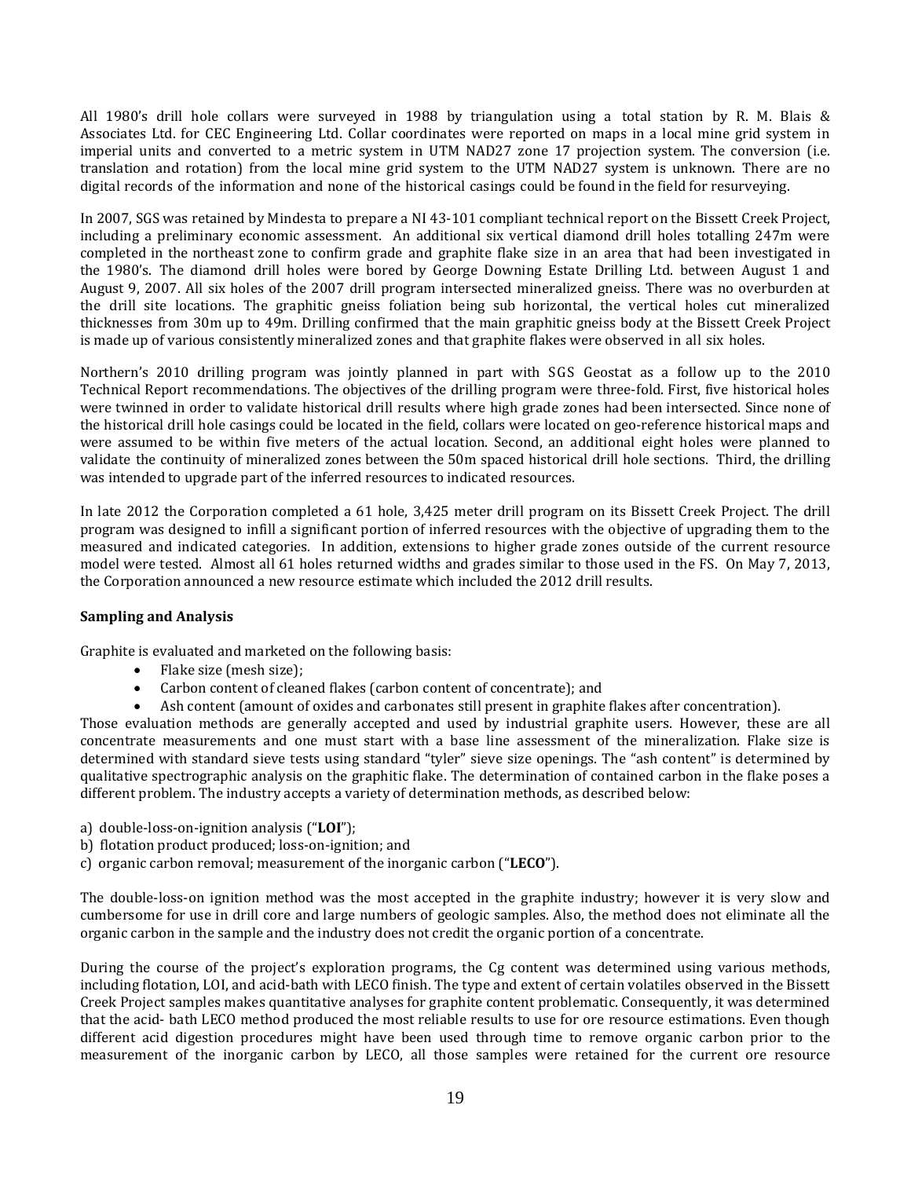All 1980's drill hole collars were surveyed in 1988 by triangulation using a total station by R. M. Blais & Associates Ltd. for CEC Engineering Ltd. Collar coordinates were reported on maps in a local mine grid system in imperial units and converted to a metric system in UTM NAD27 zone 17 projection system. The conversion (i.e. translation and rotation) from the local mine grid system to the UTM NAD27 system is unknown. There are no digital records of the information and none of the historical casings could be found in the field for resurveying.

In 2007, SGS was retained by Mindesta to prepare a NI 43-101 compliant technical report on the Bissett Creek Project, including a preliminary economic assessment. An additional six vertical diamond drill holes totalling 247m were completed in the northeast zone to confirm grade and graphite flake size in an area that had been investigated in the 1980's. The diamond drill holes were bored by George Downing Estate Drilling Ltd. between August 1 and August 9, 2007. All six holes of the 2007 drill program intersected mineralized gneiss. There was no overburden at the drill site locations. The graphitic gneiss foliation being sub horizontal, the vertical holes cut mineralized thicknesses from 30m up to 49m. Drilling confirmed that the main graphitic gneiss body at the Bissett Creek Project is made up of various consistently mineralized zones and that graphite flakes were observed in all six holes.

Northern's 2010 drilling program was jointly planned in part with SGS Geostat as a follow up to the 2010 Technical Report recommendations. The objectives of the drilling program were three-fold. First, five historical holes were twinned in order to validate historical drill results where high grade zones had been intersected. Since none of the historical drill hole casings could be located in the field, collars were located on geo-reference historical maps and were assumed to be within five meters of the actual location. Second, an additional eight holes were planned to validate the continuity of mineralized zones between the 50m spaced historical drill hole sections. Third, the drilling was intended to upgrade part of the inferred resources to indicated resources.

In late 2012 the Corporation completed a 61 hole, 3,425 meter drill program on its Bissett Creek Project. The drill program was designed to infill a significant portion of inferred resources with the objective of upgrading them to the measured and indicated categories. In addition, extensions to higher grade zones outside of the current resource model were tested. Almost all 61 holes returned widths and grades similar to those used in the FS. On May 7, 2013, the Corporation announced a new resource estimate which included the 2012 drill results.

**Sampling and Analysis**

Graphite is evaluated and marketed on the following basis:

- Flake size (mesh size);
- Carbon content of cleaned flakes (carbon content of concentrate); and
- Ash content (amount of oxides and carbonates still present in graphite flakes after concentration).

Those evaluation methods are generally accepted and used by industrial graphite users. However, these are all concentrate measurements and one must start with a base line assessment of the mineralization. Flake size is determined with standard sieve tests using standard "tyler" sieve size openings. The "ash content" is determined by qualitative spectrographic analysis on the graphitic flake. The determination of contained carbon in the flake poses a different problem. The industry accepts a variety of determination methods, as described below:

a) double-loss-on-ignition analysis ("**LOI**");
b) flotation product produced; loss-on-ignition; and
c) organic carbon removal; measurement of the inorganic carbon ("**LECO**").

The double-loss-on ignition method was the most accepted in the graphite industry; however it is very slow and cumbersome for use in drill core and large numbers of geologic samples. Also, the method does not eliminate all the organic carbon in the sample and the industry does not credit the organic portion of a concentrate.

During the course of the project's exploration programs, the Cg content was determined using various methods, including flotation, LOI, and acid-bath with LECO finish. The type and extent of certain volatiles observed in the Bissett Creek Project samples makes quantitative analyses for graphite content problematic. Consequently, it was determined that the acid- bath LECO method produced the most reliable results to use for ore resource estimations. Even though different acid digestion procedures might have been used through time to remove organic carbon prior to the measurement of the inorganic carbon by LECO, all those samples were retained for the current ore resource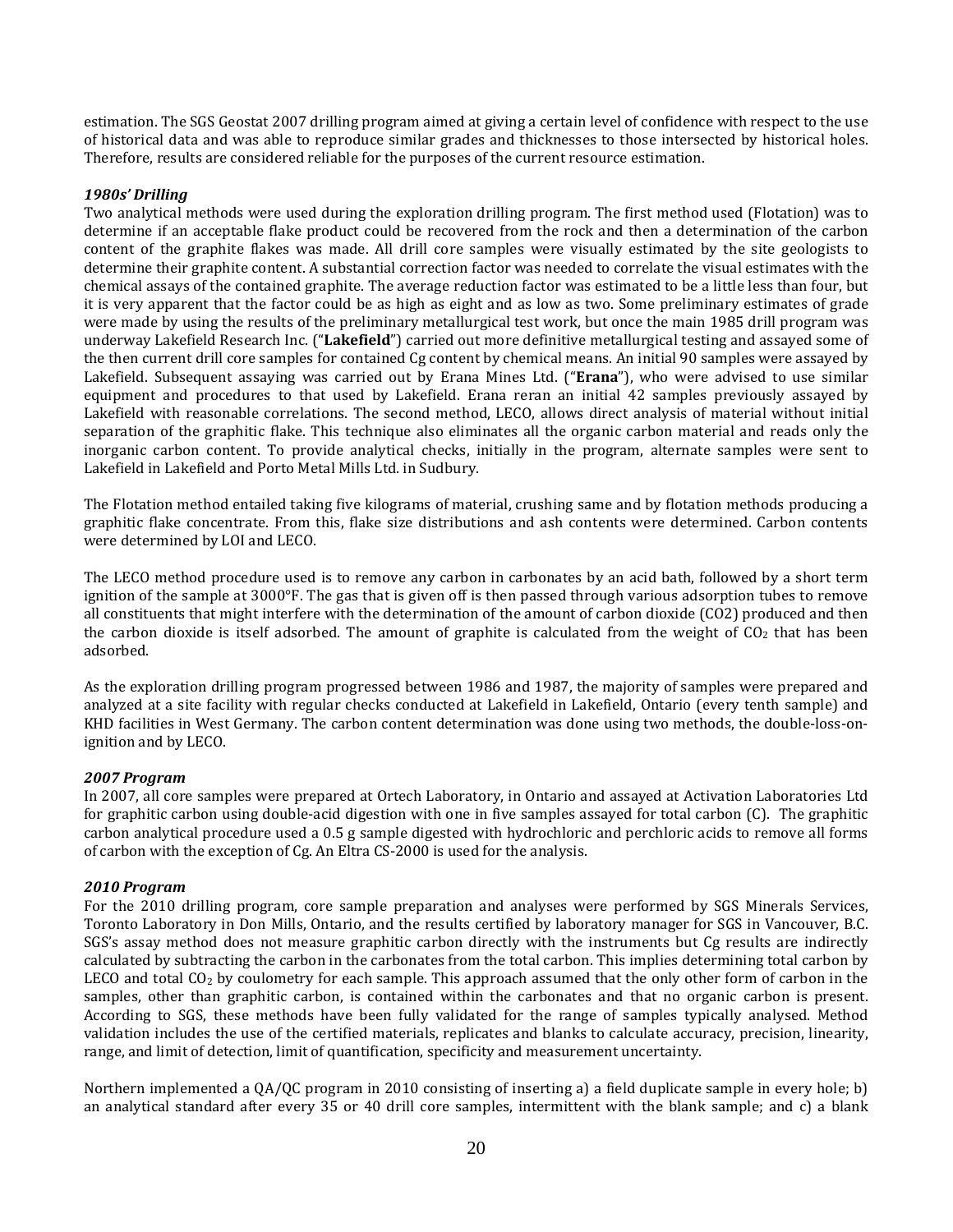estimation. The SGS Geostat 2007 drilling program aimed at giving a certain level of confidence with respect to the use of historical data and was able to reproduce similar grades and thicknesses to those intersected by historical holes. Therefore, results are considered reliable for the purposes of the current resource estimation.

***1980s' Drilling***

Two analytical methods were used during the exploration drilling program. The first method used (Flotation) was to determine if an acceptable flake product could be recovered from the rock and then a determination of the carbon content of the graphite flakes was made. All drill core samples were visually estimated by the site geologists to determine their graphite content. A substantial correction factor was needed to correlate the visual estimates with the chemical assays of the contained graphite. The average reduction factor was estimated to be a little less than four, but it is very apparent that the factor could be as high as eight and as low as two. Some preliminary estimates of grade were made by using the results of the preliminary metallurgical test work, but once the main 1985 drill program was underway Lakefield Research Inc. ("**Lakefield**") carried out more definitive metallurgical testing and assayed some of the then current drill core samples for contained Cg content by chemical means. An initial 90 samples were assayed by Lakefield. Subsequent assaying was carried out by Erana Mines Ltd. ("**Erana**"), who were advised to use similar equipment and procedures to that used by Lakefield. Erana reran an initial 42 samples previously assayed by Lakefield with reasonable correlations. The second method, LECO, allows direct analysis of material without initial separation of the graphitic flake. This technique also eliminates all the organic carbon material and reads only the inorganic carbon content. To provide analytical checks, initially in the program, alternate samples were sent to Lakefield in Lakefield and Porto Metal Mills Ltd. in Sudbury.

The Flotation method entailed taking five kilograms of material, crushing same and by flotation methods producing a graphitic flake concentrate. From this, flake size distributions and ash contents were determined. Carbon contents were determined by LOI and LECO.

The LECO method procedure used is to remove any carbon in carbonates by an acid bath, followed by a short term ignition of the sample at 3000°F. The gas that is given off is then passed through various adsorption tubes to remove all constituents that might interfere with the determination of the amount of carbon dioxide (CO2) produced and then the carbon dioxide is itself adsorbed. The amount of graphite is calculated from the weight of $CO_2$ that has been adsorbed.

As the exploration drilling program progressed between 1986 and 1987, the majority of samples were prepared and analyzed at a site facility with regular checks conducted at Lakefield in Lakefield, Ontario (every tenth sample) and KHD facilities in West Germany. The carbon content determination was done using two methods, the double-loss-on-ignition and by LECO.

***2007 Program***

In 2007, all core samples were prepared at Ortech Laboratory, in Ontario and assayed at Activation Laboratories Ltd for graphitic carbon using double-acid digestion with one in five samples assayed for total carbon (C). The graphitic carbon analytical procedure used a 0.5 g sample digested with hydrochloric and perchloric acids to remove all forms of carbon with the exception of Cg. An Eltra CS-2000 is used for the analysis.

***2010 Program***

For the 2010 drilling program, core sample preparation and analyses were performed by SGS Minerals Services, Toronto Laboratory in Don Mills, Ontario, and the results certified by laboratory manager for SGS in Vancouver, B.C. SGS's assay method does not measure graphitic carbon directly with the instruments but Cg results are indirectly calculated by subtracting the carbon in the carbonates from the total carbon. This implies determining total carbon by LECO and total $CO_2$ by coulometry for each sample. This approach assumed that the only other form of carbon in the samples, other than graphitic carbon, is contained within the carbonates and that no organic carbon is present. According to SGS, these methods have been fully validated for the range of samples typically analysed. Method validation includes the use of the certified materials, replicates and blanks to calculate accuracy, precision, linearity, range, and limit of detection, limit of quantification, specificity and measurement uncertainty.

Northern implemented a QA/QC program in 2010 consisting of inserting a) a field duplicate sample in every hole; b) an analytical standard after every 35 or 40 drill core samples, intermittent with the blank sample; and c) a blank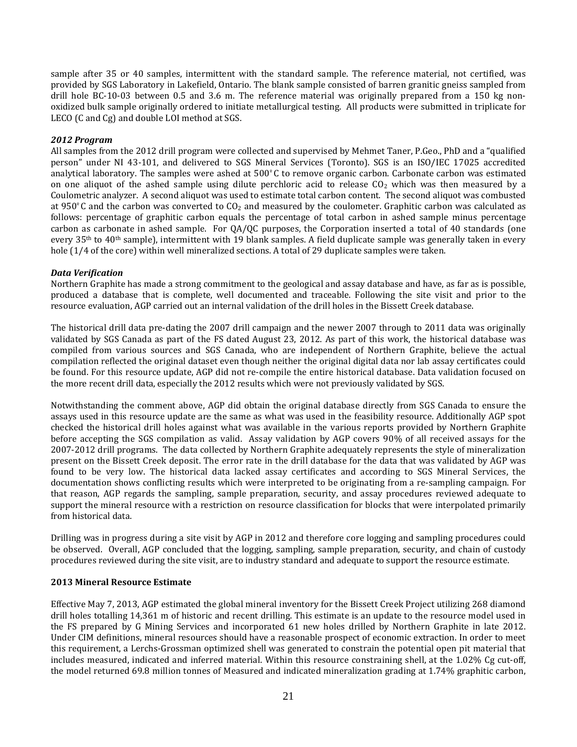sample after 35 or 40 samples, intermittent with the standard sample. The reference material, not certified, was provided by SGS Laboratory in Lakefield, Ontario. The blank sample consisted of barren granitic gneiss sampled from drill hole BC-10-03 between 0.5 and 3.6 m. The reference material was originally prepared from a 150 kg non-oxidized bulk sample originally ordered to initiate metallurgical testing. All products were submitted in triplicate for LECO (C and Cg) and double LOI method at SGS.

***2012 Program***

All samples from the 2012 drill program were collected and supervised by Mehmet Taner, P.Geo., PhD and a "qualified person" under NI 43-101, and delivered to SGS Mineral Services (Toronto). SGS is an ISO/IEC 17025 accredited analytical laboratory. The samples were ashed at 500°C to remove organic carbon. Carbonate carbon was estimated on one aliquot of the ashed sample using dilute perchloric acid to release $CO_2$ which was then measured by a Coulometric analyzer. A second aliquot was used to estimate total carbon content. The second aliquot was combusted at 950°C and the carbon was converted to $CO_2$ and measured by the coulometer. Graphitic carbon was calculated as follows: percentage of graphitic carbon equals the percentage of total carbon in ashed sample minus percentage carbon as carbonate in ashed sample. For QA/QC purposes, the Corporation inserted a total of 40 standards (one every 35th to 40th sample), intermittent with 19 blank samples. A field duplicate sample was generally taken in every hole (1/4 of the core) within well mineralized sections. A total of 29 duplicate samples were taken.

***Data Verification***

Northern Graphite has made a strong commitment to the geological and assay database and have, as far as is possible, produced a database that is complete, well documented and traceable. Following the site visit and prior to the resource evaluation, AGP carried out an internal validation of the drill holes in the Bissett Creek database.

The historical drill data pre-dating the 2007 drill campaign and the newer 2007 through to 2011 data was originally validated by SGS Canada as part of the FS dated August 23, 2012. As part of this work, the historical database was compiled from various sources and SGS Canada, who are independent of Northern Graphite, believe the actual compilation reflected the original dataset even though neither the original digital data nor lab assay certificates could be found. For this resource update, AGP did not re-compile the entire historical database. Data validation focused on the more recent drill data, especially the 2012 results which were not previously validated by SGS.

Notwithstanding the comment above, AGP did obtain the original database directly from SGS Canada to ensure the assays used in this resource update are the same as what was used in the feasibility resource. Additionally AGP spot checked the historical drill holes against what was available in the various reports provided by Northern Graphite before accepting the SGS compilation as valid. Assay validation by AGP covers 90% of all received assays for the 2007-2012 drill programs. The data collected by Northern Graphite adequately represents the style of mineralization present on the Bissett Creek deposit. The error rate in the drill database for the data that was validated by AGP was found to be very low. The historical data lacked assay certificates and according to SGS Mineral Services, the documentation shows conflicting results which were interpreted to be originating from a re-sampling campaign. For that reason, AGP regards the sampling, sample preparation, security, and assay procedures reviewed adequate to support the mineral resource with a restriction on resource classification for blocks that were interpolated primarily from historical data.

Drilling was in progress during a site visit by AGP in 2012 and therefore core logging and sampling procedures could be observed. Overall, AGP concluded that the logging, sampling, sample preparation, security, and chain of custody procedures reviewed during the site visit, are to industry standard and adequate to support the resource estimate.

**2013 Mineral Resource Estimate**

Effective May 7, 2013, AGP estimated the global mineral inventory for the Bissett Creek Project utilizing 268 diamond drill holes totalling 14,361 m of historic and recent drilling. This estimate is an update to the resource model used in the FS prepared by G Mining Services and incorporated 61 new holes drilled by Northern Graphite in late 2012. Under CIM definitions, mineral resources should have a reasonable prospect of economic extraction. In order to meet this requirement, a Lerchs-Grossman optimized shell was generated to constrain the potential open pit material that includes measured, indicated and inferred material. Within this resource constraining shell, at the 1.02% Cg cut-off, the model returned 69.8 million tonnes of Measured and indicated mineralization grading at 1.74% graphitic carbon,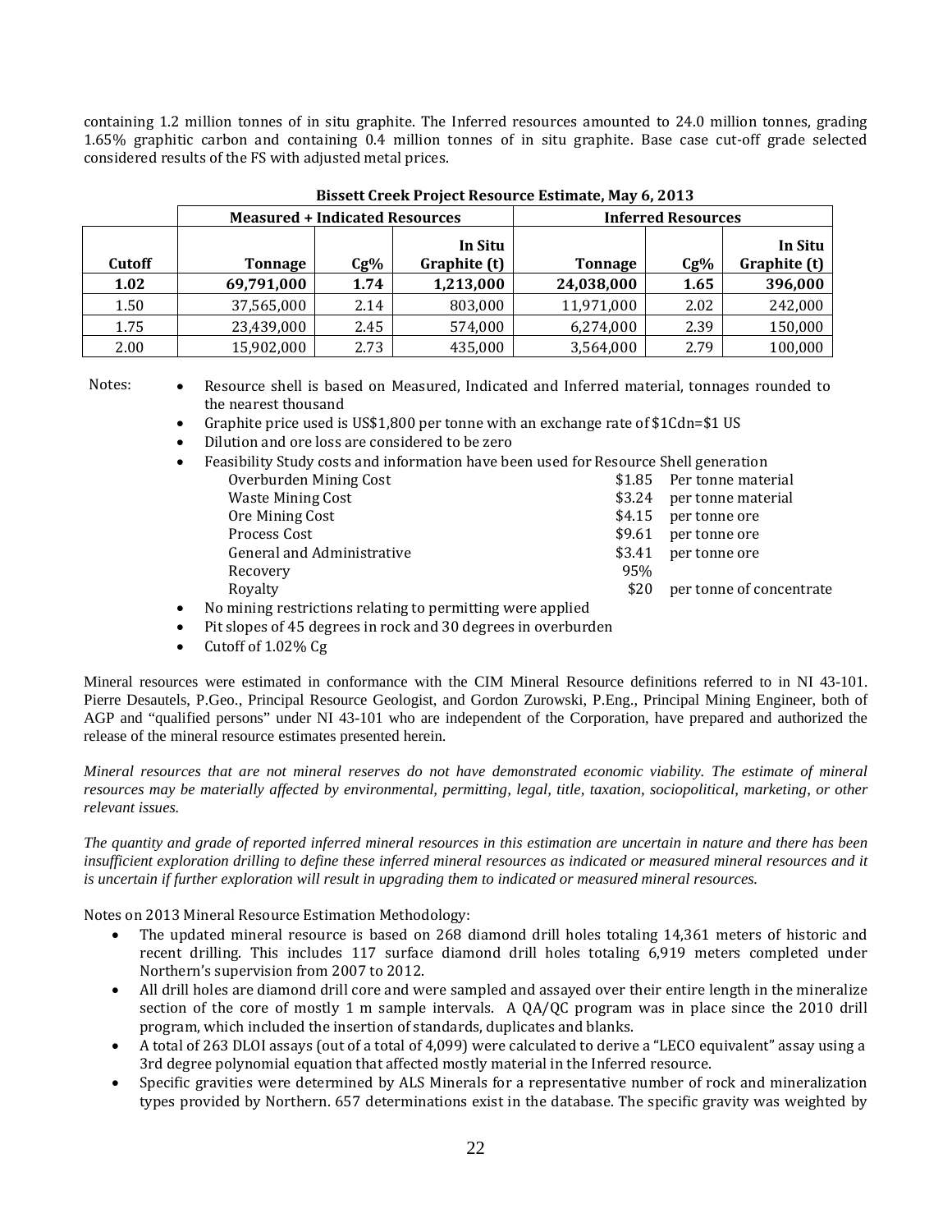containing 1.2 million tonnes of in situ graphite. The Inferred resources amounted to 24.0 million tonnes, grading 1.65% graphitic carbon and containing 0.4 million tonnes of in situ graphite. Base case cut-off grade selected considered results of the FS with adjusted metal prices.

**Bissett Creek Project Resource Estimate, May 6, 2013**

| | Measured + Indicated Resources | | | Inferred Resources | | |
|---|---|---|---|---|---|---|
| **Cutoff** | **Tonnage** | **Cg%** | **In Situ Graphite (t)** | **Tonnage** | **Cg%** | **In Situ Graphite (t)** |
| **1.02** | **69,791,000** | **1.74** | **1,213,000** | **24,038,000** | **1.65** | **396,000** |
| 1.50 | 37,565,000 | 2.14 | 803,000 | 11,971,000 | 2.02 | 242,000 |
| 1.75 | 23,439,000 | 2.45 | 574,000 | 6,274,000 | 2.39 | 150,000 |
| 2.00 | 15,902,000 | 2.73 | 435,000 | 3,564,000 | 2.79 | 100,000 |

Notes:

- Resource shell is based on Measured, Indicated and Inferred material, tonnages rounded to the nearest thousand
- Graphite price used is US$1,800 per tonne with an exchange rate of $1Cdn=$1 US
- Dilution and ore loss are considered to be zero
- Feasibility Study costs and information have been used for Resource Shell generation

| | | |
|---|---|---|
| Overburden Mining Cost | $1.85 | Per tonne material |
| Waste Mining Cost | $3.24 | per tonne material |
| Ore Mining Cost | $4.15 | per tonne ore |
| Process Cost | $9.61 | per tonne ore |
| General and Administrative | $3.41 | per tonne ore |
| Recovery | 95% | |
| Royalty | $20 | per tonne of concentrate |

- No mining restrictions relating to permitting were applied
- Pit slopes of 45 degrees in rock and 30 degrees in overburden
- Cutoff of 1.02% Cg

Mineral resources were estimated in conformance with the CIM Mineral Resource definitions referred to in NI 43-101. Pierre Desautels, P.Geo., Principal Resource Geologist, and Gordon Zurowski, P.Eng., Principal Mining Engineer, both of AGP and "qualified persons" under NI 43-101 who are independent of the Corporation, have prepared and authorized the release of the mineral resource estimates presented herein.

*Mineral resources that are not mineral reserves do not have demonstrated economic viability. The estimate of mineral resources may be materially affected by environmental, permitting, legal, title, taxation, sociopolitical, marketing, or other relevant issues.*

*The quantity and grade of reported inferred mineral resources in this estimation are uncertain in nature and there has been insufficient exploration drilling to define these inferred mineral resources as indicated or measured mineral resources and it is uncertain if further exploration will result in upgrading them to indicated or measured mineral resources.*

Notes on 2013 Mineral Resource Estimation Methodology:

- The updated mineral resource is based on 268 diamond drill holes totaling 14,361 meters of historic and recent drilling. This includes 117 surface diamond drill holes totaling 6,919 meters completed under Northern's supervision from 2007 to 2012.
- All drill holes are diamond drill core and were sampled and assayed over their entire length in the mineralize section of the core of mostly 1 m sample intervals. A QA/QC program was in place since the 2010 drill program, which included the insertion of standards, duplicates and blanks.
- A total of 263 DLOI assays (out of a total of 4,099) were calculated to derive a "LECO equivalent" assay using a 3rd degree polynomial equation that affected mostly material in the Inferred resource.
- Specific gravities were determined by ALS Minerals for a representative number of rock and mineralization types provided by Northern. 657 determinations exist in the database. The specific gravity was weighted by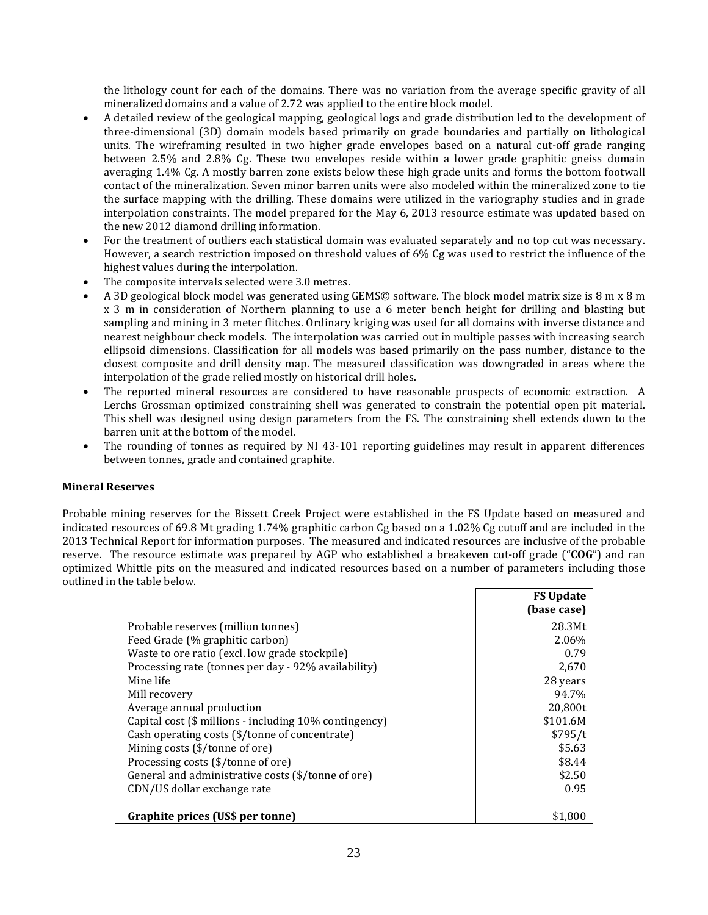the lithology count for each of the domains. There was no variation from the average specific gravity of all mineralized domains and a value of 2.72 was applied to the entire block model.

- A detailed review of the geological mapping, geological logs and grade distribution led to the development of three-dimensional (3D) domain models based primarily on grade boundaries and partially on lithological units. The wireframing resulted in two higher grade envelopes based on a natural cut-off grade ranging between 2.5% and 2.8% Cg. These two envelopes reside within a lower grade graphitic gneiss domain averaging 1.4% Cg. A mostly barren zone exists below these high grade units and forms the bottom footwall contact of the mineralization. Seven minor barren units were also modeled within the mineralized zone to tie the surface mapping with the drilling. These domains were utilized in the variography studies and in grade interpolation constraints. The model prepared for the May 6, 2013 resource estimate was updated based on the new 2012 diamond drilling information.
- For the treatment of outliers each statistical domain was evaluated separately and no top cut was necessary. However, a search restriction imposed on threshold values of 6% Cg was used to restrict the influence of the highest values during the interpolation.
- The composite intervals selected were 3.0 metres.
- A 3D geological block model was generated using GEMS© software. The block model matrix size is 8 m x 8 m x 3 m in consideration of Northern planning to use a 6 meter bench height for drilling and blasting but sampling and mining in 3 meter flitches. Ordinary kriging was used for all domains with inverse distance and nearest neighbour check models. The interpolation was carried out in multiple passes with increasing search ellipsoid dimensions. Classification for all models was based primarily on the pass number, distance to the closest composite and drill density map. The measured classification was downgraded in areas where the interpolation of the grade relied mostly on historical drill holes.
- The reported mineral resources are considered to have reasonable prospects of economic extraction. A Lerchs Grossman optimized constraining shell was generated to constrain the potential open pit material. This shell was designed using design parameters from the FS. The constraining shell extends down to the barren unit at the bottom of the model.
- The rounding of tonnes as required by NI 43-101 reporting guidelines may result in apparent differences between tonnes, grade and contained graphite.

**Mineral Reserves**

Probable mining reserves for the Bissett Creek Project were established in the FS Update based on measured and indicated resources of 69.8 Mt grading 1.74% graphitic carbon Cg based on a 1.02% Cg cutoff and are included in the 2013 Technical Report for information purposes. The measured and indicated resources are inclusive of the probable reserve. The resource estimate was prepared by AGP who established a breakeven cut-off grade ("**COG**") and ran optimized Whittle pits on the measured and indicated resources based on a number of parameters including those outlined in the table below.

| | **FS Update (base case)** |
|---|---|
| Probable reserves (million tonnes) | 28.3Mt |
| Feed Grade (% graphitic carbon) | 2.06% |
| Waste to ore ratio (excl. low grade stockpile) | 0.79 |
| Processing rate (tonnes per day - 92% availability) | 2,670 |
| Mine life | 28 years |
| Mill recovery | 94.7% |
| Average annual production | 20,800t |
| Capital cost ($ millions - including 10% contingency) | $101.6M |
| Cash operating costs ($/tonne of concentrate) | $795/t |
| Mining costs ($/tonne of ore) | $5.63 |
| Processing costs ($/tonne of ore) | $8.44 |
| General and administrative costs ($/tonne of ore) | $2.50 |
| CDN/US dollar exchange rate | 0.95 |
| **Graphite prices (US$ per tonne)** | $1,800 |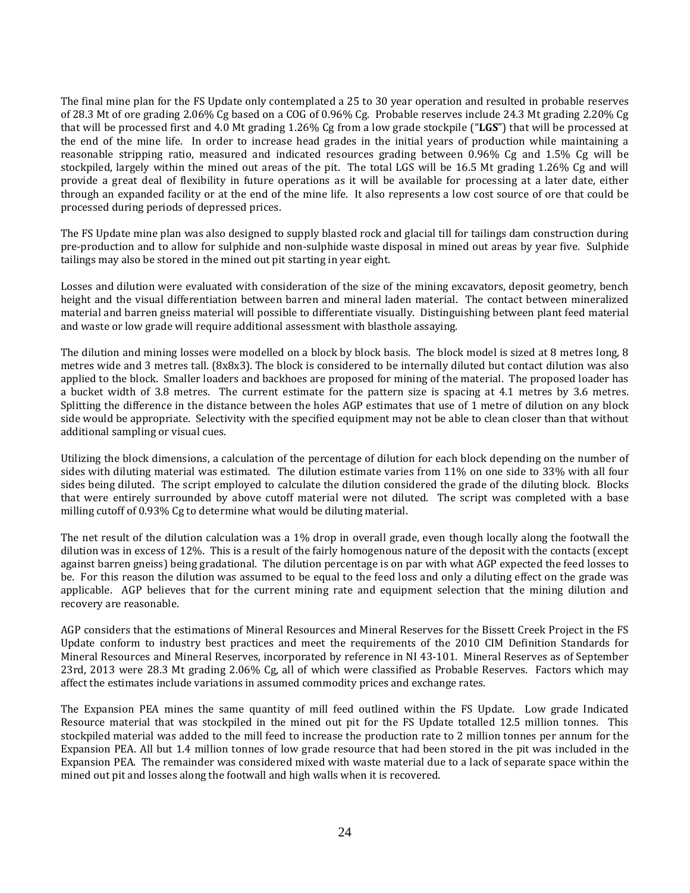The final mine plan for the FS Update only contemplated a 25 to 30 year operation and resulted in probable reserves of 28.3 Mt of ore grading 2.06% Cg based on a COG of 0.96% Cg. Probable reserves include 24.3 Mt grading 2.20% Cg that will be processed first and 4.0 Mt grading 1.26% Cg from a low grade stockpile ("**LGS**") that will be processed at the end of the mine life. In order to increase head grades in the initial years of production while maintaining a reasonable stripping ratio, measured and indicated resources grading between 0.96% Cg and 1.5% Cg will be stockpiled, largely within the mined out areas of the pit. The total LGS will be 16.5 Mt grading 1.26% Cg and will provide a great deal of flexibility in future operations as it will be available for processing at a later date, either through an expanded facility or at the end of the mine life. It also represents a low cost source of ore that could be processed during periods of depressed prices.

The FS Update mine plan was also designed to supply blasted rock and glacial till for tailings dam construction during pre-production and to allow for sulphide and non-sulphide waste disposal in mined out areas by year five. Sulphide tailings may also be stored in the mined out pit starting in year eight.

Losses and dilution were evaluated with consideration of the size of the mining excavators, deposit geometry, bench height and the visual differentiation between barren and mineral laden material. The contact between mineralized material and barren gneiss material will possible to differentiate visually. Distinguishing between plant feed material and waste or low grade will require additional assessment with blasthole assaying.

The dilution and mining losses were modelled on a block by block basis. The block model is sized at 8 metres long, 8 metres wide and 3 metres tall. (8x8x3). The block is considered to be internally diluted but contact dilution was also applied to the block. Smaller loaders and backhoes are proposed for mining of the material. The proposed loader has a bucket width of 3.8 metres. The current estimate for the pattern size is spacing at 4.1 metres by 3.6 metres. Splitting the difference in the distance between the holes AGP estimates that use of 1 metre of dilution on any block side would be appropriate. Selectivity with the specified equipment may not be able to clean closer than that without additional sampling or visual cues.

Utilizing the block dimensions, a calculation of the percentage of dilution for each block depending on the number of sides with diluting material was estimated. The dilution estimate varies from 11% on one side to 33% with all four sides being diluted. The script employed to calculate the dilution considered the grade of the diluting block. Blocks that were entirely surrounded by above cutoff material were not diluted. The script was completed with a base milling cutoff of 0.93% Cg to determine what would be diluting material.

The net result of the dilution calculation was a 1% drop in overall grade, even though locally along the footwall the dilution was in excess of 12%. This is a result of the fairly homogenous nature of the deposit with the contacts (except against barren gneiss) being gradational. The dilution percentage is on par with what AGP expected the feed losses to be. For this reason the dilution was assumed to be equal to the feed loss and only a diluting effect on the grade was applicable. AGP believes that for the current mining rate and equipment selection that the mining dilution and recovery are reasonable.

AGP considers that the estimations of Mineral Resources and Mineral Reserves for the Bissett Creek Project in the FS Update conform to industry best practices and meet the requirements of the 2010 CIM Definition Standards for Mineral Resources and Mineral Reserves, incorporated by reference in NI 43-101. Mineral Reserves as of September 23rd, 2013 were 28.3 Mt grading 2.06% Cg, all of which were classified as Probable Reserves. Factors which may affect the estimates include variations in assumed commodity prices and exchange rates.

The Expansion PEA mines the same quantity of mill feed outlined within the FS Update. Low grade Indicated Resource material that was stockpiled in the mined out pit for the FS Update totalled 12.5 million tonnes. This stockpiled material was added to the mill feed to increase the production rate to 2 million tonnes per annum for the Expansion PEA. All but 1.4 million tonnes of low grade resource that had been stored in the pit was included in the Expansion PEA. The remainder was considered mixed with waste material due to a lack of separate space within the mined out pit and losses along the footwall and high walls when it is recovered.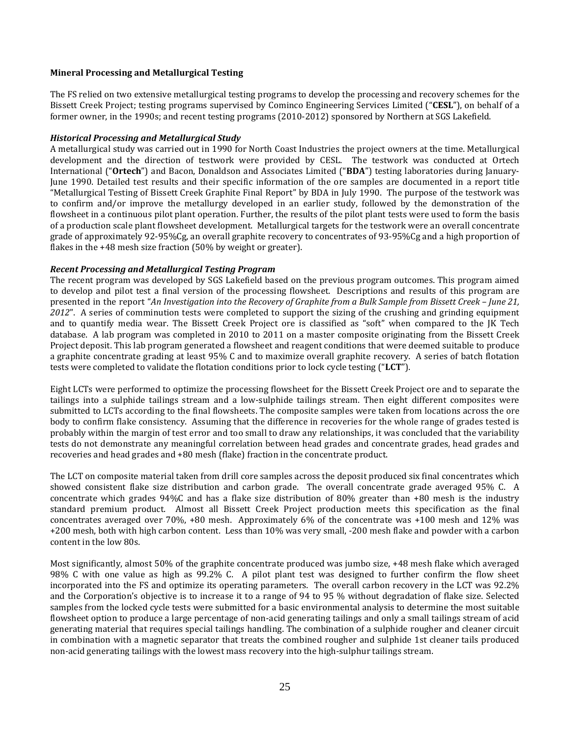**Mineral Processing and Metallurgical Testing**

The FS relied on two extensive metallurgical testing programs to develop the processing and recovery schemes for the Bissett Creek Project; testing programs supervised by Cominco Engineering Services Limited ("**CESL**"), on behalf of a former owner, in the 1990s; and recent testing programs (2010-2012) sponsored by Northern at SGS Lakefield.

***Historical Processing and Metallurgical Study***

A metallurgical study was carried out in 1990 for North Coast Industries the project owners at the time. Metallurgical development and the direction of testwork were provided by CESL. The testwork was conducted at Ortech International ("**Ortech**") and Bacon, Donaldson and Associates Limited ("**BDA**") testing laboratories during January-June 1990. Detailed test results and their specific information of the ore samples are documented in a report title "Metallurgical Testing of Bissett Creek Graphite Final Report" by BDA in July 1990. The purpose of the testwork was to confirm and/or improve the metallurgy developed in an earlier study, followed by the demonstration of the flowsheet in a continuous pilot plant operation. Further, the results of the pilot plant tests were used to form the basis of a production scale plant flowsheet development. Metallurgical targets for the testwork were an overall concentrate grade of approximately 92-95%Cg, an overall graphite recovery to concentrates of 93-95%Cg and a high proportion of flakes in the +48 mesh size fraction (50% by weight or greater).

***Recent Processing and Metallurgical Testing Program***

The recent program was developed by SGS Lakefield based on the previous program outcomes. This program aimed to develop and pilot test a final version of the processing flowsheet. Descriptions and results of this program are presented in the report "*An Investigation into the Recovery of Graphite from a Bulk Sample from Bissett Creek – June 21, 2012*". A series of comminution tests were completed to support the sizing of the crushing and grinding equipment and to quantify media wear. The Bissett Creek Project ore is classified as "soft" when compared to the JK Tech database. A lab program was completed in 2010 to 2011 on a master composite originating from the Bissett Creek Project deposit. This lab program generated a flowsheet and reagent conditions that were deemed suitable to produce a graphite concentrate grading at least 95% C and to maximize overall graphite recovery. A series of batch flotation tests were completed to validate the flotation conditions prior to lock cycle testing ("**LCT**").

Eight LCTs were performed to optimize the processing flowsheet for the Bissett Creek Project ore and to separate the tailings into a sulphide tailings stream and a low-sulphide tailings stream. Then eight different composites were submitted to LCTs according to the final flowsheets. The composite samples were taken from locations across the ore body to confirm flake consistency. Assuming that the difference in recoveries for the whole range of grades tested is probably within the margin of test error and too small to draw any relationships, it was concluded that the variability tests do not demonstrate any meaningful correlation between head grades and concentrate grades, head grades and recoveries and head grades and +80 mesh (flake) fraction in the concentrate product.

The LCT on composite material taken from drill core samples across the deposit produced six final concentrates which showed consistent flake size distribution and carbon grade. The overall concentrate grade averaged 95% C. A concentrate which grades 94%C and has a flake size distribution of 80% greater than +80 mesh is the industry standard premium product. Almost all Bissett Creek Project production meets this specification as the final concentrates averaged over 70%, +80 mesh. Approximately 6% of the concentrate was +100 mesh and 12% was +200 mesh, both with high carbon content. Less than 10% was very small, -200 mesh flake and powder with a carbon content in the low 80s.

Most significantly, almost 50% of the graphite concentrate produced was jumbo size, +48 mesh flake which averaged 98% C with one value as high as 99.2% C. A pilot plant test was designed to further confirm the flow sheet incorporated into the FS and optimize its operating parameters. The overall carbon recovery in the LCT was 92.2% and the Corporation's objective is to increase it to a range of 94 to 95 % without degradation of flake size. Selected samples from the locked cycle tests were submitted for a basic environmental analysis to determine the most suitable flowsheet option to produce a large percentage of non-acid generating tailings and only a small tailings stream of acid generating material that requires special tailings handling. The combination of a sulphide rougher and cleaner circuit in combination with a magnetic separator that treats the combined rougher and sulphide 1st cleaner tails produced non-acid generating tailings with the lowest mass recovery into the high-sulphur tailings stream.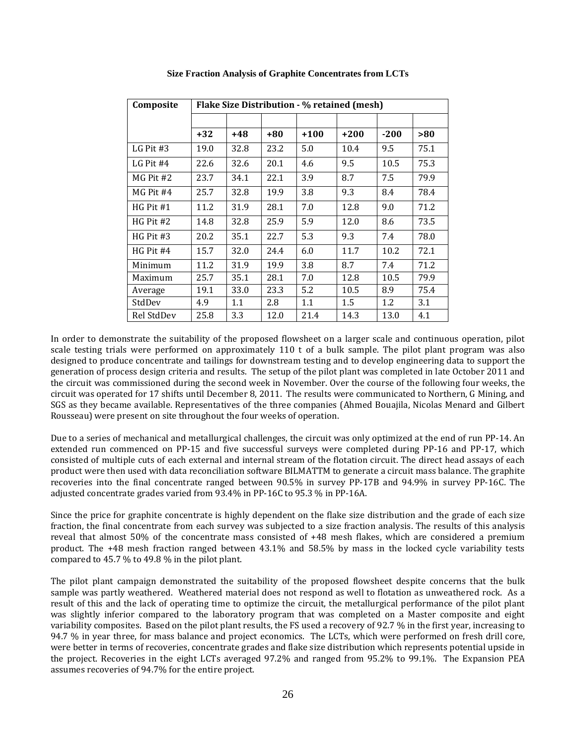**Size Fraction Analysis of Graphite Concentrates from LCTs**

| Composite | Flake Size Distribution - % retained (mesh) | | | | | | |
|---|---|---|---|---|---|---|---|
| | +32 | +48 | +80 | +100 | +200 | -200 | >80 |
| LG Pit #3 | 19.0 | 32.8 | 23.2 | 5.0 | 10.4 | 9.5 | 75.1 |
| LG Pit #4 | 22.6 | 32.6 | 20.1 | 4.6 | 9.5 | 10.5 | 75.3 |
| MG Pit #2 | 23.7 | 34.1 | 22.1 | 3.9 | 8.7 | 7.5 | 79.9 |
| MG Pit #4 | 25.7 | 32.8 | 19.9 | 3.8 | 9.3 | 8.4 | 78.4 |
| HG Pit #1 | 11.2 | 31.9 | 28.1 | 7.0 | 12.8 | 9.0 | 71.2 |
| HG Pit #2 | 14.8 | 32.8 | 25.9 | 5.9 | 12.0 | 8.6 | 73.5 |
| HG Pit #3 | 20.2 | 35.1 | 22.7 | 5.3 | 9.3 | 7.4 | 78.0 |
| HG Pit #4 | 15.7 | 32.0 | 24.4 | 6.0 | 11.7 | 10.2 | 72.1 |
| Minimum | 11.2 | 31.9 | 19.9 | 3.8 | 8.7 | 7.4 | 71.2 |
| Maximum | 25.7 | 35.1 | 28.1 | 7.0 | 12.8 | 10.5 | 79.9 |
| Average | 19.1 | 33.0 | 23.3 | 5.2 | 10.5 | 8.9 | 75.4 |
| StdDev | 4.9 | 1.1 | 2.8 | 1.1 | 1.5 | 1.2 | 3.1 |
| Rel StdDev | 25.8 | 3.3 | 12.0 | 21.4 | 14.3 | 13.0 | 4.1 |

In order to demonstrate the suitability of the proposed flowsheet on a larger scale and continuous operation, pilot scale testing trials were performed on approximately 110 t of a bulk sample. The pilot plant program was also designed to produce concentrate and tailings for downstream testing and to develop engineering data to support the generation of process design criteria and results. The setup of the pilot plant was completed in late October 2011 and the circuit was commissioned during the second week in November. Over the course of the following four weeks, the circuit was operated for 17 shifts until December 8, 2011. The results were communicated to Northern, G Mining, and SGS as they became available. Representatives of the three companies (Ahmed Bouajila, Nicolas Menard and Gilbert Rousseau) were present on site throughout the four weeks of operation.

Due to a series of mechanical and metallurgical challenges, the circuit was only optimized at the end of run PP-14. An extended run commenced on PP-15 and five successful surveys were completed during PP-16 and PP-17, which consisted of multiple cuts of each external and internal stream of the flotation circuit. The direct head assays of each product were then used with data reconciliation software BILMATTM to generate a circuit mass balance. The graphite recoveries into the final concentrate ranged between 90.5% in survey PP-17B and 94.9% in survey PP-16C. The adjusted concentrate grades varied from 93.4% in PP-16C to 95.3 % in PP-16A.

Since the price for graphite concentrate is highly dependent on the flake size distribution and the grade of each size fraction, the final concentrate from each survey was subjected to a size fraction analysis. The results of this analysis reveal that almost 50% of the concentrate mass consisted of +48 mesh flakes, which are considered a premium product. The +48 mesh fraction ranged between 43.1% and 58.5% by mass in the locked cycle variability tests compared to 45.7 % to 49.8 % in the pilot plant.

The pilot plant campaign demonstrated the suitability of the proposed flowsheet despite concerns that the bulk sample was partly weathered. Weathered material does not respond as well to flotation as unweathered rock. As a result of this and the lack of operating time to optimize the circuit, the metallurgical performance of the pilot plant was slightly inferior compared to the laboratory program that was completed on a Master composite and eight variability composites. Based on the pilot plant results, the FS used a recovery of 92.7 % in the first year, increasing to 94.7 % in year three, for mass balance and project economics. The LCTs, which were performed on fresh drill core, were better in terms of recoveries, concentrate grades and flake size distribution which represents potential upside in the project. Recoveries in the eight LCTs averaged 97.2% and ranged from 95.2% to 99.1%. The Expansion PEA assumes recoveries of 94.7% for the entire project.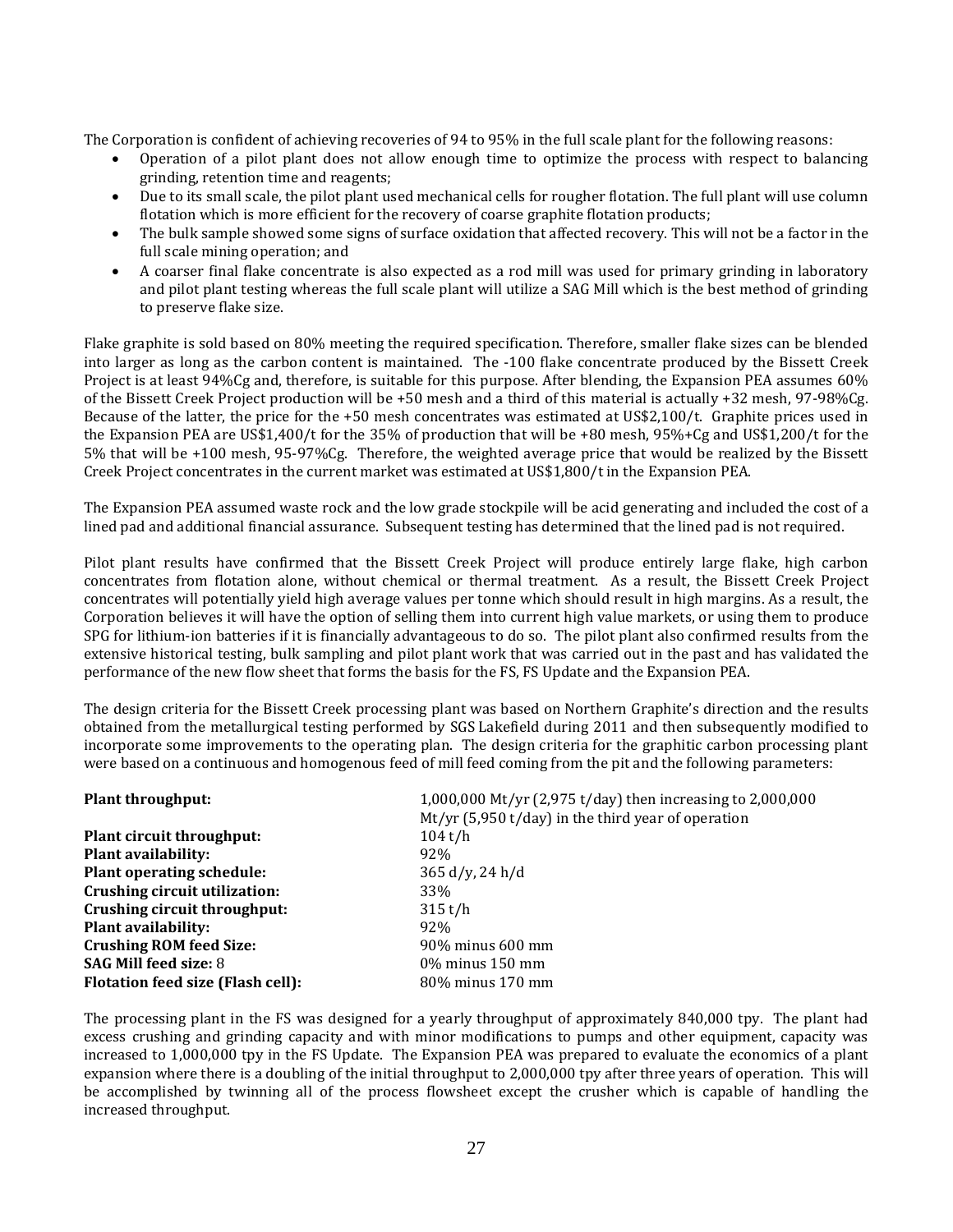The Corporation is confident of achieving recoveries of 94 to 95% in the full scale plant for the following reasons:

- Operation of a pilot plant does not allow enough time to optimize the process with respect to balancing grinding, retention time and reagents;
- Due to its small scale, the pilot plant used mechanical cells for rougher flotation. The full plant will use column flotation which is more efficient for the recovery of coarse graphite flotation products;
- The bulk sample showed some signs of surface oxidation that affected recovery. This will not be a factor in the full scale mining operation; and
- A coarser final flake concentrate is also expected as a rod mill was used for primary grinding in laboratory and pilot plant testing whereas the full scale plant will utilize a SAG Mill which is the best method of grinding to preserve flake size.

Flake graphite is sold based on 80% meeting the required specification. Therefore, smaller flake sizes can be blended into larger as long as the carbon content is maintained. The -100 flake concentrate produced by the Bissett Creek Project is at least 94%Cg and, therefore, is suitable for this purpose. After blending, the Expansion PEA assumes 60% of the Bissett Creek Project production will be +50 mesh and a third of this material is actually +32 mesh, 97-98%Cg. Because of the latter, the price for the +50 mesh concentrates was estimated at US$2,100/t. Graphite prices used in the Expansion PEA are US$1,400/t for the 35% of production that will be +80 mesh, 95%+Cg and US$1,200/t for the 5% that will be +100 mesh, 95-97%Cg. Therefore, the weighted average price that would be realized by the Bissett Creek Project concentrates in the current market was estimated at US$1,800/t in the Expansion PEA.

The Expansion PEA assumed waste rock and the low grade stockpile will be acid generating and included the cost of a lined pad and additional financial assurance. Subsequent testing has determined that the lined pad is not required.

Pilot plant results have confirmed that the Bissett Creek Project will produce entirely large flake, high carbon concentrates from flotation alone, without chemical or thermal treatment. As a result, the Bissett Creek Project concentrates will potentially yield high average values per tonne which should result in high margins. As a result, the Corporation believes it will have the option of selling them into current high value markets, or using them to produce SPG for lithium-ion batteries if it is financially advantageous to do so. The pilot plant also confirmed results from the extensive historical testing, bulk sampling and pilot plant work that was carried out in the past and has validated the performance of the new flow sheet that forms the basis for the FS, FS Update and the Expansion PEA.

The design criteria for the Bissett Creek processing plant was based on Northern Graphite's direction and the results obtained from the metallurgical testing performed by SGS Lakefield during 2011 and then subsequently modified to incorporate some improvements to the operating plan. The design criteria for the graphitic carbon processing plant were based on a continuous and homogenous feed of mill feed coming from the pit and the following parameters:

| | |
|---|---|
| **Plant throughput:** | 1,000,000 Mt/yr (2,975 t/day) then increasing to 2,000,000 Mt/yr (5,950 t/day) in the third year of operation |
| **Plant circuit throughput:** | 104 t/h |
| **Plant availability:** | 92% |
| **Plant operating schedule:** | 365 d/y, 24 h/d |
| **Crushing circuit utilization:** | 33% |
| **Crushing circuit throughput:** | 315 t/h |
| **Plant availability:** | 92% |
| **Crushing ROM feed Size:** | 90% minus 600 mm |
| **SAG Mill feed size:** 8 | 0% minus 150 mm |
| **Flotation feed size (Flash cell):** | 80% minus 170 mm |

The processing plant in the FS was designed for a yearly throughput of approximately 840,000 tpy. The plant had excess crushing and grinding capacity and with minor modifications to pumps and other equipment, capacity was increased to 1,000,000 tpy in the FS Update. The Expansion PEA was prepared to evaluate the economics of a plant expansion where there is a doubling of the initial throughput to 2,000,000 tpy after three years of operation. This will be accomplished by twinning all of the process flowsheet except the crusher which is capable of handling the increased throughput.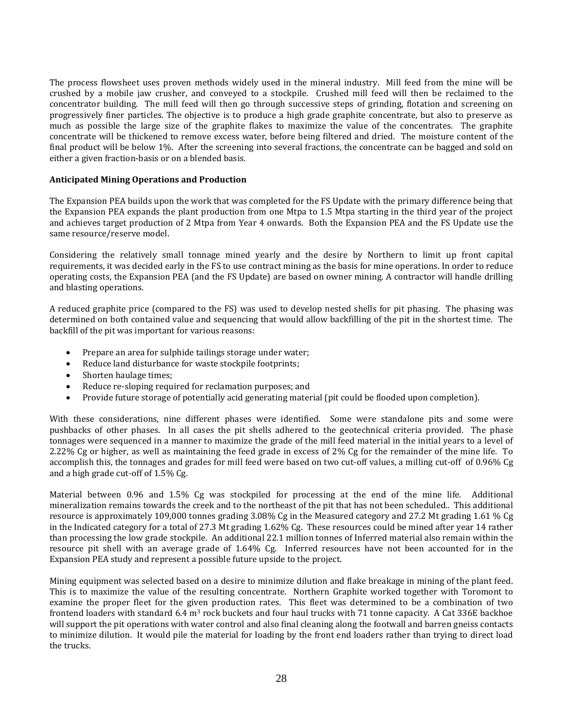The process flowsheet uses proven methods widely used in the mineral industry. Mill feed from the mine will be crushed by a mobile jaw crusher, and conveyed to a stockpile. Crushed mill feed will then be reclaimed to the concentrator building. The mill feed will then go through successive steps of grinding, flotation and screening on progressively finer particles. The objective is to produce a high grade graphite concentrate, but also to preserve as much as possible the large size of the graphite flakes to maximize the value of the concentrates. The graphite concentrate will be thickened to remove excess water, before being filtered and dried. The moisture content of the final product will be below 1%. After the screening into several fractions, the concentrate can be bagged and sold on either a given fraction-basis or on a blended basis.

**Anticipated Mining Operations and Production**

The Expansion PEA builds upon the work that was completed for the FS Update with the primary difference being that the Expansion PEA expands the plant production from one Mtpa to 1.5 Mtpa starting in the third year of the project and achieves target production of 2 Mtpa from Year 4 onwards. Both the Expansion PEA and the FS Update use the same resource/reserve model.

Considering the relatively small tonnage mined yearly and the desire by Northern to limit up front capital requirements, it was decided early in the FS to use contract mining as the basis for mine operations. In order to reduce operating costs, the Expansion PEA (and the FS Update) are based on owner mining. A contractor will handle drilling and blasting operations.

A reduced graphite price (compared to the FS) was used to develop nested shells for pit phasing. The phasing was determined on both contained value and sequencing that would allow backfilling of the pit in the shortest time. The backfill of the pit was important for various reasons:

- Prepare an area for sulphide tailings storage under water;
- Reduce land disturbance for waste stockpile footprints;
- Shorten haulage times;
- Reduce re-sloping required for reclamation purposes; and
- Provide future storage of potentially acid generating material (pit could be flooded upon completion).

With these considerations, nine different phases were identified. Some were standalone pits and some were pushbacks of other phases. In all cases the pit shells adhered to the geotechnical criteria provided. The phase tonnages were sequenced in a manner to maximize the grade of the mill feed material in the initial years to a level of 2.22% Cg or higher, as well as maintaining the feed grade in excess of 2% Cg for the remainder of the mine life. To accomplish this, the tonnages and grades for mill feed were based on two cut-off values, a milling cut-off of 0.96% Cg and a high grade cut-off of 1.5% Cg.

Material between 0.96 and 1.5% Cg was stockpiled for processing at the end of the mine life. Additional mineralization remains towards the creek and to the northeast of the pit that has not been scheduled.. This additional resource is approximately 109,000 tonnes grading 3.08% Cg in the Measured category and 27.2 Mt grading 1.61 % Cg in the Indicated category for a total of 27.3 Mt grading 1.62% Cg. These resources could be mined after year 14 rather than processing the low grade stockpile. An additional 22.1 million tonnes of Inferred material also remain within the resource pit shell with an average grade of 1.64% Cg. Inferred resources have not been accounted for in the Expansion PEA study and represent a possible future upside to the project.

Mining equipment was selected based on a desire to minimize dilution and flake breakage in mining of the plant feed. This is to maximize the value of the resulting concentrate. Northern Graphite worked together with Toromont to examine the proper fleet for the given production rates. This fleet was determined to be a combination of two frontend loaders with standard 6.4 m$^3$ rock buckets and four haul trucks with 71 tonne capacity. A Cat 336E backhoe will support the pit operations with water control and also final cleaning along the footwall and barren gneiss contacts to minimize dilution. It would pile the material for loading by the front end loaders rather than trying to direct load the trucks.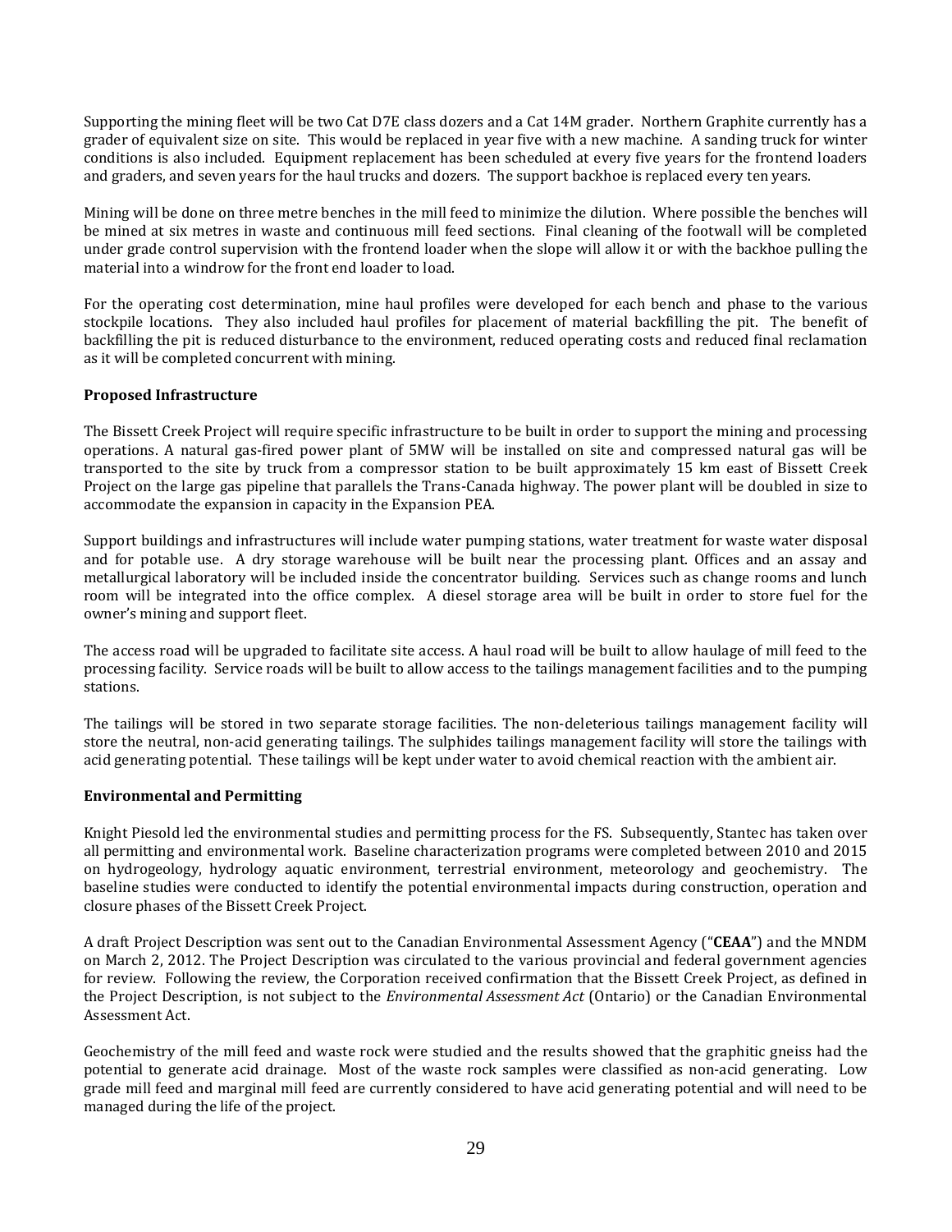Supporting the mining fleet will be two Cat D7E class dozers and a Cat 14M grader. Northern Graphite currently has a grader of equivalent size on site. This would be replaced in year five with a new machine. A sanding truck for winter conditions is also included. Equipment replacement has been scheduled at every five years for the frontend loaders and graders, and seven years for the haul trucks and dozers. The support backhoe is replaced every ten years.

Mining will be done on three metre benches in the mill feed to minimize the dilution. Where possible the benches will be mined at six metres in waste and continuous mill feed sections. Final cleaning of the footwall will be completed under grade control supervision with the frontend loader when the slope will allow it or with the backhoe pulling the material into a windrow for the front end loader to load.

For the operating cost determination, mine haul profiles were developed for each bench and phase to the various stockpile locations. They also included haul profiles for placement of material backfilling the pit. The benefit of backfilling the pit is reduced disturbance to the environment, reduced operating costs and reduced final reclamation as it will be completed concurrent with mining.

**Proposed Infrastructure**

The Bissett Creek Project will require specific infrastructure to be built in order to support the mining and processing operations. A natural gas-fired power plant of 5MW will be installed on site and compressed natural gas will be transported to the site by truck from a compressor station to be built approximately 15 km east of Bissett Creek Project on the large gas pipeline that parallels the Trans-Canada highway. The power plant will be doubled in size to accommodate the expansion in capacity in the Expansion PEA.

Support buildings and infrastructures will include water pumping stations, water treatment for waste water disposal and for potable use. A dry storage warehouse will be built near the processing plant. Offices and an assay and metallurgical laboratory will be included inside the concentrator building. Services such as change rooms and lunch room will be integrated into the office complex. A diesel storage area will be built in order to store fuel for the owner's mining and support fleet.

The access road will be upgraded to facilitate site access. A haul road will be built to allow haulage of mill feed to the processing facility. Service roads will be built to allow access to the tailings management facilities and to the pumping stations.

The tailings will be stored in two separate storage facilities. The non-deleterious tailings management facility will store the neutral, non-acid generating tailings. The sulphides tailings management facility will store the tailings with acid generating potential. These tailings will be kept under water to avoid chemical reaction with the ambient air.

**Environmental and Permitting**

Knight Piesold led the environmental studies and permitting process for the FS. Subsequently, Stantec has taken over all permitting and environmental work. Baseline characterization programs were completed between 2010 and 2015 on hydrogeology, hydrology aquatic environment, terrestrial environment, meteorology and geochemistry. The baseline studies were conducted to identify the potential environmental impacts during construction, operation and closure phases of the Bissett Creek Project.

A draft Project Description was sent out to the Canadian Environmental Assessment Agency ("**CEAA**") and the MNDM on March 2, 2012. The Project Description was circulated to the various provincial and federal government agencies for review. Following the review, the Corporation received confirmation that the Bissett Creek Project, as defined in the Project Description, is not subject to the *Environmental Assessment Act* (Ontario) or the Canadian Environmental Assessment Act.

Geochemistry of the mill feed and waste rock were studied and the results showed that the graphitic gneiss had the potential to generate acid drainage. Most of the waste rock samples were classified as non-acid generating. Low grade mill feed and marginal mill feed are currently considered to have acid generating potential and will need to be managed during the life of the project.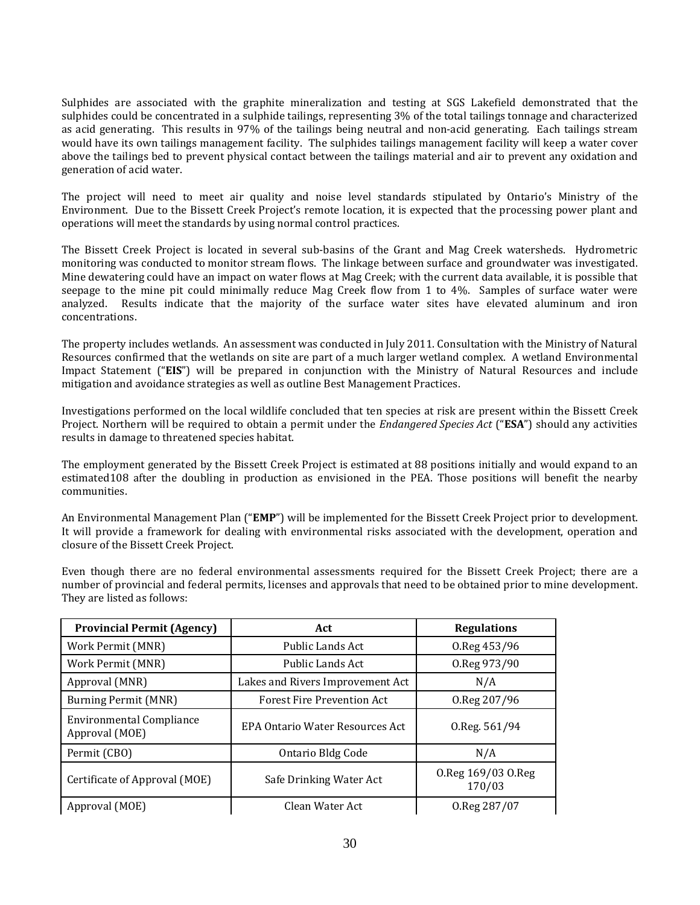Sulphides are associated with the graphite mineralization and testing at SGS Lakefield demonstrated that the sulphides could be concentrated in a sulphide tailings, representing 3% of the total tailings tonnage and characterized as acid generating. This results in 97% of the tailings being neutral and non-acid generating. Each tailings stream would have its own tailings management facility. The sulphides tailings management facility will keep a water cover above the tailings bed to prevent physical contact between the tailings material and air to prevent any oxidation and generation of acid water.

The project will need to meet air quality and noise level standards stipulated by Ontario's Ministry of the Environment. Due to the Bissett Creek Project's remote location, it is expected that the processing power plant and operations will meet the standards by using normal control practices.

The Bissett Creek Project is located in several sub-basins of the Grant and Mag Creek watersheds. Hydrometric monitoring was conducted to monitor stream flows. The linkage between surface and groundwater was investigated. Mine dewatering could have an impact on water flows at Mag Creek; with the current data available, it is possible that seepage to the mine pit could minimally reduce Mag Creek flow from 1 to 4%. Samples of surface water were analyzed. Results indicate that the majority of the surface water sites have elevated aluminum and iron concentrations.

The property includes wetlands. An assessment was conducted in July 2011. Consultation with the Ministry of Natural Resources confirmed that the wetlands on site are part of a much larger wetland complex. A wetland Environmental Impact Statement ("**EIS**") will be prepared in conjunction with the Ministry of Natural Resources and include mitigation and avoidance strategies as well as outline Best Management Practices.

Investigations performed on the local wildlife concluded that ten species at risk are present within the Bissett Creek Project. Northern will be required to obtain a permit under the *Endangered Species Act* ("**ESA**") should any activities results in damage to threatened species habitat.

The employment generated by the Bissett Creek Project is estimated at 88 positions initially and would expand to an estimated108 after the doubling in production as envisioned in the PEA. Those positions will benefit the nearby communities.

An Environmental Management Plan ("**EMP**") will be implemented for the Bissett Creek Project prior to development. It will provide a framework for dealing with environmental risks associated with the development, operation and closure of the Bissett Creek Project.

Even though there are no federal environmental assessments required for the Bissett Creek Project; there are a number of provincial and federal permits, licenses and approvals that need to be obtained prior to mine development. They are listed as follows:

| Provincial Permit (Agency) | Act | Regulations |
|---|---|---|
| Work Permit (MNR) | Public Lands Act | O.Reg 453/96 |
| Work Permit (MNR) | Public Lands Act | O.Reg 973/90 |
| Approval (MNR) | Lakes and Rivers Improvement Act | N/A |
| Burning Permit (MNR) | Forest Fire Prevention Act | O.Reg 207/96 |
| Environmental Compliance Approval (MOE) | EPA Ontario Water Resources Act | O.Reg. 561/94 |
| Permit (CBO) | Ontario Bldg Code | N/A |
| Certificate of Approval (MOE) | Safe Drinking Water Act | O.Reg 169/03 O.Reg 170/03 |
| Approval (MOE) | Clean Water Act | O.Reg 287/07 |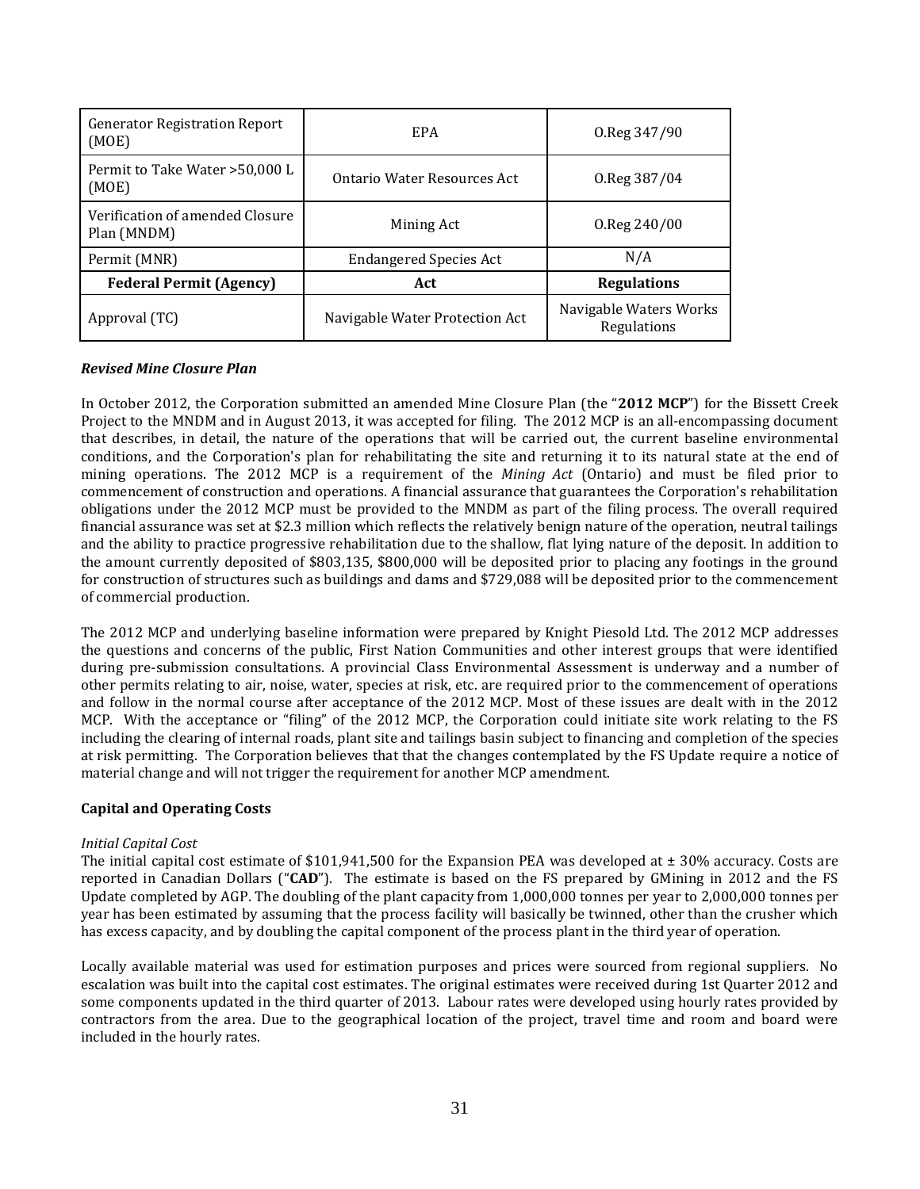| Generator Registration Report (MOE) | EPA | O.Reg 347/90 |
|---|---|---|
| Permit to Take Water >50,000 L (MOE) | Ontario Water Resources Act | O.Reg 387/04 |
| Verification of amended Closure Plan (MNDM) | Mining Act | O.Reg 240/00 |
| Permit (MNR) | Endangered Species Act | N/A |
| **Federal Permit (Agency)** | **Act** | **Regulations** |
| Approval (TC) | Navigable Water Protection Act | Navigable Waters Works Regulations |

***Revised Mine Closure Plan***

In October 2012, the Corporation submitted an amended Mine Closure Plan (the "**2012 MCP**") for the Bissett Creek Project to the MNDM and in August 2013, it was accepted for filing. The 2012 MCP is an all-encompassing document that describes, in detail, the nature of the operations that will be carried out, the current baseline environmental conditions, and the Corporation's plan for rehabilitating the site and returning it to its natural state at the end of mining operations. The 2012 MCP is a requirement of the *Mining Act* (Ontario) and must be filed prior to commencement of construction and operations. A financial assurance that guarantees the Corporation's rehabilitation obligations under the 2012 MCP must be provided to the MNDM as part of the filing process. The overall required financial assurance was set at $2.3 million which reflects the relatively benign nature of the operation, neutral tailings and the ability to practice progressive rehabilitation due to the shallow, flat lying nature of the deposit. In addition to the amount currently deposited of $803,135, $800,000 will be deposited prior to placing any footings in the ground for construction of structures such as buildings and dams and $729,088 will be deposited prior to the commencement of commercial production.

The 2012 MCP and underlying baseline information were prepared by Knight Piesold Ltd. The 2012 MCP addresses the questions and concerns of the public, First Nation Communities and other interest groups that were identified during pre-submission consultations. A provincial Class Environmental Assessment is underway and a number of other permits relating to air, noise, water, species at risk, etc. are required prior to the commencement of operations and follow in the normal course after acceptance of the 2012 MCP. Most of these issues are dealt with in the 2012 MCP. With the acceptance or "filing" of the 2012 MCP, the Corporation could initiate site work relating to the FS including the clearing of internal roads, plant site and tailings basin subject to financing and completion of the species at risk permitting. The Corporation believes that that the changes contemplated by the FS Update require a notice of material change and will not trigger the requirement for another MCP amendment.

**Capital and Operating Costs**

*Initial Capital Cost*

The initial capital cost estimate of $101,941,500 for the Expansion PEA was developed at ± 30% accuracy. Costs are reported in Canadian Dollars ("**CAD**"). The estimate is based on the FS prepared by GMining in 2012 and the FS Update completed by AGP. The doubling of the plant capacity from 1,000,000 tonnes per year to 2,000,000 tonnes per year has been estimated by assuming that the process facility will basically be twinned, other than the crusher which has excess capacity, and by doubling the capital component of the process plant in the third year of operation.

Locally available material was used for estimation purposes and prices were sourced from regional suppliers. No escalation was built into the capital cost estimates. The original estimates were received during 1st Quarter 2012 and some components updated in the third quarter of 2013. Labour rates were developed using hourly rates provided by contractors from the area. Due to the geographical location of the project, travel time and room and board were included in the hourly rates.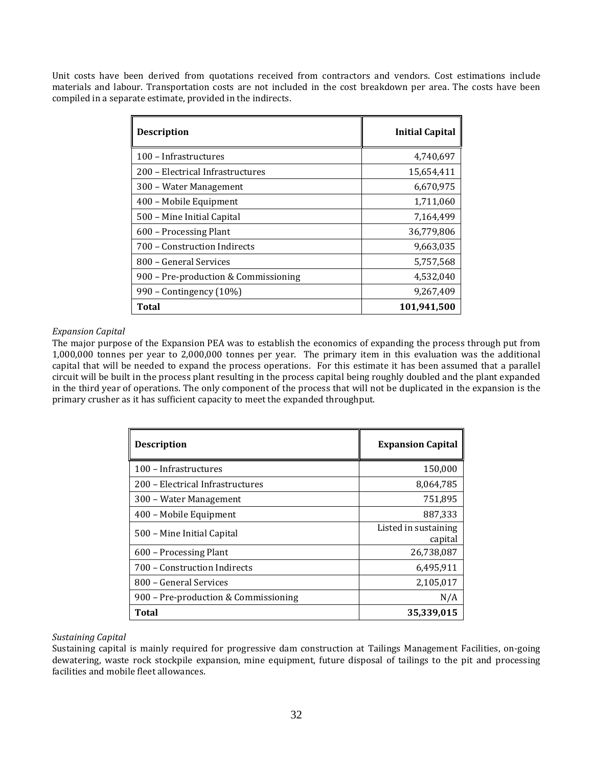Unit costs have been derived from quotations received from contractors and vendors. Cost estimations include materials and labour. Transportation costs are not included in the cost breakdown per area. The costs have been compiled in a separate estimate, provided in the indirects.

| Description | Initial Capital |
|---|---:|
| 100 – Infrastructures | 4,740,697 |
| 200 – Electrical Infrastructures | 15,654,411 |
| 300 – Water Management | 6,670,975 |
| 400 – Mobile Equipment | 1,711,060 |
| 500 – Mine Initial Capital | 7,164,499 |
| 600 – Processing Plant | 36,779,806 |
| 700 – Construction Indirects | 9,663,035 |
| 800 – General Services | 5,757,568 |
| 900 – Pre-production & Commissioning | 4,532,040 |
| 990 – Contingency (10%) | 9,267,409 |
| **Total** | **101,941,500** |

*Expansion Capital*

The major purpose of the Expansion PEA was to establish the economics of expanding the process through put from 1,000,000 tonnes per year to 2,000,000 tonnes per year. The primary item in this evaluation was the additional capital that will be needed to expand the process operations. For this estimate it has been assumed that a parallel circuit will be built in the process plant resulting in the process capital being roughly doubled and the plant expanded in the third year of operations. The only component of the process that will not be duplicated in the expansion is the primary crusher as it has sufficient capacity to meet the expanded throughput.

| Description | Expansion Capital |
|---|---:|
| 100 – Infrastructures | 150,000 |
| 200 – Electrical Infrastructures | 8,064,785 |
| 300 – Water Management | 751,895 |
| 400 – Mobile Equipment | 887,333 |
| 500 – Mine Initial Capital | Listed in sustaining capital |
| 600 – Processing Plant | 26,738,087 |
| 700 – Construction Indirects | 6,495,911 |
| 800 – General Services | 2,105,017 |
| 900 – Pre-production & Commissioning | N/A |
| **Total** | **35,339,015** |

*Sustaining Capital*

Sustaining capital is mainly required for progressive dam construction at Tailings Management Facilities, on-going dewatering, waste rock stockpile expansion, mine equipment, future disposal of tailings to the pit and processing facilities and mobile fleet allowances.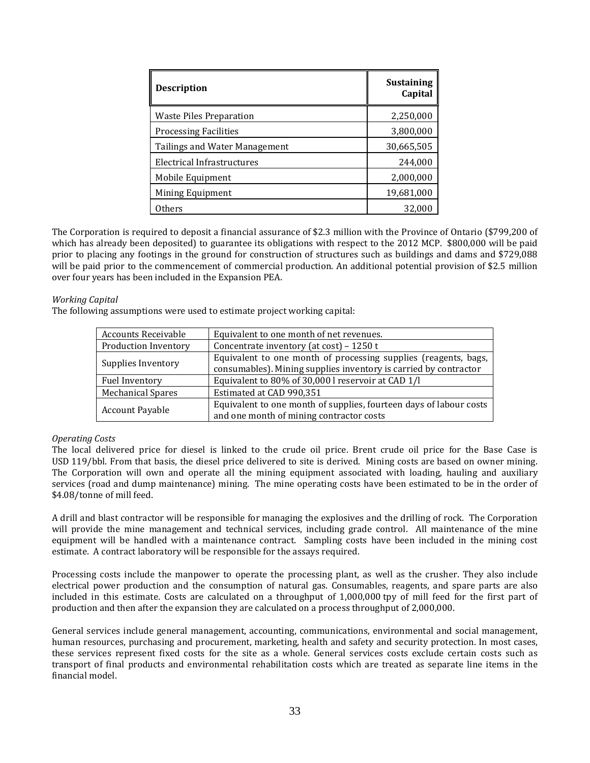| Description | Sustaining Capital |
|---|---|
| Waste Piles Preparation | 2,250,000 |
| Processing Facilities | 3,800,000 |
| Tailings and Water Management | 30,665,505 |
| Electrical Infrastructures | 244,000 |
| Mobile Equipment | 2,000,000 |
| Mining Equipment | 19,681,000 |
| Others | 32,000 |

The Corporation is required to deposit a financial assurance of $2.3 million with the Province of Ontario ($799,200 of which has already been deposited) to guarantee its obligations with respect to the 2012 MCP. $800,000 will be paid prior to placing any footings in the ground for construction of structures such as buildings and dams and $729,088 will be paid prior to the commencement of commercial production. An additional potential provision of $2.5 million over four years has been included in the Expansion PEA.

*Working Capital*

The following assumptions were used to estimate project working capital:

| | |
|---|---|
| Accounts Receivable | Equivalent to one month of net revenues. |
| Production Inventory | Concentrate inventory (at cost) – 1250 t |
| Supplies Inventory | Equivalent to one month of processing supplies (reagents, bags, consumables). Mining supplies inventory is carried by contractor |
| Fuel Inventory | Equivalent to 80% of 30,000 l reservoir at CAD 1/l |
| Mechanical Spares | Estimated at CAD 990,351 |
| Account Payable | Equivalent to one month of supplies, fourteen days of labour costs and one month of mining contractor costs |

*Operating Costs*

The local delivered price for diesel is linked to the crude oil price. Brent crude oil price for the Base Case is USD 119/bbl. From that basis, the diesel price delivered to site is derived. Mining costs are based on owner mining. The Corporation will own and operate all the mining equipment associated with loading, hauling and auxiliary services (road and dump maintenance) mining. The mine operating costs have been estimated to be in the order of $4.08/tonne of mill feed.

A drill and blast contractor will be responsible for managing the explosives and the drilling of rock. The Corporation will provide the mine management and technical services, including grade control. All maintenance of the mine equipment will be handled with a maintenance contract. Sampling costs have been included in the mining cost estimate. A contract laboratory will be responsible for the assays required.

Processing costs include the manpower to operate the processing plant, as well as the crusher. They also include electrical power production and the consumption of natural gas. Consumables, reagents, and spare parts are also included in this estimate. Costs are calculated on a throughput of 1,000,000 tpy of mill feed for the first part of production and then after the expansion they are calculated on a process throughput of 2,000,000.

General services include general management, accounting, communications, environmental and social management, human resources, purchasing and procurement, marketing, health and safety and security protection. In most cases, these services represent fixed costs for the site as a whole. General services costs exclude certain costs such as transport of final products and environmental rehabilitation costs which are treated as separate line items in the financial model.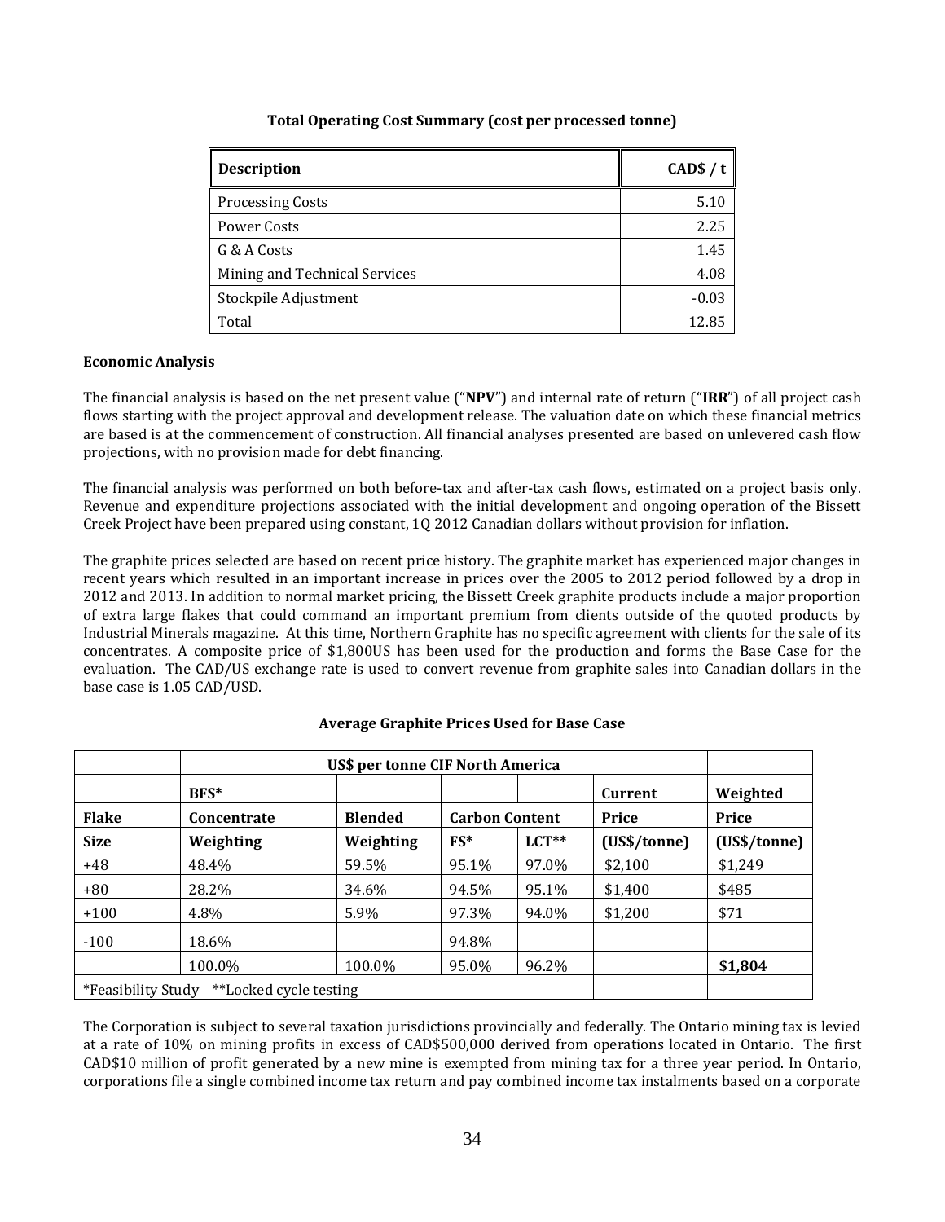**Total Operating Cost Summary (cost per processed tonne)**

| Description | CAD$ / t |
|---|---:|
| Processing Costs | 5.10 |
| Power Costs | 2.25 |
| G & A Costs | 1.45 |
| Mining and Technical Services | 4.08 |
| Stockpile Adjustment | -0.03 |
| Total | 12.85 |

**Economic Analysis**

The financial analysis is based on the net present value ("**NPV**") and internal rate of return ("**IRR**") of all project cash flows starting with the project approval and development release. The valuation date on which these financial metrics are based is at the commencement of construction. All financial analyses presented are based on unlevered cash flow projections, with no provision made for debt financing.

The financial analysis was performed on both before-tax and after-tax cash flows, estimated on a project basis only. Revenue and expenditure projections associated with the initial development and ongoing operation of the Bissett Creek Project have been prepared using constant, 1Q 2012 Canadian dollars without provision for inflation.

The graphite prices selected are based on recent price history. The graphite market has experienced major changes in recent years which resulted in an important increase in prices over the 2005 to 2012 period followed by a drop in 2012 and 2013. In addition to normal market pricing, the Bissett Creek graphite products include a major proportion of extra large flakes that could command an important premium from clients outside of the quoted products by Industrial Minerals magazine. At this time, Northern Graphite has no specific agreement with clients for the sale of its concentrates. A composite price of $1,800US has been used for the production and forms the Base Case for the evaluation. The CAD/US exchange rate is used to convert revenue from graphite sales into Canadian dollars in the base case is 1.05 CAD/USD.

**Average Graphite Prices Used for Base Case**

| | US$ per tonne CIF North America | | | | | |
|---|---|---|---|---|---|---|
| | **BFS*** | | | | **Current** | **Weighted** |
| **Flake** | **Concentrate** | **Blended** | **Carbon Content** | | **Price** | **Price** |
| **Size** | **Weighting** | **Weighting** | **FS*** | **LCT**** | **(US$/tonne)** | **(US$/tonne)** |
| +48 | 48.4% | 59.5% | 95.1% | 97.0% | $2,100 | $1,249 |
| +80 | 28.2% | 34.6% | 94.5% | 95.1% | $1,400 | $485 |
| +100 | 4.8% | 5.9% | 97.3% | 94.0% | $1,200 | $71 |
| -100 | 18.6% | | 94.8% | | | |
| | 100.0% | 100.0% | 95.0% | 96.2% | | **$1,804** |
| *Feasibility Study **Locked cycle testing | | | | | | |

The Corporation is subject to several taxation jurisdictions provincially and federally. The Ontario mining tax is levied at a rate of 10% on mining profits in excess of CAD$500,000 derived from operations located in Ontario. The first CAD$10 million of profit generated by a new mine is exempted from mining tax for a three year period. In Ontario, corporations file a single combined income tax return and pay combined income tax instalments based on a corporate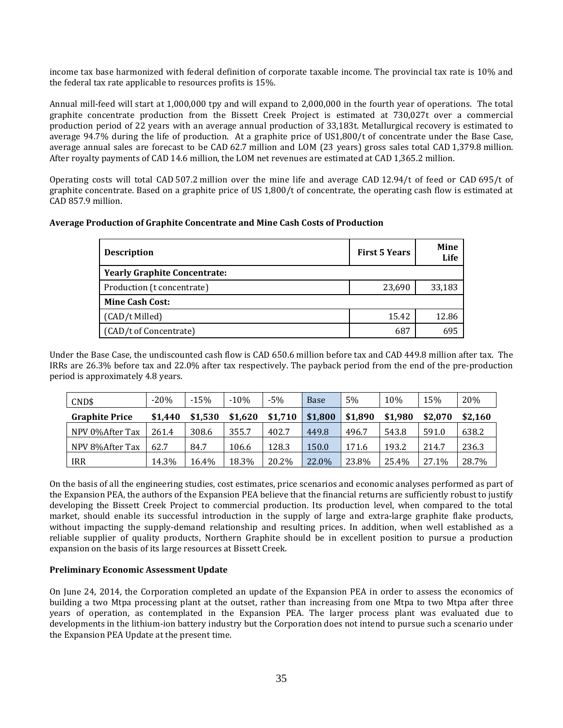income tax base harmonized with federal definition of corporate taxable income. The provincial tax rate is 10% and the federal tax rate applicable to resources profits is 15%.

Annual mill-feed will start at 1,000,000 tpy and will expand to 2,000,000 in the fourth year of operations. The total graphite concentrate production from the Bissett Creek Project is estimated at 730,027t over a commercial production period of 22 years with an average annual production of 33,183t. Metallurgical recovery is estimated to average 94.7% during the life of production. At a graphite price of US1,800/t of concentrate under the Base Case, average annual sales are forecast to be CAD 62.7 million and LOM (23 years) gross sales total CAD 1,379.8 million. After royalty payments of CAD 14.6 million, the LOM net revenues are estimated at CAD 1,365.2 million.

Operating costs will total CAD 507.2 million over the mine life and average CAD 12.94/t of feed or CAD 695/t of graphite concentrate. Based on a graphite price of US 1,800/t of concentrate, the operating cash flow is estimated at CAD 857.9 million.

**Average Production of Graphite Concentrate and Mine Cash Costs of Production**

| Description | First 5 Years | Mine Life |
|---|---|---|
| **Yearly Graphite Concentrate:** | | |
| Production (t concentrate) | 23,690 | 33,183 |
| **Mine Cash Cost:** | | |
| (CAD/t Milled) | 15.42 | 12.86 |
| (CAD/t of Concentrate) | 687 | 695 |

Under the Base Case, the undiscounted cash flow is CAD 650.6 million before tax and CAD 449.8 million after tax. The IRRs are 26.3% before tax and 22.0% after tax respectively. The payback period from the end of the pre-production period is approximately 4.8 years.

| CND$ | -20% | -15% | -10% | -5% | Base | 5% | 10% | 15% | 20% |
|---|---|---|---|---|---|---|---|---|---|
| **Graphite Price** | **$1,440** | **$1,530** | **$1,620** | **$1,710** | **$1,800** | **$1,890** | **$1,980** | **$2,070** | **$2,160** |
| NPV 0%After Tax | 261.4 | 308.6 | 355.7 | 402.7 | 449.8 | 496.7 | 543.8 | 591.0 | 638.2 |
| NPV 8%After Tax | 62.7 | 84.7 | 106.6 | 128.3 | 150.0 | 171.6 | 193.2 | 214.7 | 236.3 |
| IRR | 14.3% | 16.4% | 18.3% | 20.2% | 22.0% | 23.8% | 25.4% | 27.1% | 28.7% |

On the basis of all the engineering studies, cost estimates, price scenarios and economic analyses performed as part of the Expansion PEA, the authors of the Expansion PEA believe that the financial returns are sufficiently robust to justify developing the Bissett Creek Project to commercial production. Its production level, when compared to the total market, should enable its successful introduction in the supply of large and extra-large graphite flake products, without impacting the supply-demand relationship and resulting prices. In addition, when well established as a reliable supplier of quality products, Northern Graphite should be in excellent position to pursue a production expansion on the basis of its large resources at Bissett Creek.

**Preliminary Economic Assessment Update**

On June 24, 2014, the Corporation completed an update of the Expansion PEA in order to assess the economics of building a two Mtpa processing plant at the outset, rather than increasing from one Mtpa to two Mtpa after three years of operation, as contemplated in the Expansion PEA. The larger process plant was evaluated due to developments in the lithium-ion battery industry but the Corporation does not intend to pursue such a scenario under the Expansion PEA Update at the present time.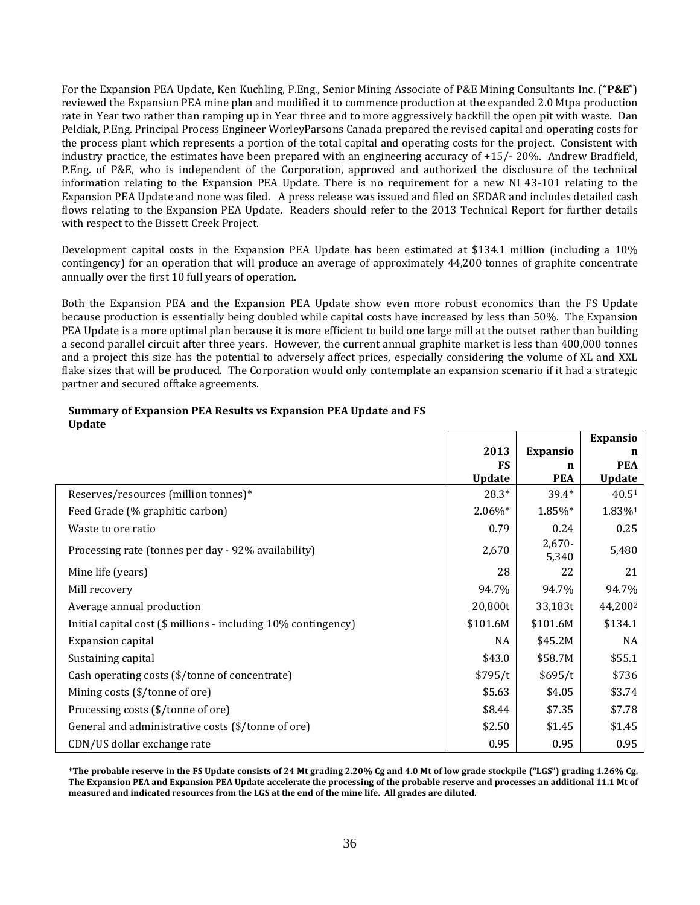For the Expansion PEA Update, Ken Kuchling, P.Eng., Senior Mining Associate of P&E Mining Consultants Inc. ("**P&E**") reviewed the Expansion PEA mine plan and modified it to commence production at the expanded 2.0 Mtpa production rate in Year two rather than ramping up in Year three and to more aggressively backfill the open pit with waste. Dan Peldiak, P.Eng. Principal Process Engineer WorleyParsons Canada prepared the revised capital and operating costs for the process plant which represents a portion of the total capital and operating costs for the project. Consistent with industry practice, the estimates have been prepared with an engineering accuracy of +15/- 20%. Andrew Bradfield, P.Eng. of P&E, who is independent of the Corporation, approved and authorized the disclosure of the technical information relating to the Expansion PEA Update. There is no requirement for a new NI 43-101 relating to the Expansion PEA Update and none was filed. A press release was issued and filed on SEDAR and includes detailed cash flows relating to the Expansion PEA Update. Readers should refer to the 2013 Technical Report for further details with respect to the Bissett Creek Project.

Development capital costs in the Expansion PEA Update has been estimated at $134.1 million (including a 10% contingency) for an operation that will produce an average of approximately 44,200 tonnes of graphite concentrate annually over the first 10 full years of operation.

Both the Expansion PEA and the Expansion PEA Update show even more robust economics than the FS Update because production is essentially being doubled while capital costs have increased by less than 50%. The Expansion PEA Update is a more optimal plan because it is more efficient to build one large mill at the outset rather than building a second parallel circuit after three years. However, the current annual graphite market is less than 400,000 tonnes and a project this size has the potential to adversely affect prices, especially considering the volume of XL and XXL flake sizes that will be produced. The Corporation would only contemplate an expansion scenario if it had a strategic partner and secured offtake agreements.

**Summary of Expansion PEA Results vs Expansion PEA Update and FS Update**

| | 2013 FS Update | Expansion PEA | Expansion PEA Update |
|---|---|---|---|
| Reserves/resources (million tonnes)* | 28.3* | 39.4* | 40.5[1] |
| Feed Grade (% graphitic carbon) | 2.06%* | 1.85%* | 1.83%[1] |
| Waste to ore ratio | 0.79 | 0.24 | 0.25 |
| Processing rate (tonnes per day - 92% availability) | 2,670 | 2,670-5,340 | 5,480 |
| Mine life (years) | 28 | 22 | 21 |
| Mill recovery | 94.7% | 94.7% | 94.7% |
| Average annual production | 20,800t | 33,183t | 44,200[2] |
| Initial capital cost ($ millions - including 10% contingency) | $101.6M | $101.6M | $134.1 |
| Expansion capital | NA | $45.2M | NA |
| Sustaining capital | $43.0 | $58.7M | $55.1 |
| Cash operating costs ($/tonne of concentrate) | $795/t | $695/t | $736 |
| Mining costs ($/tonne of ore) | $5.63 | $4.05 | $3.74 |
| Processing costs ($/tonne of ore) | $8.44 | $7.35 | $7.78 |
| General and administrative costs ($/tonne of ore) | $2.50 | $1.45 | $1.45 |
| CDN/US dollar exchange rate | 0.95 | 0.95 | 0.95 |

**\*The probable reserve in the FS Update consists of 24 Mt grading 2.20% Cg and 4.0 Mt of low grade stockpile ("LGS") grading 1.26% Cg. The Expansion PEA and Expansion PEA Update accelerate the processing of the probable reserve and processes an additional 11.1 Mt of measured and indicated resources from the LGS at the end of the mine life. All grades are diluted.**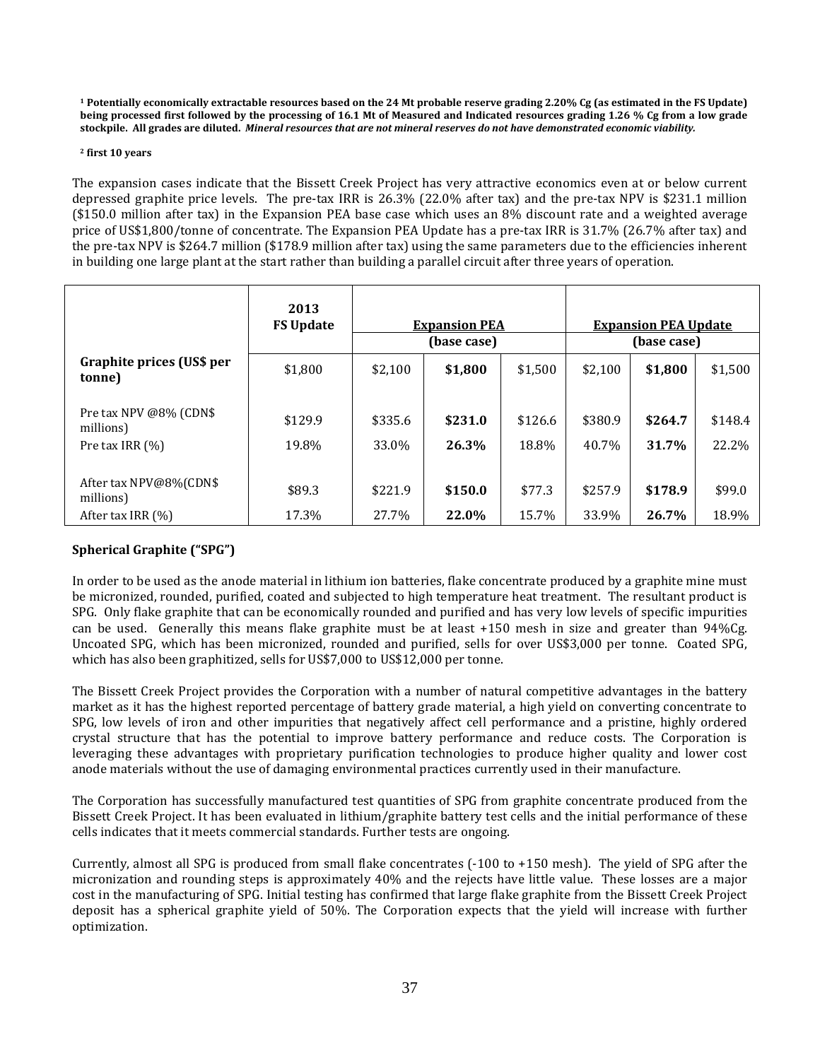[1] **Potentially economically extractable resources based on the 24 Mt probable reserve grading 2.20% Cg (as estimated in the FS Update) being processed first followed by the processing of 16.1 Mt of Measured and Indicated resources grading 1.26 % Cg from a low grade stockpile. All grades are diluted.** ***Mineral resources that are not mineral reserves do not have demonstrated economic viability.***

[2] **first 10 years**

The expansion cases indicate that the Bissett Creek Project has very attractive economics even at or below current depressed graphite price levels. The pre-tax IRR is 26.3% (22.0% after tax) and the pre-tax NPV is $231.1 million ($150.0 million after tax) in the Expansion PEA base case which uses an 8% discount rate and a weighted average price of US$1,800/tonne of concentrate. The Expansion PEA Update has a pre-tax IRR is 31.7% (26.7% after tax) and the pre-tax NPV is $264.7 million ($178.9 million after tax) using the same parameters due to the efficiencies inherent in building one large plant at the start rather than building a parallel circuit after three years of operation.

| | 2013 FS Update | Expansion PEA (base case) | | | Expansion PEA Update (base case) | | |
|---|---|---|---|---|---|---|---|
| **Graphite prices (US$ per tonne)** | $1,800 | $2,100 | **$1,800** | $1,500 | $2,100 | **$1,800** | $1,500 |
| Pre tax NPV @8% (CDN$ millions) | $129.9 | $335.6 | **$231.0** | $126.6 | $380.9 | **$264.7** | $148.4 |
| Pre tax IRR (%) | 19.8% | 33.0% | **26.3%** | 18.8% | 40.7% | **31.7%** | 22.2% |
| After tax NPV@8%(CDN$ millions) | $89.3 | $221.9 | **$150.0** | $77.3 | $257.9 | **$178.9** | $99.0 |
| After tax IRR (%) | 17.3% | 27.7% | **22.0%** | 15.7% | 33.9% | **26.7%** | 18.9% |

**Spherical Graphite ("SPG")**

In order to be used as the anode material in lithium ion batteries, flake concentrate produced by a graphite mine must be micronized, rounded, purified, coated and subjected to high temperature heat treatment. The resultant product is SPG. Only flake graphite that can be economically rounded and purified and has very low levels of specific impurities can be used. Generally this means flake graphite must be at least +150 mesh in size and greater than 94%Cg. Uncoated SPG, which has been micronized, rounded and purified, sells for over US$3,000 per tonne. Coated SPG, which has also been graphitized, sells for US$7,000 to US$12,000 per tonne.

The Bissett Creek Project provides the Corporation with a number of natural competitive advantages in the battery market as it has the highest reported percentage of battery grade material, a high yield on converting concentrate to SPG, low levels of iron and other impurities that negatively affect cell performance and a pristine, highly ordered crystal structure that has the potential to improve battery performance and reduce costs. The Corporation is leveraging these advantages with proprietary purification technologies to produce higher quality and lower cost anode materials without the use of damaging environmental practices currently used in their manufacture.

The Corporation has successfully manufactured test quantities of SPG from graphite concentrate produced from the Bissett Creek Project. It has been evaluated in lithium/graphite battery test cells and the initial performance of these cells indicates that it meets commercial standards. Further tests are ongoing.

Currently, almost all SPG is produced from small flake concentrates (-100 to +150 mesh). The yield of SPG after the micronization and rounding steps is approximately 40% and the rejects have little value. These losses are a major cost in the manufacturing of SPG. Initial testing has confirmed that large flake graphite from the Bissett Creek Project deposit has a spherical graphite yield of 50%. The Corporation expects that the yield will increase with further optimization.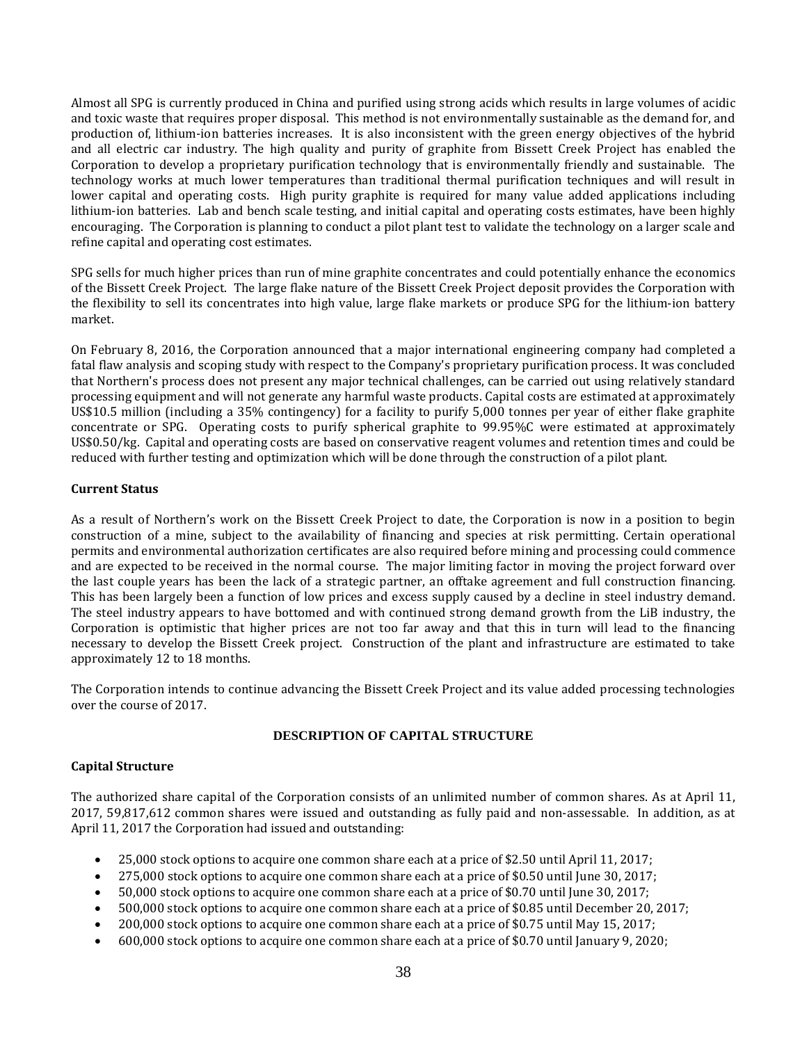Almost all SPG is currently produced in China and purified using strong acids which results in large volumes of acidic and toxic waste that requires proper disposal. This method is not environmentally sustainable as the demand for, and production of, lithium-ion batteries increases. It is also inconsistent with the green energy objectives of the hybrid and all electric car industry. The high quality and purity of graphite from Bissett Creek Project has enabled the Corporation to develop a proprietary purification technology that is environmentally friendly and sustainable. The technology works at much lower temperatures than traditional thermal purification techniques and will result in lower capital and operating costs. High purity graphite is required for many value added applications including lithium-ion batteries. Lab and bench scale testing, and initial capital and operating costs estimates, have been highly encouraging. The Corporation is planning to conduct a pilot plant test to validate the technology on a larger scale and refine capital and operating cost estimates.

SPG sells for much higher prices than run of mine graphite concentrates and could potentially enhance the economics of the Bissett Creek Project. The large flake nature of the Bissett Creek Project deposit provides the Corporation with the flexibility to sell its concentrates into high value, large flake markets or produce SPG for the lithium-ion battery market.

On February 8, 2016, the Corporation announced that a major international engineering company had completed a fatal flaw analysis and scoping study with respect to the Company's proprietary purification process. It was concluded that Northern's process does not present any major technical challenges, can be carried out using relatively standard processing equipment and will not generate any harmful waste products. Capital costs are estimated at approximately US$10.5 million (including a 35% contingency) for a facility to purify 5,000 tonnes per year of either flake graphite concentrate or SPG. Operating costs to purify spherical graphite to 99.95%C were estimated at approximately US$0.50/kg. Capital and operating costs are based on conservative reagent volumes and retention times and could be reduced with further testing and optimization which will be done through the construction of a pilot plant.

**Current Status**

As a result of Northern's work on the Bissett Creek Project to date, the Corporation is now in a position to begin construction of a mine, subject to the availability of financing and species at risk permitting. Certain operational permits and environmental authorization certificates are also required before mining and processing could commence and are expected to be received in the normal course. The major limiting factor in moving the project forward over the last couple years has been the lack of a strategic partner, an offtake agreement and full construction financing. This has been largely been a function of low prices and excess supply caused by a decline in steel industry demand. The steel industry appears to have bottomed and with continued strong demand growth from the LiB industry, the Corporation is optimistic that higher prices are not too far away and that this in turn will lead to the financing necessary to develop the Bissett Creek project. Construction of the plant and infrastructure are estimated to take approximately 12 to 18 months.

The Corporation intends to continue advancing the Bissett Creek Project and its value added processing technologies over the course of 2017.

## DESCRIPTION OF CAPITAL STRUCTURE

**Capital Structure**

The authorized share capital of the Corporation consists of an unlimited number of common shares. As at April 11, 2017, 59,817,612 common shares were issued and outstanding as fully paid and non-assessable. In addition, as at April 11, 2017 the Corporation had issued and outstanding:

- 25,000 stock options to acquire one common share each at a price of $2.50 until April 11, 2017;
- 275,000 stock options to acquire one common share each at a price of $0.50 until June 30, 2017;
- 50,000 stock options to acquire one common share each at a price of $0.70 until June 30, 2017;
- 500,000 stock options to acquire one common share each at a price of $0.85 until December 20, 2017;
- 200,000 stock options to acquire one common share each at a price of $0.75 until May 15, 2017;
- 600,000 stock options to acquire one common share each at a price of $0.70 until January 9, 2020;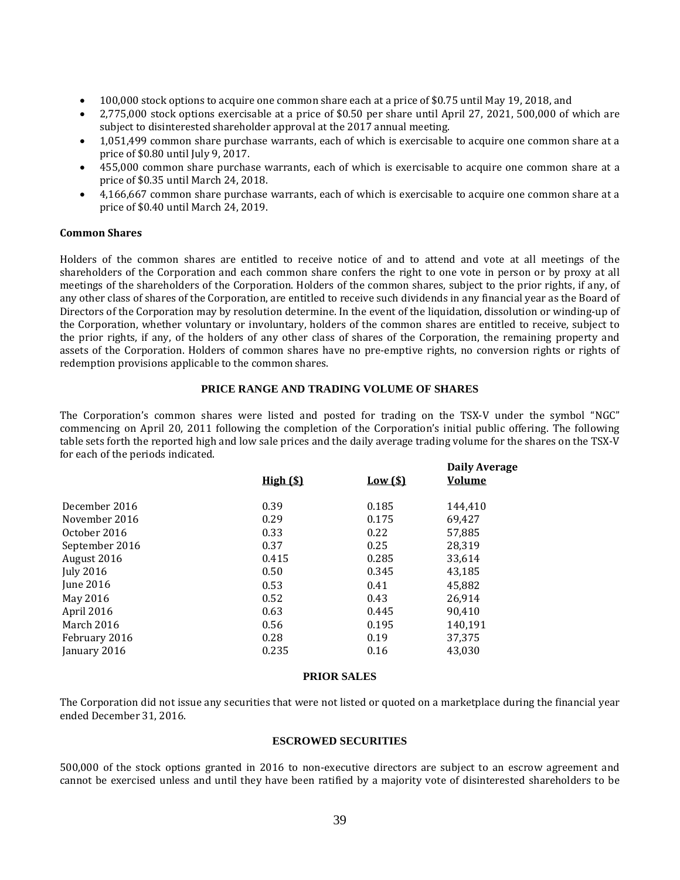- 100,000 stock options to acquire one common share each at a price of $0.75 until May 19, 2018, and
- 2,775,000 stock options exercisable at a price of $0.50 per share until April 27, 2021, 500,000 of which are subject to disinterested shareholder approval at the 2017 annual meeting.
- 1,051,499 common share purchase warrants, each of which is exercisable to acquire one common share at a price of $0.80 until July 9, 2017.
- 455,000 common share purchase warrants, each of which is exercisable to acquire one common share at a price of $0.35 until March 24, 2018.
- 4,166,667 common share purchase warrants, each of which is exercisable to acquire one common share at a price of $0.40 until March 24, 2019.

**Common Shares**

Holders of the common shares are entitled to receive notice of and to attend and vote at all meetings of the shareholders of the Corporation and each common share confers the right to one vote in person or by proxy at all meetings of the shareholders of the Corporation. Holders of the common shares, subject to the prior rights, if any, of any other class of shares of the Corporation, are entitled to receive such dividends in any financial year as the Board of Directors of the Corporation may by resolution determine. In the event of the liquidation, dissolution or winding-up of the Corporation, whether voluntary or involuntary, holders of the common shares are entitled to receive, subject to the prior rights, if any, of the holders of any other class of shares of the Corporation, the remaining property and assets of the Corporation. Holders of common shares have no pre-emptive rights, no conversion rights or rights of redemption provisions applicable to the common shares.

## PRICE RANGE AND TRADING VOLUME OF SHARES

The Corporation's common shares were listed and posted for trading on the TSX-V under the symbol "NGC" commencing on April 20, 2011 following the completion of the Corporation's initial public offering. The following table sets forth the reported high and low sale prices and the daily average trading volume for the shares on the TSX-V for each of the periods indicated.

| | High ($) | Low ($) | Daily Average Volume |
|---|---|---|---|
| December 2016 | 0.39 | 0.185 | 144,410 |
| November 2016 | 0.29 | 0.175 | 69,427 |
| October 2016 | 0.33 | 0.22 | 57,885 |
| September 2016 | 0.37 | 0.25 | 28,319 |
| August 2016 | 0.415 | 0.285 | 33,614 |
| July 2016 | 0.50 | 0.345 | 43,185 |
| June 2016 | 0.53 | 0.41 | 45,882 |
| May 2016 | 0.52 | 0.43 | 26,914 |
| April 2016 | 0.63 | 0.445 | 90,410 |
| March 2016 | 0.56 | 0.195 | 140,191 |
| February 2016 | 0.28 | 0.19 | 37,375 |
| January 2016 | 0.235 | 0.16 | 43,030 |

## PRIOR SALES

The Corporation did not issue any securities that were not listed or quoted on a marketplace during the financial year ended December 31, 2016.

## ESCROWED SECURITIES

500,000 of the stock options granted in 2016 to non-executive directors are subject to an escrow agreement and cannot be exercised unless and until they have been ratified by a majority vote of disinterested shareholders to be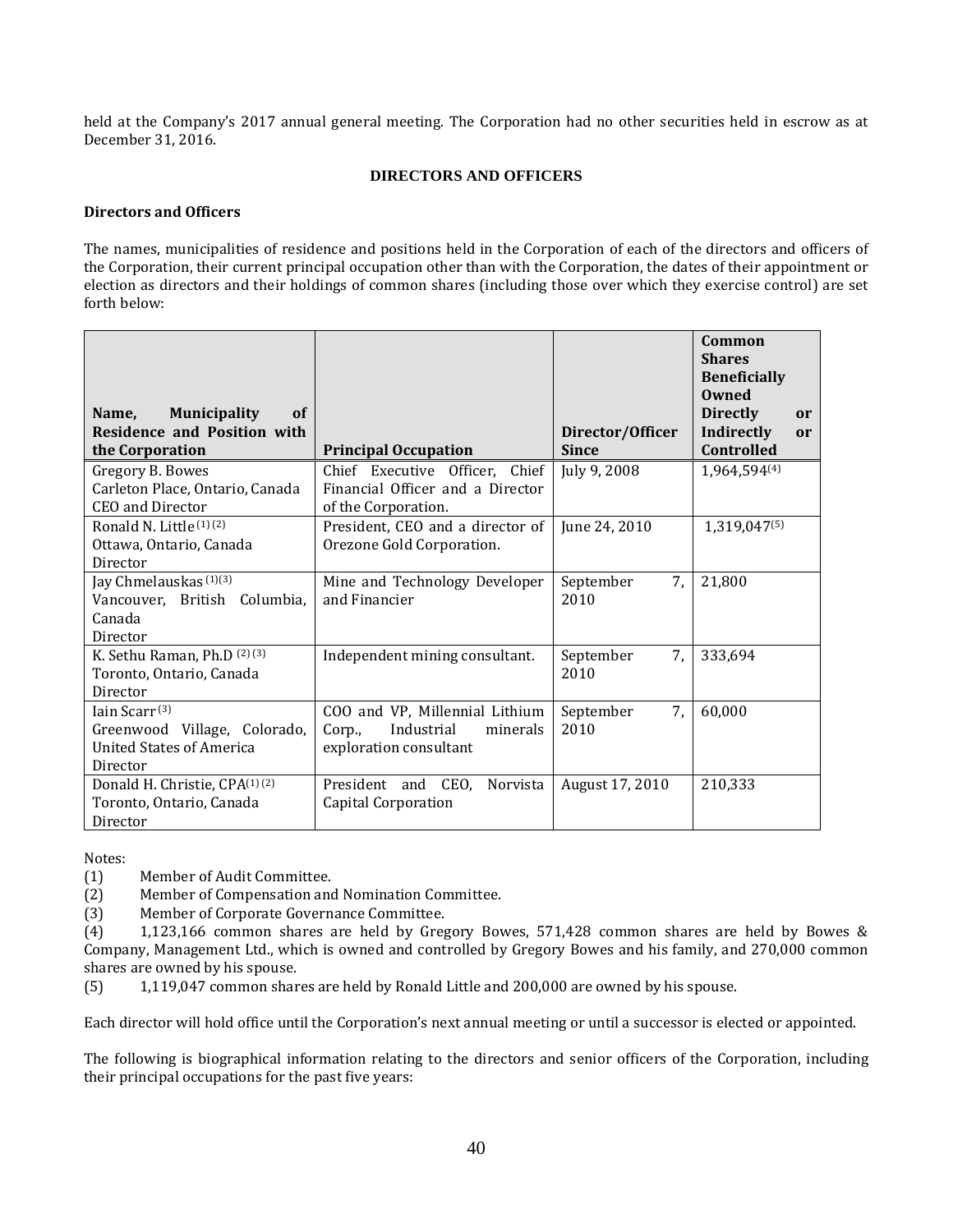held at the Company's 2017 annual general meeting. The Corporation had no other securities held in escrow as at December 31, 2016.

## DIRECTORS AND OFFICERS

### Directors and Officers

The names, municipalities of residence and positions held in the Corporation of each of the directors and officers of the Corporation, their current principal occupation other than with the Corporation, the dates of their appointment or election as directors and their holdings of common shares (including those over which they exercise control) are set forth below:

| Name, Municipality of Residence and Position with the Corporation | Principal Occupation | Director/Officer Since | Common Shares Beneficially Owned Directly or Indirectly or Controlled |
|---|---|---|---|
| Gregory B. Bowes<br>Carleton Place, Ontario, Canada<br>CEO and Director | Chief Executive Officer, Chief Financial Officer and a Director of the Corporation. | July 9, 2008 | 1,964,594[4] |
| Ronald N. Little[1][2]<br>Ottawa, Ontario, Canada<br>Director | President, CEO and a director of Orezone Gold Corporation. | June 24, 2010 | 1,319,047[5] |
| Jay Chmelauskas[1][3]<br>Vancouver, British Columbia, Canada<br>Director | Mine and Technology Developer and Financier | September 7, 2010 | 21,800 |
| K. Sethu Raman, Ph.D[2][3]<br>Toronto, Ontario, Canada<br>Director | Independent mining consultant. | September 7, 2010 | 333,694 |
| Iain Scarr[3]<br>Greenwood Village, Colorado, United States of America<br>Director | COO and VP, Millennial Lithium Corp., Industrial minerals exploration consultant | September 7, 2010 | 60,000 |
| Donald H. Christie, CPA[1][2]<br>Toronto, Ontario, Canada<br>Director | President and CEO, Norvista Capital Corporation | August 17, 2010 | 210,333 |

Notes:

(1) Member of Audit Committee.

(2) Member of Compensation and Nomination Committee.

(3) Member of Corporate Governance Committee.

(4) 1,123,166 common shares are held by Gregory Bowes, 571,428 common shares are held by Bowes & Company, Management Ltd., which is owned and controlled by Gregory Bowes and his family, and 270,000 common shares are owned by his spouse.

(5) 1,119,047 common shares are held by Ronald Little and 200,000 are owned by his spouse.

Each director will hold office until the Corporation's next annual meeting or until a successor is elected or appointed.

The following is biographical information relating to the directors and senior officers of the Corporation, including their principal occupations for the past five years: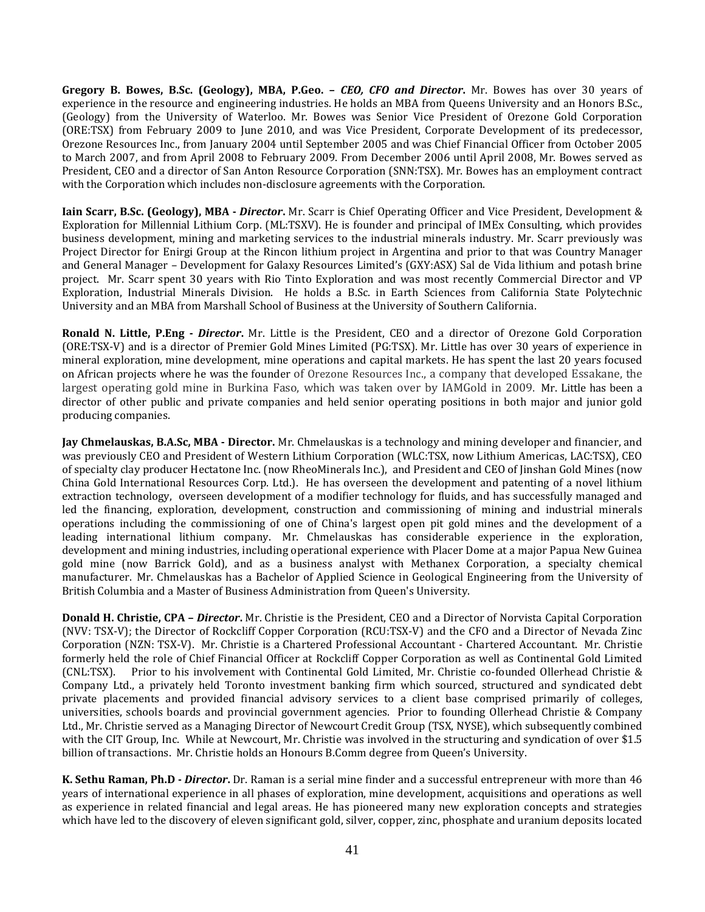**Gregory B. Bowes, B.Sc. (Geology), MBA, P.Geo. –** ***CEO, CFO and Director*****.** Mr. Bowes has over 30 years of experience in the resource and engineering industries. He holds an MBA from Queens University and an Honors B.Sc., (Geology) from the University of Waterloo. Mr. Bowes was Senior Vice President of Orezone Gold Corporation (ORE:TSX) from February 2009 to June 2010, and was Vice President, Corporate Development of its predecessor, Orezone Resources Inc., from January 2004 until September 2005 and was Chief Financial Officer from October 2005 to March 2007, and from April 2008 to February 2009. From December 2006 until April 2008, Mr. Bowes served as President, CEO and a director of San Anton Resource Corporation (SNN:TSX). Mr. Bowes has an employment contract with the Corporation which includes non-disclosure agreements with the Corporation.

**Iain Scarr, B.Sc. (Geology), MBA -** ***Director*****.** Mr. Scarr is Chief Operating Officer and Vice President, Development & Exploration for Millennial Lithium Corp. (ML:TSXV). He is founder and principal of IMEx Consulting, which provides business development, mining and marketing services to the industrial minerals industry. Mr. Scarr previously was Project Director for Enirgi Group at the Rincon lithium project in Argentina and prior to that was Country Manager and General Manager – Development for Galaxy Resources Limited's (GXY:ASX) Sal de Vida lithium and potash brine project. Mr. Scarr spent 30 years with Rio Tinto Exploration and was most recently Commercial Director and VP Exploration, Industrial Minerals Division. He holds a B.Sc. in Earth Sciences from California State Polytechnic University and an MBA from Marshall School of Business at the University of Southern California.

**Ronald N. Little, P.Eng -** ***Director*****.** Mr. Little is the President, CEO and a director of Orezone Gold Corporation (ORE:TSX-V) and is a director of Premier Gold Mines Limited (PG:TSX). Mr. Little has over 30 years of experience in mineral exploration, mine development, mine operations and capital markets. He has spent the last 20 years focused on African projects where he was the founder of Orezone Resources Inc., a company that developed Essakane, the largest operating gold mine in Burkina Faso, which was taken over by IAMGold in 2009. Mr. Little has been a director of other public and private companies and held senior operating positions in both major and junior gold producing companies.

**Jay Chmelauskas, B.A.Sc, MBA - Director.** Mr. Chmelauskas is a technology and mining developer and financier, and was previously CEO and President of Western Lithium Corporation (WLC:TSX, now Lithium Americas, LAC:TSX), CEO of specialty clay producer Hectatone Inc. (now RheoMinerals Inc.), and President and CEO of Jinshan Gold Mines (now China Gold International Resources Corp. Ltd.). He has overseen the development and patenting of a novel lithium extraction technology, overseen development of a modifier technology for fluids, and has successfully managed and led the financing, exploration, development, construction and commissioning of mining and industrial minerals operations including the commissioning of one of China's largest open pit gold mines and the development of a leading international lithium company. Mr. Chmelauskas has considerable experience in the exploration, development and mining industries, including operational experience with Placer Dome at a major Papua New Guinea gold mine (now Barrick Gold), and as a business analyst with Methanex Corporation, a specialty chemical manufacturer. Mr. Chmelauskas has a Bachelor of Applied Science in Geological Engineering from the University of British Columbia and a Master of Business Administration from Queen's University.

**Donald H. Christie, CPA –** ***Director*****.** Mr. Christie is the President, CEO and a Director of Norvista Capital Corporation (NVV: TSX-V); the Director of Rockcliff Copper Corporation (RCU:TSX-V) and the CFO and a Director of Nevada Zinc Corporation (NZN: TSX-V). Mr. Christie is a Chartered Professional Accountant - Chartered Accountant. Mr. Christie formerly held the role of Chief Financial Officer at Rockcliff Copper Corporation as well as Continental Gold Limited (CNL:TSX). Prior to his involvement with Continental Gold Limited, Mr. Christie co-founded Ollerhead Christie & Company Ltd., a privately held Toronto investment banking firm which sourced, structured and syndicated debt private placements and provided financial advisory services to a client base comprised primarily of colleges, universities, schools boards and provincial government agencies. Prior to founding Ollerhead Christie & Company Ltd., Mr. Christie served as a Managing Director of Newcourt Credit Group (TSX, NYSE), which subsequently combined with the CIT Group, Inc. While at Newcourt, Mr. Christie was involved in the structuring and syndication of over $1.5 billion of transactions. Mr. Christie holds an Honours B.Comm degree from Queen's University.

**K. Sethu Raman, Ph.D -** ***Director*****.** Dr. Raman is a serial mine finder and a successful entrepreneur with more than 46 years of international experience in all phases of exploration, mine development, acquisitions and operations as well as experience in related financial and legal areas. He has pioneered many new exploration concepts and strategies which have led to the discovery of eleven significant gold, silver, copper, zinc, phosphate and uranium deposits located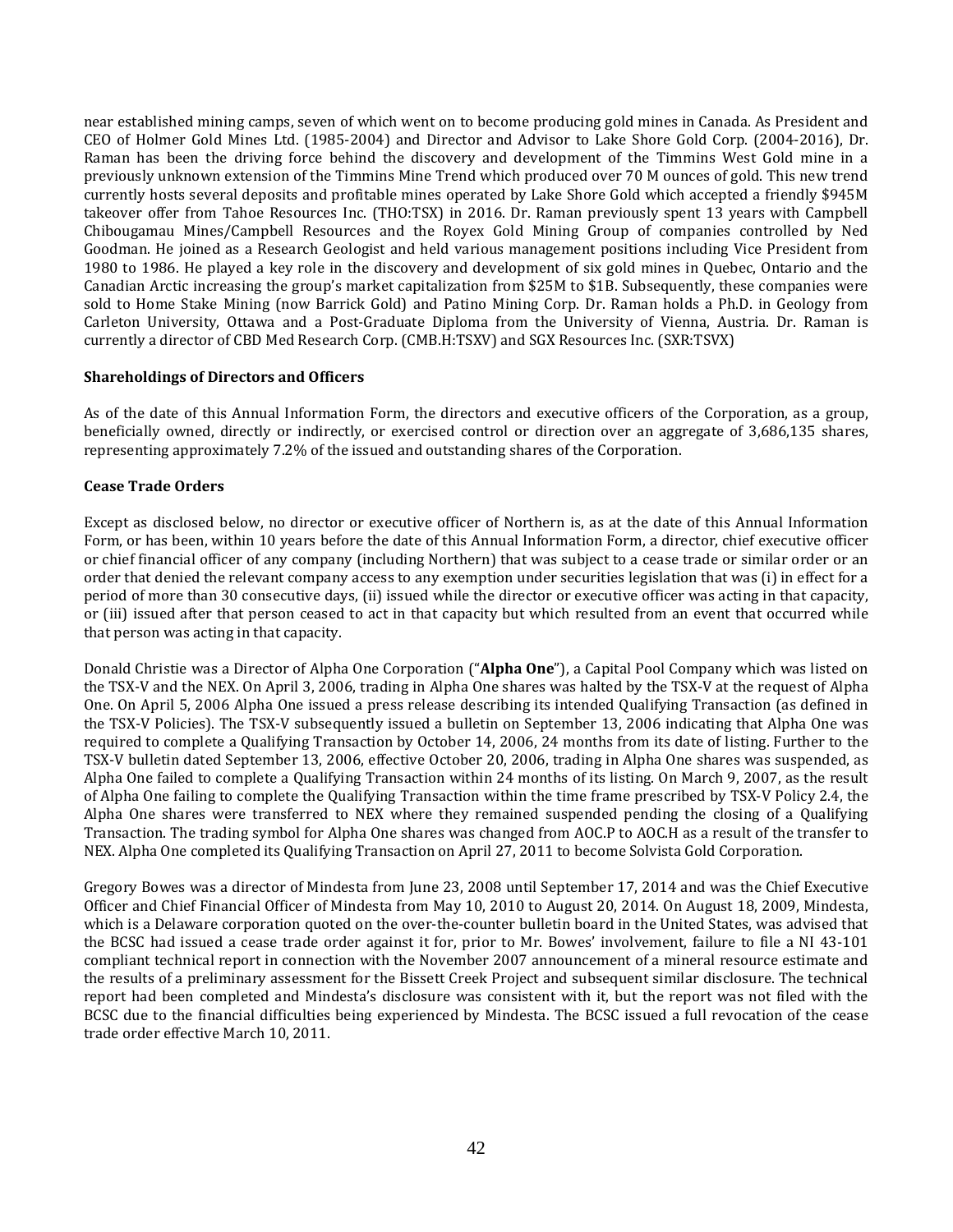near established mining camps, seven of which went on to become producing gold mines in Canada. As President and CEO of Holmer Gold Mines Ltd. (1985-2004) and Director and Advisor to Lake Shore Gold Corp. (2004-2016), Dr. Raman has been the driving force behind the discovery and development of the Timmins West Gold mine in a previously unknown extension of the Timmins Mine Trend which produced over 70 M ounces of gold. This new trend currently hosts several deposits and profitable mines operated by Lake Shore Gold which accepted a friendly $945M takeover offer from Tahoe Resources Inc. (THO:TSX) in 2016. Dr. Raman previously spent 13 years with Campbell Chibougamau Mines/Campbell Resources and the Royex Gold Mining Group of companies controlled by Ned Goodman. He joined as a Research Geologist and held various management positions including Vice President from 1980 to 1986. He played a key role in the discovery and development of six gold mines in Quebec, Ontario and the Canadian Arctic increasing the group's market capitalization from $25M to $1B. Subsequently, these companies were sold to Home Stake Mining (now Barrick Gold) and Patino Mining Corp. Dr. Raman holds a Ph.D. in Geology from Carleton University, Ottawa and a Post-Graduate Diploma from the University of Vienna, Austria. Dr. Raman is currently a director of CBD Med Research Corp. (CMB.H:TSXV) and SGX Resources Inc. (SXR:TSVX)

**Shareholdings of Directors and Officers**

As of the date of this Annual Information Form, the directors and executive officers of the Corporation, as a group, beneficially owned, directly or indirectly, or exercised control or direction over an aggregate of 3,686,135 shares, representing approximately 7.2% of the issued and outstanding shares of the Corporation.

**Cease Trade Orders**

Except as disclosed below, no director or executive officer of Northern is, as at the date of this Annual Information Form, or has been, within 10 years before the date of this Annual Information Form, a director, chief executive officer or chief financial officer of any company (including Northern) that was subject to a cease trade or similar order or an order that denied the relevant company access to any exemption under securities legislation that was (i) in effect for a period of more than 30 consecutive days, (ii) issued while the director or executive officer was acting in that capacity, or (iii) issued after that person ceased to act in that capacity but which resulted from an event that occurred while that person was acting in that capacity.

Donald Christie was a Director of Alpha One Corporation ("**Alpha One**"), a Capital Pool Company which was listed on the TSX-V and the NEX. On April 3, 2006, trading in Alpha One shares was halted by the TSX-V at the request of Alpha One. On April 5, 2006 Alpha One issued a press release describing its intended Qualifying Transaction (as defined in the TSX-V Policies). The TSX-V subsequently issued a bulletin on September 13, 2006 indicating that Alpha One was required to complete a Qualifying Transaction by October 14, 2006, 24 months from its date of listing. Further to the TSX-V bulletin dated September 13, 2006, effective October 20, 2006, trading in Alpha One shares was suspended, as Alpha One failed to complete a Qualifying Transaction within 24 months of its listing. On March 9, 2007, as the result of Alpha One failing to complete the Qualifying Transaction within the time frame prescribed by TSX-V Policy 2.4, the Alpha One shares were transferred to NEX where they remained suspended pending the closing of a Qualifying Transaction. The trading symbol for Alpha One shares was changed from AOC.P to AOC.H as a result of the transfer to NEX. Alpha One completed its Qualifying Transaction on April 27, 2011 to become Solvista Gold Corporation.

Gregory Bowes was a director of Mindesta from June 23, 2008 until September 17, 2014 and was the Chief Executive Officer and Chief Financial Officer of Mindesta from May 10, 2010 to August 20, 2014. On August 18, 2009, Mindesta, which is a Delaware corporation quoted on the over-the-counter bulletin board in the United States, was advised that the BCSC had issued a cease trade order against it for, prior to Mr. Bowes' involvement, failure to file a NI 43-101 compliant technical report in connection with the November 2007 announcement of a mineral resource estimate and the results of a preliminary assessment for the Bissett Creek Project and subsequent similar disclosure. The technical report had been completed and Mindesta's disclosure was consistent with it, but the report was not filed with the BCSC due to the financial difficulties being experienced by Mindesta. The BCSC issued a full revocation of the cease trade order effective March 10, 2011.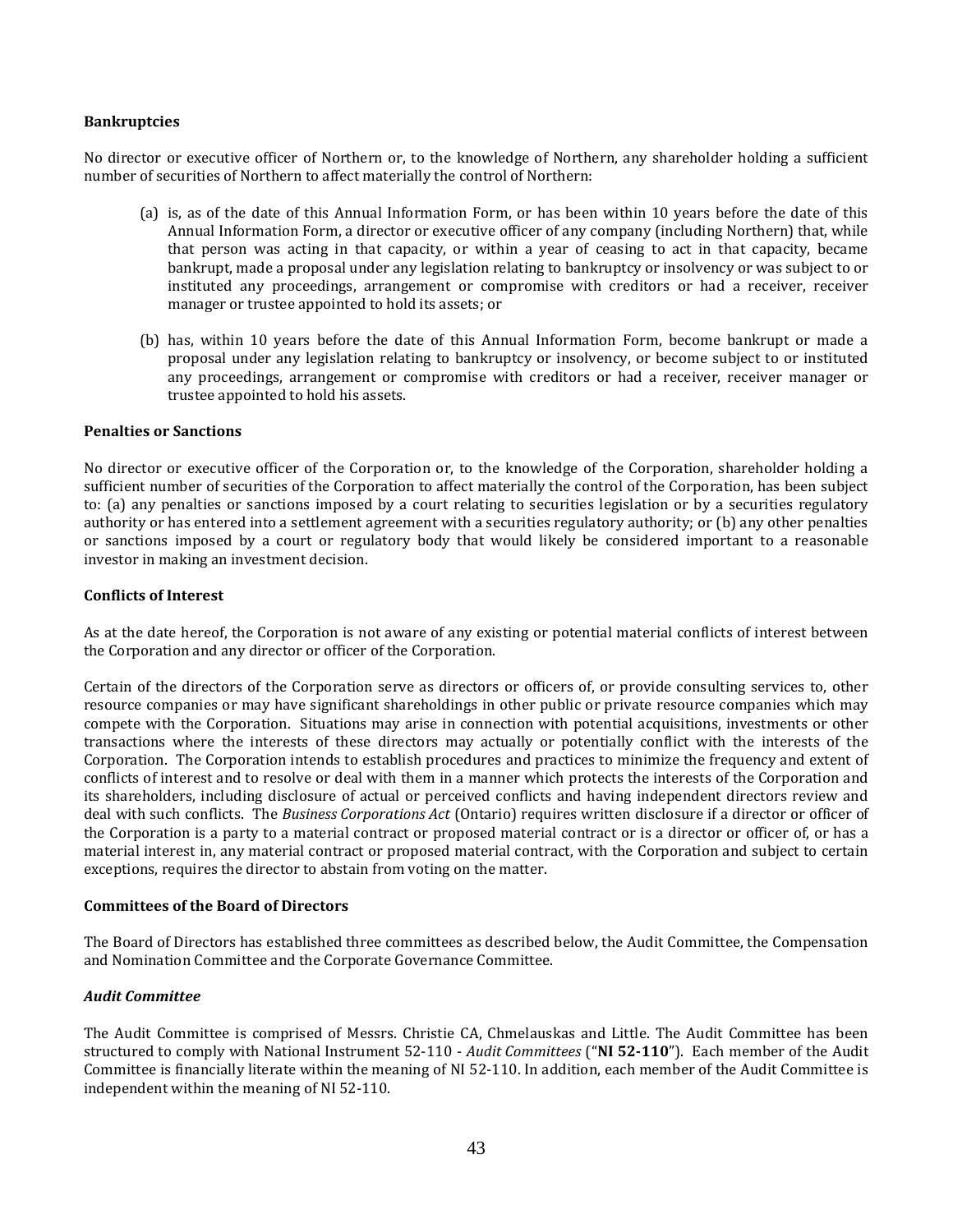**Bankruptcies**

No director or executive officer of Northern or, to the knowledge of Northern, any shareholder holding a sufficient number of securities of Northern to affect materially the control of Northern:

(a) is, as of the date of this Annual Information Form, or has been within 10 years before the date of this Annual Information Form, a director or executive officer of any company (including Northern) that, while that person was acting in that capacity, or within a year of ceasing to act in that capacity, became bankrupt, made a proposal under any legislation relating to bankruptcy or insolvency or was subject to or instituted any proceedings, arrangement or compromise with creditors or had a receiver, receiver manager or trustee appointed to hold its assets; or

(b) has, within 10 years before the date of this Annual Information Form, become bankrupt or made a proposal under any legislation relating to bankruptcy or insolvency, or become subject to or instituted any proceedings, arrangement or compromise with creditors or had a receiver, receiver manager or trustee appointed to hold his assets.

**Penalties or Sanctions**

No director or executive officer of the Corporation or, to the knowledge of the Corporation, shareholder holding a sufficient number of securities of the Corporation to affect materially the control of the Corporation, has been subject to: (a) any penalties or sanctions imposed by a court relating to securities legislation or by a securities regulatory authority or has entered into a settlement agreement with a securities regulatory authority; or (b) any other penalties or sanctions imposed by a court or regulatory body that would likely be considered important to a reasonable investor in making an investment decision.

**Conflicts of Interest**

As at the date hereof, the Corporation is not aware of any existing or potential material conflicts of interest between the Corporation and any director or officer of the Corporation.

Certain of the directors of the Corporation serve as directors or officers of, or provide consulting services to, other resource companies or may have significant shareholdings in other public or private resource companies which may compete with the Corporation. Situations may arise in connection with potential acquisitions, investments or other transactions where the interests of these directors may actually or potentially conflict with the interests of the Corporation. The Corporation intends to establish procedures and practices to minimize the frequency and extent of conflicts of interest and to resolve or deal with them in a manner which protects the interests of the Corporation and its shareholders, including disclosure of actual or perceived conflicts and having independent directors review and deal with such conflicts. The *Business Corporations Act* (Ontario) requires written disclosure if a director or officer of the Corporation is a party to a material contract or proposed material contract or is a director or officer of, or has a material interest in, any material contract or proposed material contract, with the Corporation and subject to certain exceptions, requires the director to abstain from voting on the matter.

**Committees of the Board of Directors**

The Board of Directors has established three committees as described below, the Audit Committee, the Compensation and Nomination Committee and the Corporate Governance Committee.

***Audit Committee***

The Audit Committee is comprised of Messrs. Christie CA, Chmelauskas and Little. The Audit Committee has been structured to comply with National Instrument 52-110 - *Audit Committees* ("**NI 52-110**"). Each member of the Audit Committee is financially literate within the meaning of NI 52-110. In addition, each member of the Audit Committee is independent within the meaning of NI 52-110.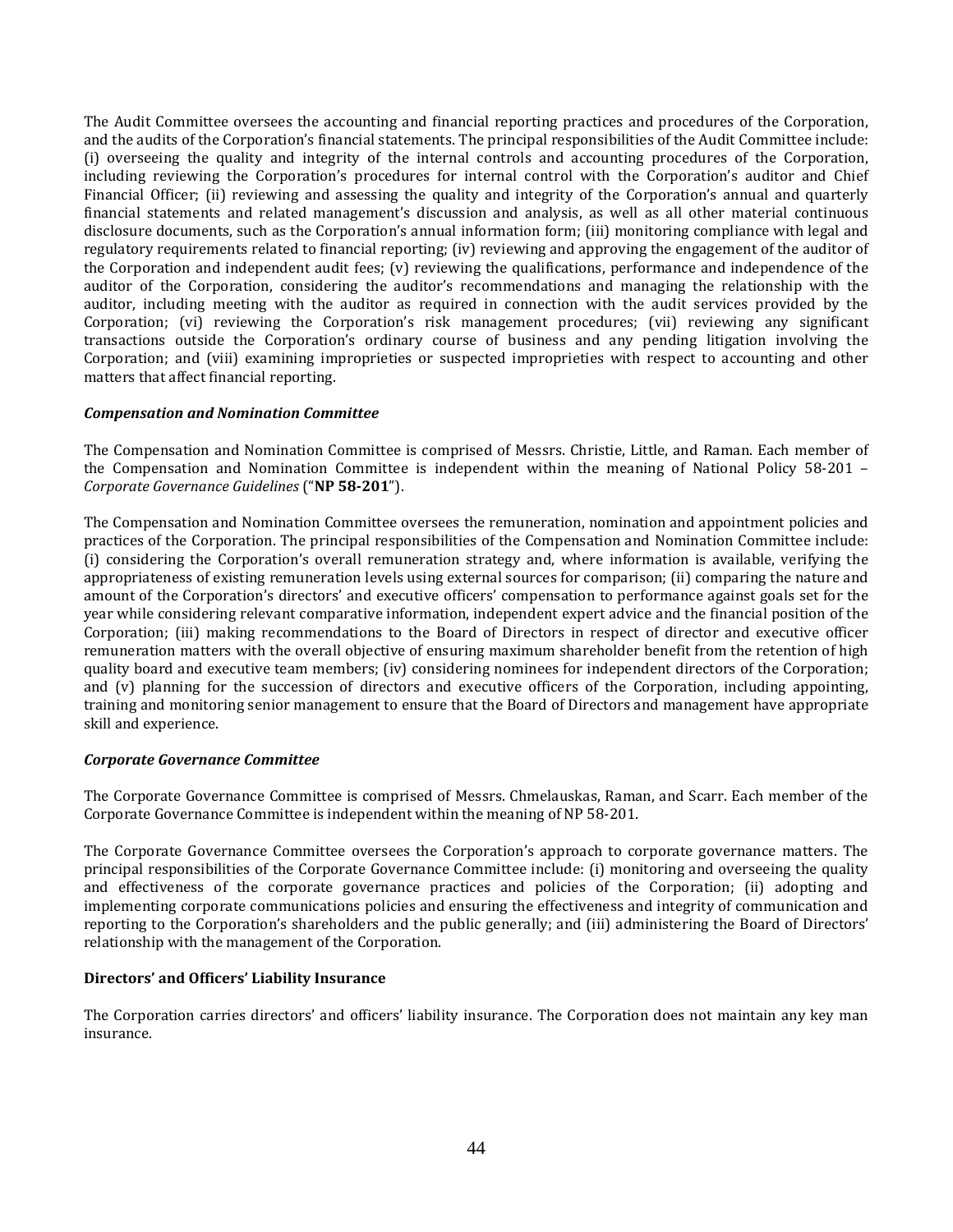The Audit Committee oversees the accounting and financial reporting practices and procedures of the Corporation, and the audits of the Corporation's financial statements. The principal responsibilities of the Audit Committee include: (i) overseeing the quality and integrity of the internal controls and accounting procedures of the Corporation, including reviewing the Corporation's procedures for internal control with the Corporation's auditor and Chief Financial Officer; (ii) reviewing and assessing the quality and integrity of the Corporation's annual and quarterly financial statements and related management's discussion and analysis, as well as all other material continuous disclosure documents, such as the Corporation's annual information form; (iii) monitoring compliance with legal and regulatory requirements related to financial reporting; (iv) reviewing and approving the engagement of the auditor of the Corporation and independent audit fees; (v) reviewing the qualifications, performance and independence of the auditor of the Corporation, considering the auditor's recommendations and managing the relationship with the auditor, including meeting with the auditor as required in connection with the audit services provided by the Corporation; (vi) reviewing the Corporation's risk management procedures; (vii) reviewing any significant transactions outside the Corporation's ordinary course of business and any pending litigation involving the Corporation; and (viii) examining improprieties or suspected improprieties with respect to accounting and other matters that affect financial reporting.

***Compensation and Nomination Committee***

The Compensation and Nomination Committee is comprised of Messrs. Christie, Little, and Raman. Each member of the Compensation and Nomination Committee is independent within the meaning of National Policy 58-201 – *Corporate Governance Guidelines* ("**NP 58-201**").

The Compensation and Nomination Committee oversees the remuneration, nomination and appointment policies and practices of the Corporation. The principal responsibilities of the Compensation and Nomination Committee include: (i) considering the Corporation's overall remuneration strategy and, where information is available, verifying the appropriateness of existing remuneration levels using external sources for comparison; (ii) comparing the nature and amount of the Corporation's directors' and executive officers' compensation to performance against goals set for the year while considering relevant comparative information, independent expert advice and the financial position of the Corporation; (iii) making recommendations to the Board of Directors in respect of director and executive officer remuneration matters with the overall objective of ensuring maximum shareholder benefit from the retention of high quality board and executive team members; (iv) considering nominees for independent directors of the Corporation; and (v) planning for the succession of directors and executive officers of the Corporation, including appointing, training and monitoring senior management to ensure that the Board of Directors and management have appropriate skill and experience.

***Corporate Governance Committee***

The Corporate Governance Committee is comprised of Messrs. Chmelauskas, Raman, and Scarr. Each member of the Corporate Governance Committee is independent within the meaning of NP 58-201.

The Corporate Governance Committee oversees the Corporation's approach to corporate governance matters. The principal responsibilities of the Corporate Governance Committee include: (i) monitoring and overseeing the quality and effectiveness of the corporate governance practices and policies of the Corporation; (ii) adopting and implementing corporate communications policies and ensuring the effectiveness and integrity of communication and reporting to the Corporation's shareholders and the public generally; and (iii) administering the Board of Directors' relationship with the management of the Corporation.

**Directors' and Officers' Liability Insurance**

The Corporation carries directors' and officers' liability insurance. The Corporation does not maintain any key man insurance.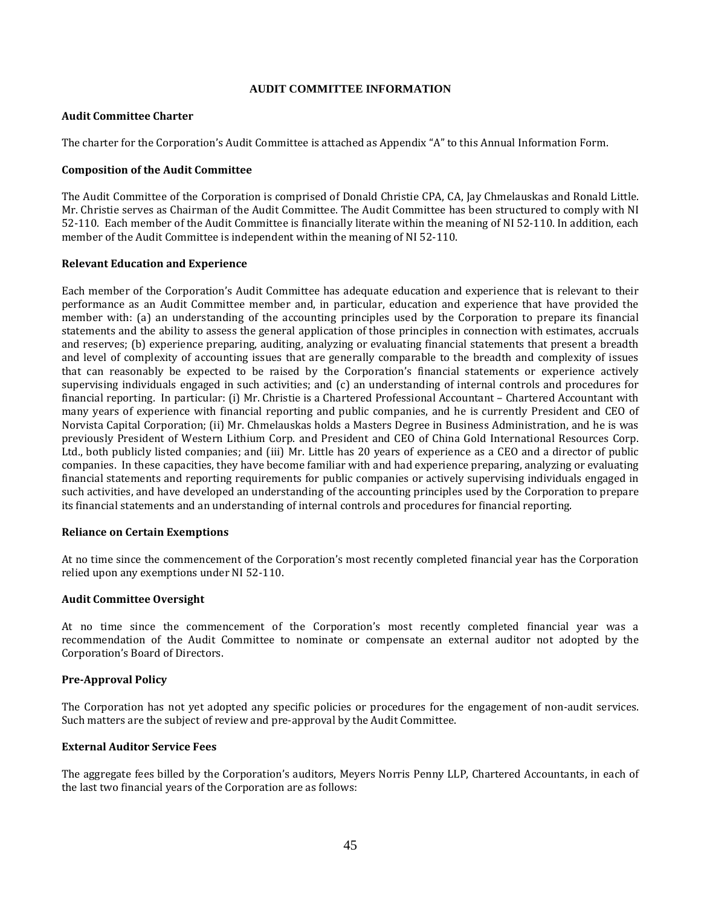## AUDIT COMMITTEE INFORMATION

### Audit Committee Charter

The charter for the Corporation's Audit Committee is attached as Appendix "A" to this Annual Information Form.

### Composition of the Audit Committee

The Audit Committee of the Corporation is comprised of Donald Christie CPA, CA, Jay Chmelauskas and Ronald Little. Mr. Christie serves as Chairman of the Audit Committee. The Audit Committee has been structured to comply with NI 52-110. Each member of the Audit Committee is financially literate within the meaning of NI 52-110. In addition, each member of the Audit Committee is independent within the meaning of NI 52-110.

### Relevant Education and Experience

Each member of the Corporation's Audit Committee has adequate education and experience that is relevant to their performance as an Audit Committee member and, in particular, education and experience that have provided the member with: (a) an understanding of the accounting principles used by the Corporation to prepare its financial statements and the ability to assess the general application of those principles in connection with estimates, accruals and reserves; (b) experience preparing, auditing, analyzing or evaluating financial statements that present a breadth and level of complexity of accounting issues that are generally comparable to the breadth and complexity of issues that can reasonably be expected to be raised by the Corporation's financial statements or experience actively supervising individuals engaged in such activities; and (c) an understanding of internal controls and procedures for financial reporting. In particular: (i) Mr. Christie is a Chartered Professional Accountant – Chartered Accountant with many years of experience with financial reporting and public companies, and he is currently President and CEO of Norvista Capital Corporation; (ii) Mr. Chmelauskas holds a Masters Degree in Business Administration, and he is was previously President of Western Lithium Corp. and President and CEO of China Gold International Resources Corp. Ltd., both publicly listed companies; and (iii) Mr. Little has 20 years of experience as a CEO and a director of public companies. In these capacities, they have become familiar with and had experience preparing, analyzing or evaluating financial statements and reporting requirements for public companies or actively supervising individuals engaged in such activities, and have developed an understanding of the accounting principles used by the Corporation to prepare its financial statements and an understanding of internal controls and procedures for financial reporting.

### Reliance on Certain Exemptions

At no time since the commencement of the Corporation's most recently completed financial year has the Corporation relied upon any exemptions under NI 52-110.

### Audit Committee Oversight

At no time since the commencement of the Corporation's most recently completed financial year was a recommendation of the Audit Committee to nominate or compensate an external auditor not adopted by the Corporation's Board of Directors.

### Pre-Approval Policy

The Corporation has not yet adopted any specific policies or procedures for the engagement of non-audit services. Such matters are the subject of review and pre-approval by the Audit Committee.

### External Auditor Service Fees

The aggregate fees billed by the Corporation's auditors, Meyers Norris Penny LLP, Chartered Accountants, in each of the last two financial years of the Corporation are as follows: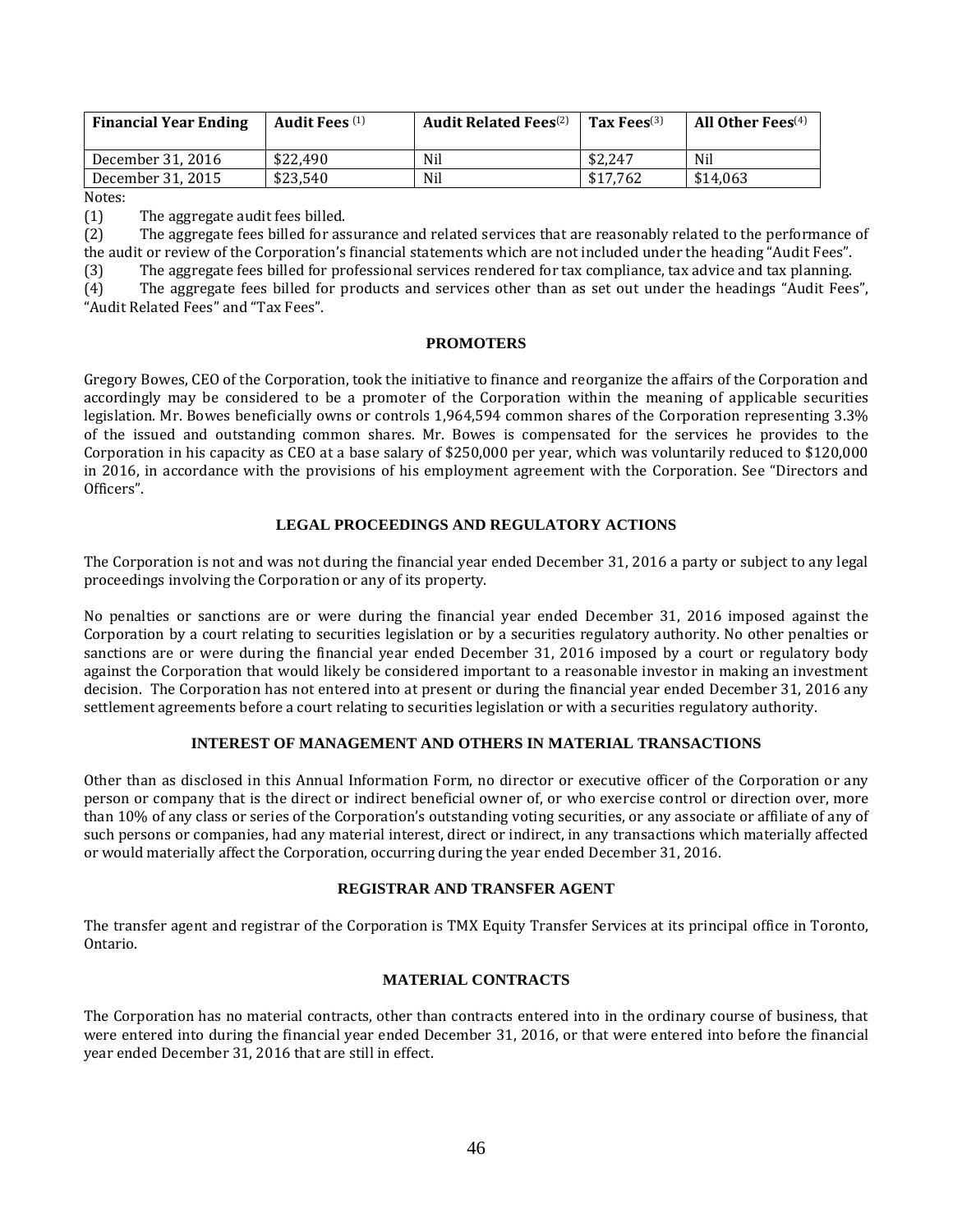| Financial Year Ending | Audit Fees [1] | Audit Related Fees[2] | Tax Fees[3] | All Other Fees[4] |
|---|---|---|---|---|
| December 31, 2016 | $22,490 | Nil | $2,247 | Nil |
| December 31, 2015 | $23,540 | Nil | $17,762 | $14,063 |

Notes:

(1) The aggregate audit fees billed.

(2) The aggregate fees billed for assurance and related services that are reasonably related to the performance of the audit or review of the Corporation's financial statements which are not included under the heading "Audit Fees".

(3) The aggregate fees billed for professional services rendered for tax compliance, tax advice and tax planning.

(4) The aggregate fees billed for products and services other than as set out under the headings "Audit Fees", "Audit Related Fees" and "Tax Fees".

## PROMOTERS

Gregory Bowes, CEO of the Corporation, took the initiative to finance and reorganize the affairs of the Corporation and accordingly may be considered to be a promoter of the Corporation within the meaning of applicable securities legislation. Mr. Bowes beneficially owns or controls 1,964,594 common shares of the Corporation representing 3.3% of the issued and outstanding common shares. Mr. Bowes is compensated for the services he provides to the Corporation in his capacity as CEO at a base salary of $250,000 per year, which was voluntarily reduced to $120,000 in 2016, in accordance with the provisions of his employment agreement with the Corporation. See "Directors and Officers".

## LEGAL PROCEEDINGS AND REGULATORY ACTIONS

The Corporation is not and was not during the financial year ended December 31, 2016 a party or subject to any legal proceedings involving the Corporation or any of its property.

No penalties or sanctions are or were during the financial year ended December 31, 2016 imposed against the Corporation by a court relating to securities legislation or by a securities regulatory authority. No other penalties or sanctions are or were during the financial year ended December 31, 2016 imposed by a court or regulatory body against the Corporation that would likely be considered important to a reasonable investor in making an investment decision. The Corporation has not entered into at present or during the financial year ended December 31, 2016 any settlement agreements before a court relating to securities legislation or with a securities regulatory authority.

## INTEREST OF MANAGEMENT AND OTHERS IN MATERIAL TRANSACTIONS

Other than as disclosed in this Annual Information Form, no director or executive officer of the Corporation or any person or company that is the direct or indirect beneficial owner of, or who exercise control or direction over, more than 10% of any class or series of the Corporation's outstanding voting securities, or any associate or affiliate of any of such persons or companies, had any material interest, direct or indirect, in any transactions which materially affected or would materially affect the Corporation, occurring during the year ended December 31, 2016.

## REGISTRAR AND TRANSFER AGENT

The transfer agent and registrar of the Corporation is TMX Equity Transfer Services at its principal office in Toronto, Ontario.

## MATERIAL CONTRACTS

The Corporation has no material contracts, other than contracts entered into in the ordinary course of business, that were entered into during the financial year ended December 31, 2016, or that were entered into before the financial year ended December 31, 2016 that are still in effect.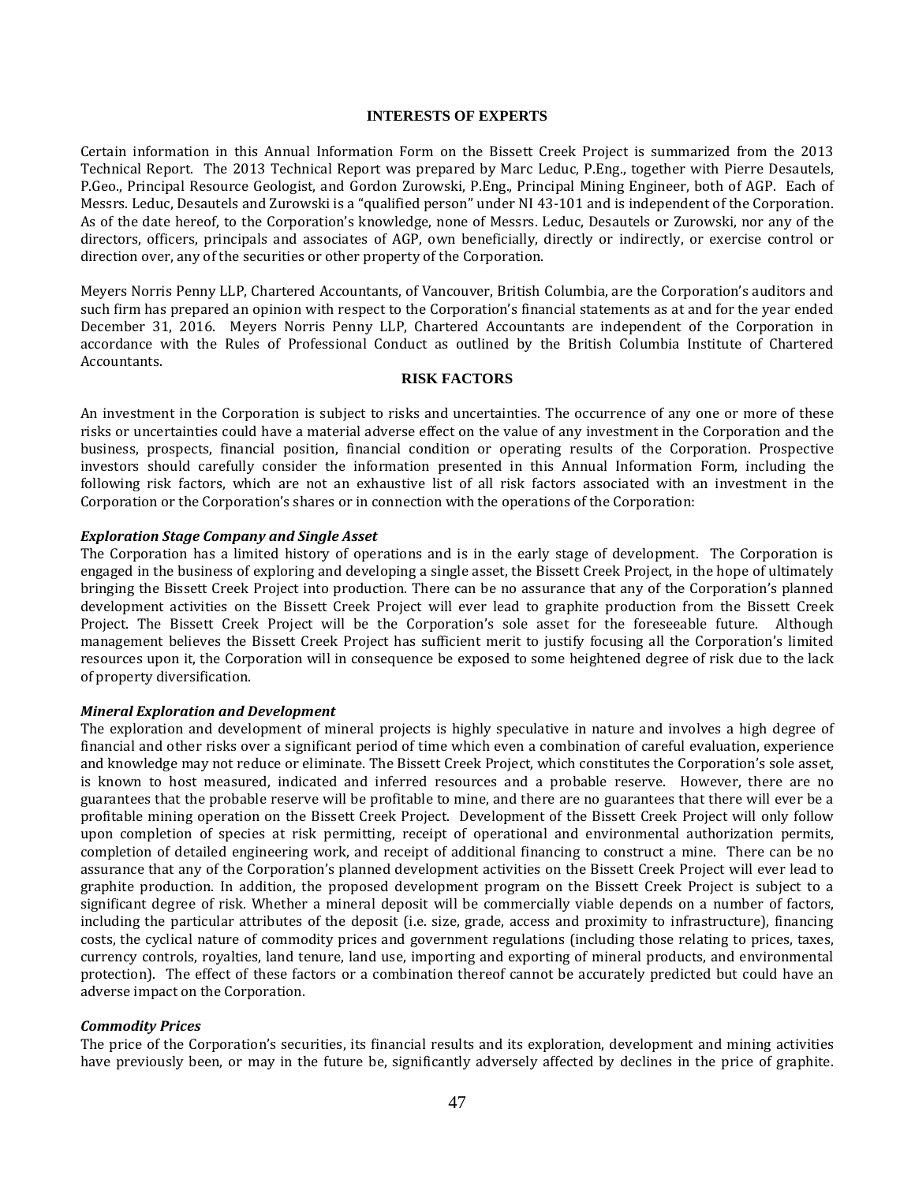## INTERESTS OF EXPERTS

Certain information in this Annual Information Form on the Bissett Creek Project is summarized from the 2013 Technical Report. The 2013 Technical Report was prepared by Marc Leduc, P.Eng., together with Pierre Desautels, P.Geo., Principal Resource Geologist, and Gordon Zurowski, P.Eng., Principal Mining Engineer, both of AGP. Each of Messrs. Leduc, Desautels and Zurowski is a "qualified person" under NI 43-101 and is independent of the Corporation. As of the date hereof, to the Corporation's knowledge, none of Messrs. Leduc, Desautels or Zurowski, nor any of the directors, officers, principals and associates of AGP, own beneficially, directly or indirectly, or exercise control or direction over, any of the securities or other property of the Corporation.

Meyers Norris Penny LLP, Chartered Accountants, of Vancouver, British Columbia, are the Corporation's auditors and such firm has prepared an opinion with respect to the Corporation's financial statements as at and for the year ended December 31, 2016. Meyers Norris Penny LLP, Chartered Accountants are independent of the Corporation in accordance with the Rules of Professional Conduct as outlined by the British Columbia Institute of Chartered Accountants.

## RISK FACTORS

An investment in the Corporation is subject to risks and uncertainties. The occurrence of any one or more of these risks or uncertainties could have a material adverse effect on the value of any investment in the Corporation and the business, prospects, financial position, financial condition or operating results of the Corporation. Prospective investors should carefully consider the information presented in this Annual Information Form, including the following risk factors, which are not an exhaustive list of all risk factors associated with an investment in the Corporation or the Corporation's shares or in connection with the operations of the Corporation:

### *Exploration Stage Company and Single Asset*

The Corporation has a limited history of operations and is in the early stage of development. The Corporation is engaged in the business of exploring and developing a single asset, the Bissett Creek Project, in the hope of ultimately bringing the Bissett Creek Project into production. There can be no assurance that any of the Corporation's planned development activities on the Bissett Creek Project will ever lead to graphite production from the Bissett Creek Project. The Bissett Creek Project will be the Corporation's sole asset for the foreseeable future. Although management believes the Bissett Creek Project has sufficient merit to justify focusing all the Corporation's limited resources upon it, the Corporation will in consequence be exposed to some heightened degree of risk due to the lack of property diversification.

### *Mineral Exploration and Development*

The exploration and development of mineral projects is highly speculative in nature and involves a high degree of financial and other risks over a significant period of time which even a combination of careful evaluation, experience and knowledge may not reduce or eliminate. The Bissett Creek Project, which constitutes the Corporation's sole asset, is known to host measured, indicated and inferred resources and a probable reserve. However, there are no guarantees that the probable reserve will be profitable to mine, and there are no guarantees that there will ever be a profitable mining operation on the Bissett Creek Project. Development of the Bissett Creek Project will only follow upon completion of species at risk permitting, receipt of operational and environmental authorization permits, completion of detailed engineering work, and receipt of additional financing to construct a mine. There can be no assurance that any of the Corporation's planned development activities on the Bissett Creek Project will ever lead to graphite production. In addition, the proposed development program on the Bissett Creek Project is subject to a significant degree of risk. Whether a mineral deposit will be commercially viable depends on a number of factors, including the particular attributes of the deposit (i.e. size, grade, access and proximity to infrastructure), financing costs, the cyclical nature of commodity prices and government regulations (including those relating to prices, taxes, currency controls, royalties, land tenure, land use, importing and exporting of mineral products, and environmental protection). The effect of these factors or a combination thereof cannot be accurately predicted but could have an adverse impact on the Corporation.

### *Commodity Prices*

The price of the Corporation's securities, its financial results and its exploration, development and mining activities have previously been, or may in the future be, significantly adversely affected by declines in the price of graphite.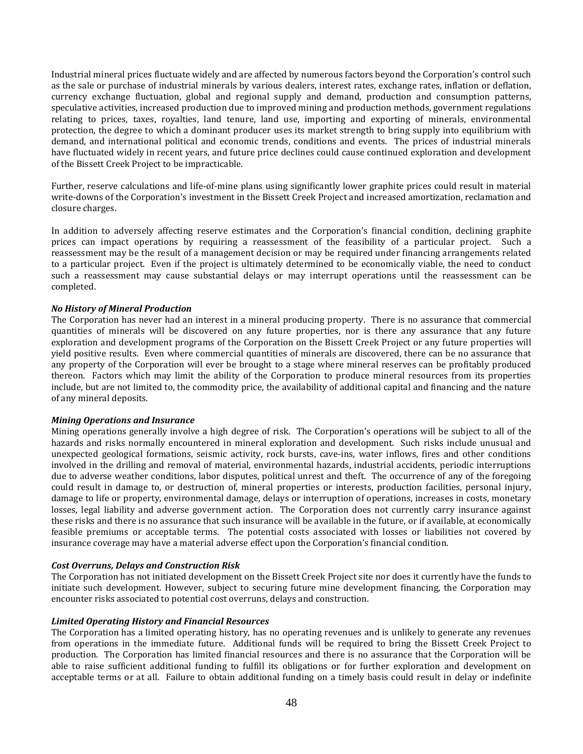Industrial mineral prices fluctuate widely and are affected by numerous factors beyond the Corporation's control such as the sale or purchase of industrial minerals by various dealers, interest rates, exchange rates, inflation or deflation, currency exchange fluctuation, global and regional supply and demand, production and consumption patterns, speculative activities, increased production due to improved mining and production methods, government regulations relating to prices, taxes, royalties, land tenure, land use, importing and exporting of minerals, environmental protection, the degree to which a dominant producer uses its market strength to bring supply into equilibrium with demand, and international political and economic trends, conditions and events. The prices of industrial minerals have fluctuated widely in recent years, and future price declines could cause continued exploration and development of the Bissett Creek Project to be impracticable.

Further, reserve calculations and life-of-mine plans using significantly lower graphite prices could result in material write-downs of the Corporation's investment in the Bissett Creek Project and increased amortization, reclamation and closure charges.

In addition to adversely affecting reserve estimates and the Corporation's financial condition, declining graphite prices can impact operations by requiring a reassessment of the feasibility of a particular project. Such a reassessment may be the result of a management decision or may be required under financing arrangements related to a particular project. Even if the project is ultimately determined to be economically viable, the need to conduct such a reassessment may cause substantial delays or may interrupt operations until the reassessment can be completed.

***No History of Mineral Production***

The Corporation has never had an interest in a mineral producing property. There is no assurance that commercial quantities of minerals will be discovered on any future properties, nor is there any assurance that any future exploration and development programs of the Corporation on the Bissett Creek Project or any future properties will yield positive results. Even where commercial quantities of minerals are discovered, there can be no assurance that any property of the Corporation will ever be brought to a stage where mineral reserves can be profitably produced thereon. Factors which may limit the ability of the Corporation to produce mineral resources from its properties include, but are not limited to, the commodity price, the availability of additional capital and financing and the nature of any mineral deposits.

***Mining Operations and Insurance***

Mining operations generally involve a high degree of risk. The Corporation's operations will be subject to all of the hazards and risks normally encountered in mineral exploration and development. Such risks include unusual and unexpected geological formations, seismic activity, rock bursts, cave-ins, water inflows, fires and other conditions involved in the drilling and removal of material, environmental hazards, industrial accidents, periodic interruptions due to adverse weather conditions, labor disputes, political unrest and theft. The occurrence of any of the foregoing could result in damage to, or destruction of, mineral properties or interests, production facilities, personal injury, damage to life or property, environmental damage, delays or interruption of operations, increases in costs, monetary losses, legal liability and adverse government action. The Corporation does not currently carry insurance against these risks and there is no assurance that such insurance will be available in the future, or if available, at economically feasible premiums or acceptable terms. The potential costs associated with losses or liabilities not covered by insurance coverage may have a material adverse effect upon the Corporation's financial condition.

***Cost Overruns, Delays and Construction Risk***

The Corporation has not initiated development on the Bissett Creek Project site nor does it currently have the funds to initiate such development. However, subject to securing future mine development financing, the Corporation may encounter risks associated to potential cost overruns, delays and construction.

***Limited Operating History and Financial Resources***

The Corporation has a limited operating history, has no operating revenues and is unlikely to generate any revenues from operations in the immediate future. Additional funds will be required to bring the Bissett Creek Project to production. The Corporation has limited financial resources and there is no assurance that the Corporation will be able to raise sufficient additional funding to fulfill its obligations or for further exploration and development on acceptable terms or at all. Failure to obtain additional funding on a timely basis could result in delay or indefinite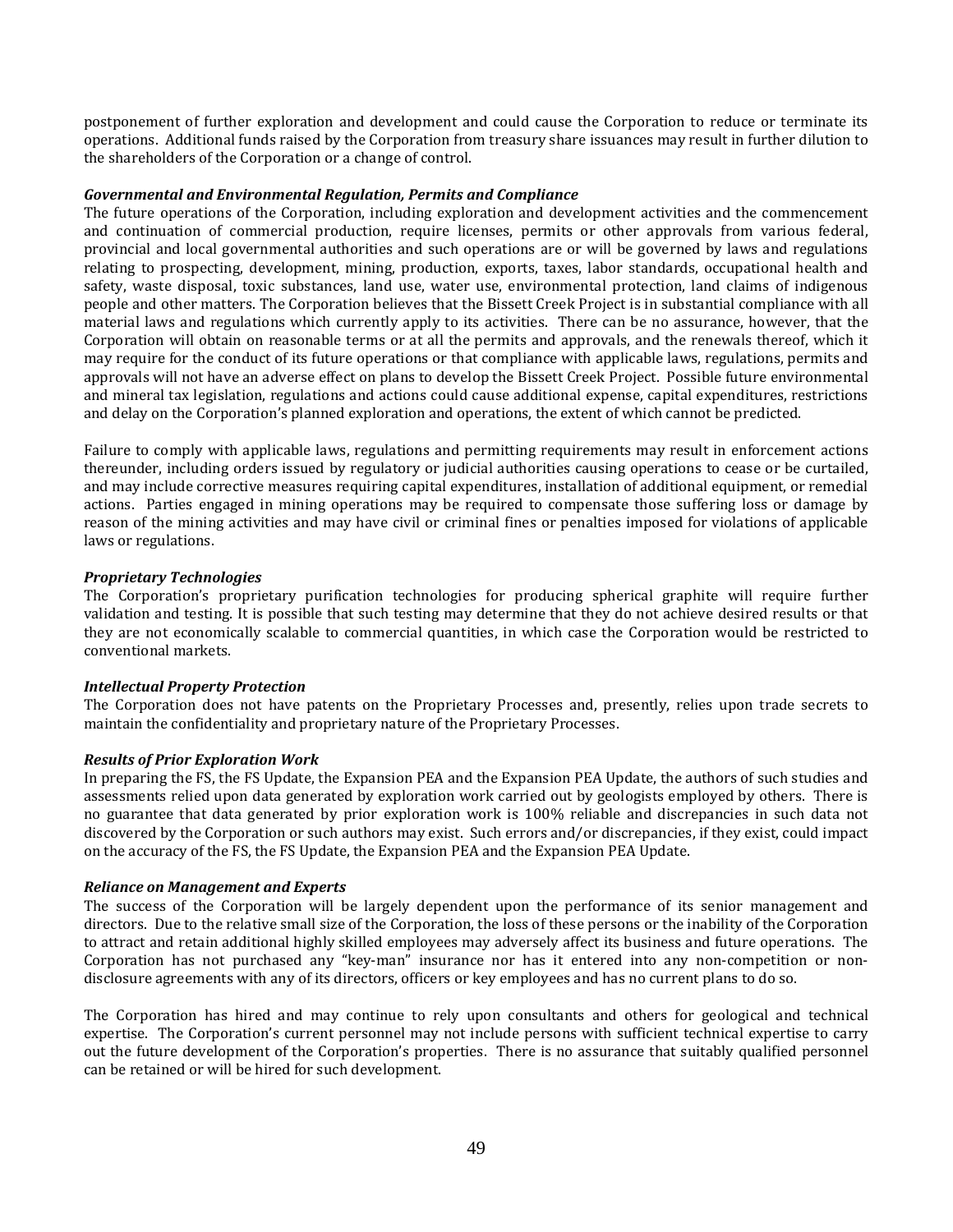postponement of further exploration and development and could cause the Corporation to reduce or terminate its operations. Additional funds raised by the Corporation from treasury share issuances may result in further dilution to the shareholders of the Corporation or a change of control.

***Governmental and Environmental Regulation, Permits and Compliance***

The future operations of the Corporation, including exploration and development activities and the commencement and continuation of commercial production, require licenses, permits or other approvals from various federal, provincial and local governmental authorities and such operations are or will be governed by laws and regulations relating to prospecting, development, mining, production, exports, taxes, labor standards, occupational health and safety, waste disposal, toxic substances, land use, water use, environmental protection, land claims of indigenous people and other matters. The Corporation believes that the Bissett Creek Project is in substantial compliance with all material laws and regulations which currently apply to its activities. There can be no assurance, however, that the Corporation will obtain on reasonable terms or at all the permits and approvals, and the renewals thereof, which it may require for the conduct of its future operations or that compliance with applicable laws, regulations, permits and approvals will not have an adverse effect on plans to develop the Bissett Creek Project. Possible future environmental and mineral tax legislation, regulations and actions could cause additional expense, capital expenditures, restrictions and delay on the Corporation's planned exploration and operations, the extent of which cannot be predicted.

Failure to comply with applicable laws, regulations and permitting requirements may result in enforcement actions thereunder, including orders issued by regulatory or judicial authorities causing operations to cease or be curtailed, and may include corrective measures requiring capital expenditures, installation of additional equipment, or remedial actions. Parties engaged in mining operations may be required to compensate those suffering loss or damage by reason of the mining activities and may have civil or criminal fines or penalties imposed for violations of applicable laws or regulations.

***Proprietary Technologies***

The Corporation's proprietary purification technologies for producing spherical graphite will require further validation and testing. It is possible that such testing may determine that they do not achieve desired results or that they are not economically scalable to commercial quantities, in which case the Corporation would be restricted to conventional markets.

***Intellectual Property Protection***

The Corporation does not have patents on the Proprietary Processes and, presently, relies upon trade secrets to maintain the confidentiality and proprietary nature of the Proprietary Processes.

***Results of Prior Exploration Work***

In preparing the FS, the FS Update, the Expansion PEA and the Expansion PEA Update, the authors of such studies and assessments relied upon data generated by exploration work carried out by geologists employed by others. There is no guarantee that data generated by prior exploration work is 100% reliable and discrepancies in such data not discovered by the Corporation or such authors may exist. Such errors and/or discrepancies, if they exist, could impact on the accuracy of the FS, the FS Update, the Expansion PEA and the Expansion PEA Update.

***Reliance on Management and Experts***

The success of the Corporation will be largely dependent upon the performance of its senior management and directors. Due to the relative small size of the Corporation, the loss of these persons or the inability of the Corporation to attract and retain additional highly skilled employees may adversely affect its business and future operations. The Corporation has not purchased any "key-man" insurance nor has it entered into any non-competition or non-disclosure agreements with any of its directors, officers or key employees and has no current plans to do so.

The Corporation has hired and may continue to rely upon consultants and others for geological and technical expertise. The Corporation's current personnel may not include persons with sufficient technical expertise to carry out the future development of the Corporation's properties. There is no assurance that suitably qualified personnel can be retained or will be hired for such development.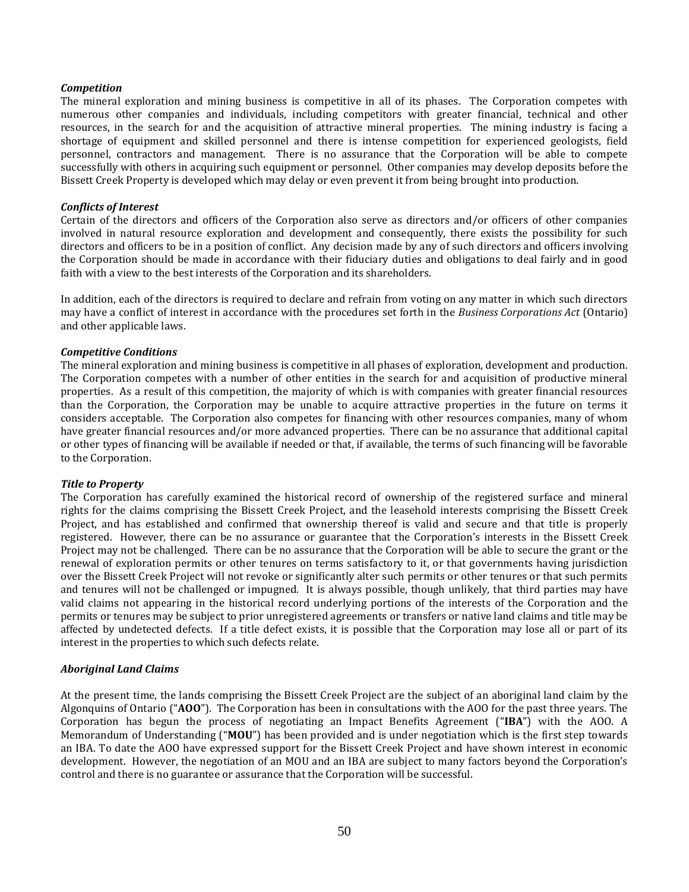***Competition***

The mineral exploration and mining business is competitive in all of its phases. The Corporation competes with numerous other companies and individuals, including competitors with greater financial, technical and other resources, in the search for and the acquisition of attractive mineral properties. The mining industry is facing a shortage of equipment and skilled personnel and there is intense competition for experienced geologists, field personnel, contractors and management. There is no assurance that the Corporation will be able to compete successfully with others in acquiring such equipment or personnel. Other companies may develop deposits before the Bissett Creek Property is developed which may delay or even prevent it from being brought into production.

***Conflicts of Interest***

Certain of the directors and officers of the Corporation also serve as directors and/or officers of other companies involved in natural resource exploration and development and consequently, there exists the possibility for such directors and officers to be in a position of conflict. Any decision made by any of such directors and officers involving the Corporation should be made in accordance with their fiduciary duties and obligations to deal fairly and in good faith with a view to the best interests of the Corporation and its shareholders.

In addition, each of the directors is required to declare and refrain from voting on any matter in which such directors may have a conflict of interest in accordance with the procedures set forth in the *Business Corporations Act* (Ontario) and other applicable laws.

***Competitive Conditions***

The mineral exploration and mining business is competitive in all phases of exploration, development and production. The Corporation competes with a number of other entities in the search for and acquisition of productive mineral properties. As a result of this competition, the majority of which is with companies with greater financial resources than the Corporation, the Corporation may be unable to acquire attractive properties in the future on terms it considers acceptable. The Corporation also competes for financing with other resources companies, many of whom have greater financial resources and/or more advanced properties. There can be no assurance that additional capital or other types of financing will be available if needed or that, if available, the terms of such financing will be favorable to the Corporation.

***Title to Property***

The Corporation has carefully examined the historical record of ownership of the registered surface and mineral rights for the claims comprising the Bissett Creek Project, and the leasehold interests comprising the Bissett Creek Project, and has established and confirmed that ownership thereof is valid and secure and that title is properly registered. However, there can be no assurance or guarantee that the Corporation's interests in the Bissett Creek Project may not be challenged. There can be no assurance that the Corporation will be able to secure the grant or the renewal of exploration permits or other tenures on terms satisfactory to it, or that governments having jurisdiction over the Bissett Creek Project will not revoke or significantly alter such permits or other tenures or that such permits and tenures will not be challenged or impugned. It is always possible, though unlikely, that third parties may have valid claims not appearing in the historical record underlying portions of the interests of the Corporation and the permits or tenures may be subject to prior unregistered agreements or transfers or native land claims and title may be affected by undetected defects. If a title defect exists, it is possible that the Corporation may lose all or part of its interest in the properties to which such defects relate.

***Aboriginal Land Claims***

At the present time, the lands comprising the Bissett Creek Project are the subject of an aboriginal land claim by the Algonquins of Ontario ("**AOO**"). The Corporation has been in consultations with the AOO for the past three years. The Corporation has begun the process of negotiating an Impact Benefits Agreement ("**IBA**") with the AOO. A Memorandum of Understanding ("**MOU**") has been provided and is under negotiation which is the first step towards an IBA. To date the AOO have expressed support for the Bissett Creek Project and have shown interest in economic development. However, the negotiation of an MOU and an IBA are subject to many factors beyond the Corporation's control and there is no guarantee or assurance that the Corporation will be successful.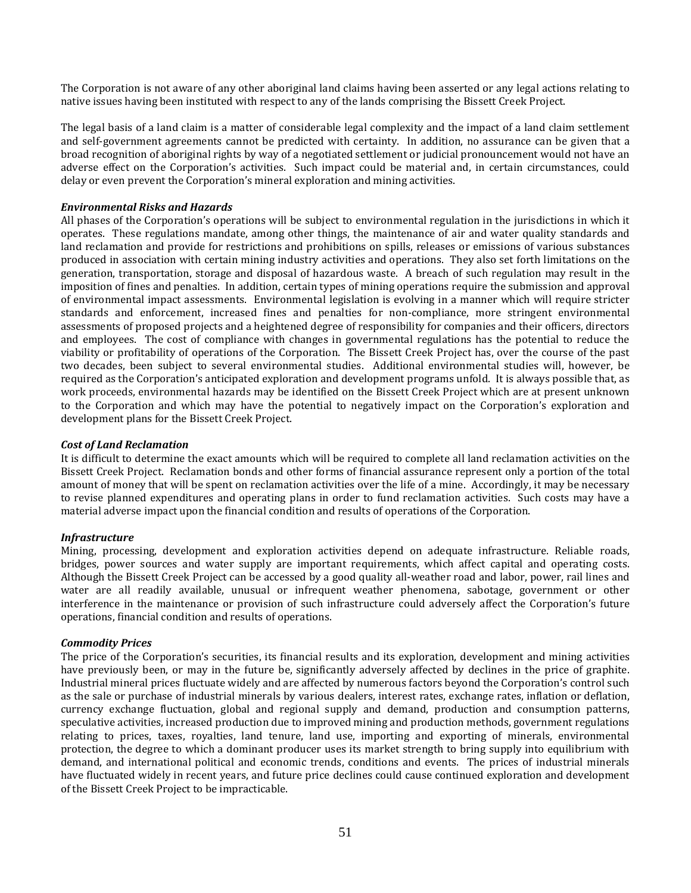The Corporation is not aware of any other aboriginal land claims having been asserted or any legal actions relating to native issues having been instituted with respect to any of the lands comprising the Bissett Creek Project.

The legal basis of a land claim is a matter of considerable legal complexity and the impact of a land claim settlement and self-government agreements cannot be predicted with certainty. In addition, no assurance can be given that a broad recognition of aboriginal rights by way of a negotiated settlement or judicial pronouncement would not have an adverse effect on the Corporation's activities. Such impact could be material and, in certain circumstances, could delay or even prevent the Corporation's mineral exploration and mining activities.

***Environmental Risks and Hazards***

All phases of the Corporation's operations will be subject to environmental regulation in the jurisdictions in which it operates. These regulations mandate, among other things, the maintenance of air and water quality standards and land reclamation and provide for restrictions and prohibitions on spills, releases or emissions of various substances produced in association with certain mining industry activities and operations. They also set forth limitations on the generation, transportation, storage and disposal of hazardous waste. A breach of such regulation may result in the imposition of fines and penalties. In addition, certain types of mining operations require the submission and approval of environmental impact assessments. Environmental legislation is evolving in a manner which will require stricter standards and enforcement, increased fines and penalties for non-compliance, more stringent environmental assessments of proposed projects and a heightened degree of responsibility for companies and their officers, directors and employees. The cost of compliance with changes in governmental regulations has the potential to reduce the viability or profitability of operations of the Corporation. The Bissett Creek Project has, over the course of the past two decades, been subject to several environmental studies. Additional environmental studies will, however, be required as the Corporation's anticipated exploration and development programs unfold. It is always possible that, as work proceeds, environmental hazards may be identified on the Bissett Creek Project which are at present unknown to the Corporation and which may have the potential to negatively impact on the Corporation's exploration and development plans for the Bissett Creek Project.

***Cost of Land Reclamation***

It is difficult to determine the exact amounts which will be required to complete all land reclamation activities on the Bissett Creek Project. Reclamation bonds and other forms of financial assurance represent only a portion of the total amount of money that will be spent on reclamation activities over the life of a mine. Accordingly, it may be necessary to revise planned expenditures and operating plans in order to fund reclamation activities. Such costs may have a material adverse impact upon the financial condition and results of operations of the Corporation.

***Infrastructure***

Mining, processing, development and exploration activities depend on adequate infrastructure. Reliable roads, bridges, power sources and water supply are important requirements, which affect capital and operating costs. Although the Bissett Creek Project can be accessed by a good quality all-weather road and labor, power, rail lines and water are all readily available, unusual or infrequent weather phenomena, sabotage, government or other interference in the maintenance or provision of such infrastructure could adversely affect the Corporation's future operations, financial condition and results of operations.

***Commodity Prices***

The price of the Corporation's securities, its financial results and its exploration, development and mining activities have previously been, or may in the future be, significantly adversely affected by declines in the price of graphite. Industrial mineral prices fluctuate widely and are affected by numerous factors beyond the Corporation's control such as the sale or purchase of industrial minerals by various dealers, interest rates, exchange rates, inflation or deflation, currency exchange fluctuation, global and regional supply and demand, production and consumption patterns, speculative activities, increased production due to improved mining and production methods, government regulations relating to prices, taxes, royalties, land tenure, land use, importing and exporting of minerals, environmental protection, the degree to which a dominant producer uses its market strength to bring supply into equilibrium with demand, and international political and economic trends, conditions and events. The prices of industrial minerals have fluctuated widely in recent years, and future price declines could cause continued exploration and development of the Bissett Creek Project to be impracticable.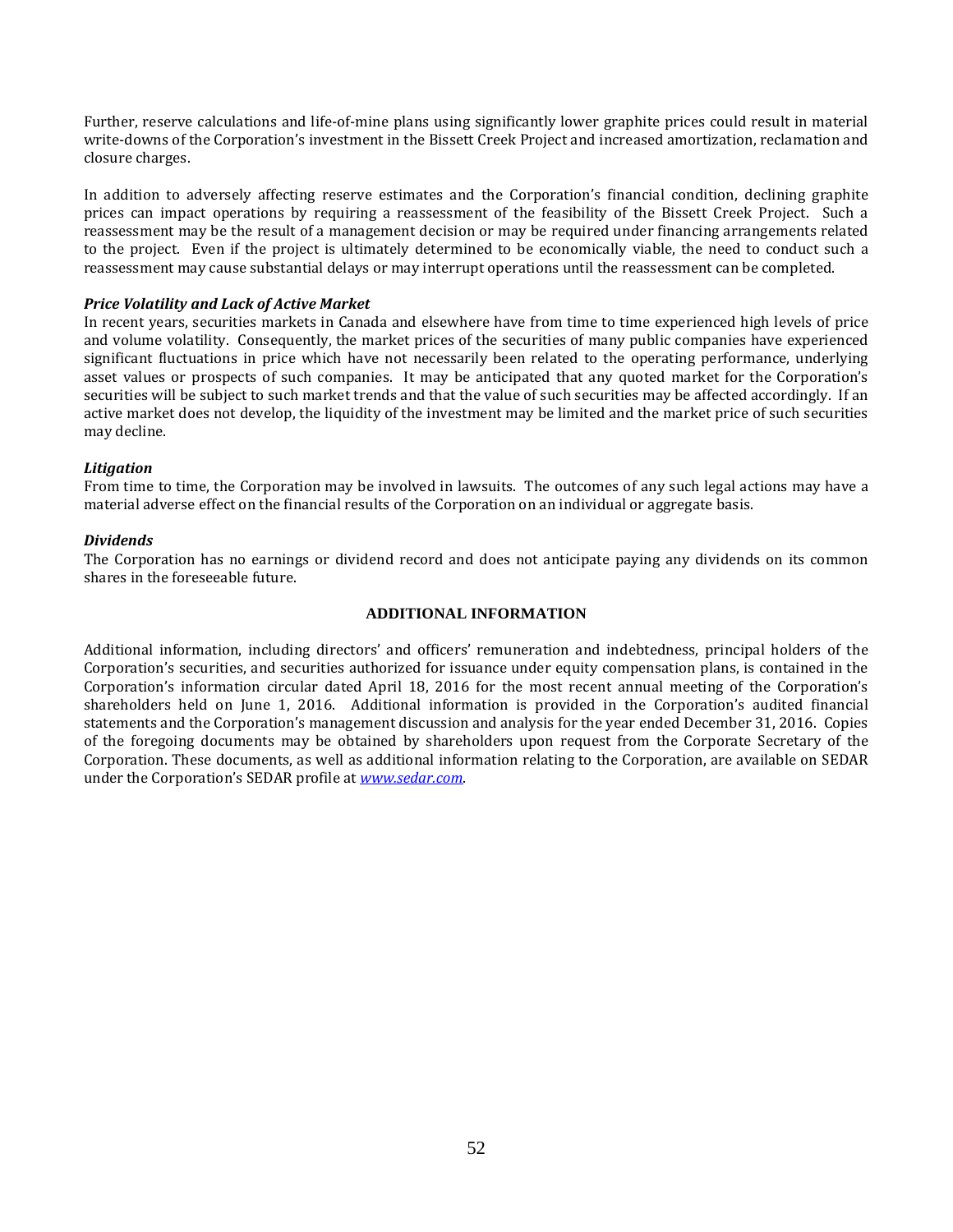Further, reserve calculations and life-of-mine plans using significantly lower graphite prices could result in material write-downs of the Corporation's investment in the Bissett Creek Project and increased amortization, reclamation and closure charges.

In addition to adversely affecting reserve estimates and the Corporation's financial condition, declining graphite prices can impact operations by requiring a reassessment of the feasibility of the Bissett Creek Project. Such a reassessment may be the result of a management decision or may be required under financing arrangements related to the project. Even if the project is ultimately determined to be economically viable, the need to conduct such a reassessment may cause substantial delays or may interrupt operations until the reassessment can be completed.

***Price Volatility and Lack of Active Market***

In recent years, securities markets in Canada and elsewhere have from time to time experienced high levels of price and volume volatility. Consequently, the market prices of the securities of many public companies have experienced significant fluctuations in price which have not necessarily been related to the operating performance, underlying asset values or prospects of such companies. It may be anticipated that any quoted market for the Corporation's securities will be subject to such market trends and that the value of such securities may be affected accordingly. If an active market does not develop, the liquidity of the investment may be limited and the market price of such securities may decline.

***Litigation***

From time to time, the Corporation may be involved in lawsuits. The outcomes of any such legal actions may have a material adverse effect on the financial results of the Corporation on an individual or aggregate basis.

***Dividends***

The Corporation has no earnings or dividend record and does not anticipate paying any dividends on its common shares in the foreseeable future.

## ADDITIONAL INFORMATION

Additional information, including directors' and officers' remuneration and indebtedness, principal holders of the Corporation's securities, and securities authorized for issuance under equity compensation plans, is contained in the Corporation's information circular dated April 18, 2016 for the most recent annual meeting of the Corporation's shareholders held on June 1, 2016. Additional information is provided in the Corporation's audited financial statements and the Corporation's management discussion and analysis for the year ended December 31, 2016. Copies of the foregoing documents may be obtained by shareholders upon request from the Corporate Secretary of the Corporation. These documents, as well as additional information relating to the Corporation, are available on SEDAR under the Corporation's SEDAR profile at *www.sedar.com*.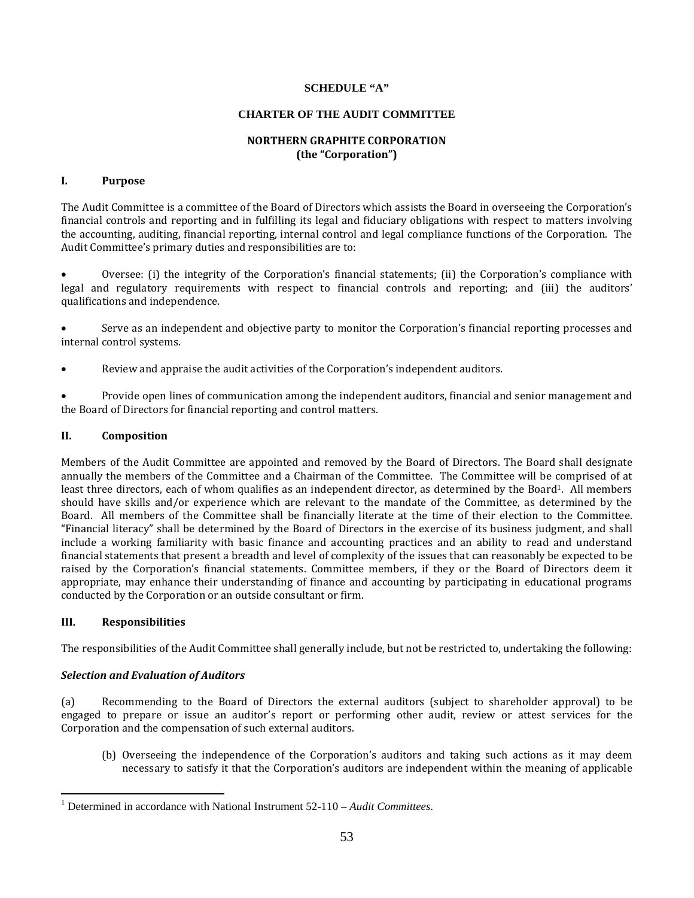**SCHEDULE "A"**

**CHARTER OF THE AUDIT COMMITTEE**

**NORTHERN GRAPHITE CORPORATION**
**(the "Corporation")**

## I. Purpose

The Audit Committee is a committee of the Board of Directors which assists the Board in overseeing the Corporation's financial controls and reporting and in fulfilling its legal and fiduciary obligations with respect to matters involving the accounting, auditing, financial reporting, internal control and legal compliance functions of the Corporation. The Audit Committee's primary duties and responsibilities are to:

- Oversee: (i) the integrity of the Corporation's financial statements; (ii) the Corporation's compliance with legal and regulatory requirements with respect to financial controls and reporting; and (iii) the auditors' qualifications and independence.
- Serve as an independent and objective party to monitor the Corporation's financial reporting processes and internal control systems.
- Review and appraise the audit activities of the Corporation's independent auditors.
- Provide open lines of communication among the independent auditors, financial and senior management and the Board of Directors for financial reporting and control matters.

## II. Composition

Members of the Audit Committee are appointed and removed by the Board of Directors. The Board shall designate annually the members of the Committee and a Chairman of the Committee. The Committee will be comprised of at least three directors, each of whom qualifies as an independent director, as determined by the Board[1]. All members should have skills and/or experience which are relevant to the mandate of the Committee, as determined by the Board. All members of the Committee shall be financially literate at the time of their election to the Committee. "Financial literacy" shall be determined by the Board of Directors in the exercise of its business judgment, and shall include a working familiarity with basic finance and accounting practices and an ability to read and understand financial statements that present a breadth and level of complexity of the issues that can reasonably be expected to be raised by the Corporation's financial statements. Committee members, if they or the Board of Directors deem it appropriate, may enhance their understanding of finance and accounting by participating in educational programs conducted by the Corporation or an outside consultant or firm.

## III. Responsibilities

The responsibilities of the Audit Committee shall generally include, but not be restricted to, undertaking the following:

***Selection and Evaluation of Auditors***

(a) Recommending to the Board of Directors the external auditors (subject to shareholder approval) to be engaged to prepare or issue an auditor's report or performing other audit, review or attest services for the Corporation and the compensation of such external auditors.

(b) Overseeing the independence of the Corporation's auditors and taking such actions as it may deem necessary to satisfy it that the Corporation's auditors are independent within the meaning of applicable

---

[1] Determined in accordance with National Instrument 52-110 – *Audit Committees*.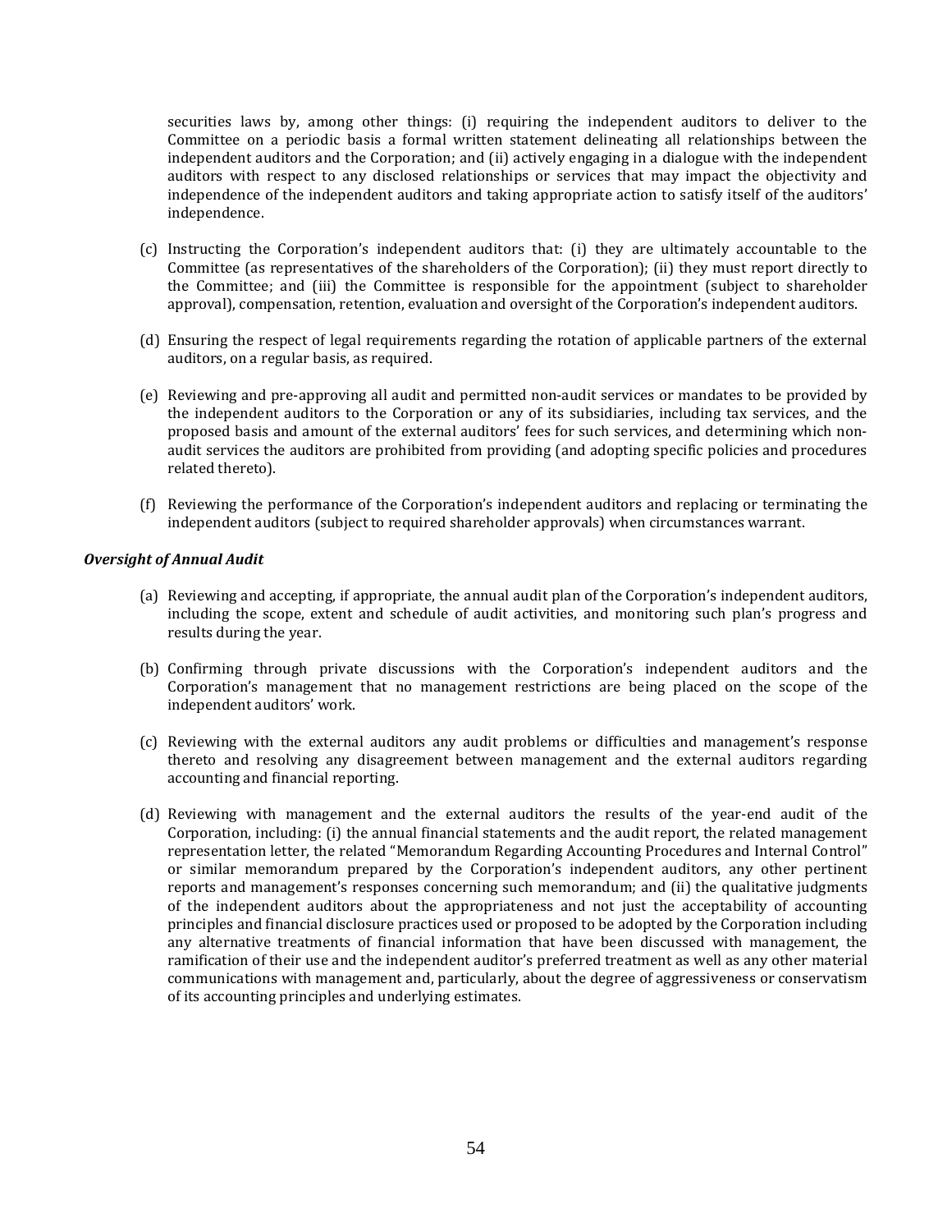securities laws by, among other things: (i) requiring the independent auditors to deliver to the Committee on a periodic basis a formal written statement delineating all relationships between the independent auditors and the Corporation; and (ii) actively engaging in a dialogue with the independent auditors with respect to any disclosed relationships or services that may impact the objectivity and independence of the independent auditors and taking appropriate action to satisfy itself of the auditors' independence.

(c) Instructing the Corporation's independent auditors that: (i) they are ultimately accountable to the Committee (as representatives of the shareholders of the Corporation); (ii) they must report directly to the Committee; and (iii) the Committee is responsible for the appointment (subject to shareholder approval), compensation, retention, evaluation and oversight of the Corporation's independent auditors.

(d) Ensuring the respect of legal requirements regarding the rotation of applicable partners of the external auditors, on a regular basis, as required.

(e) Reviewing and pre-approving all audit and permitted non-audit services or mandates to be provided by the independent auditors to the Corporation or any of its subsidiaries, including tax services, and the proposed basis and amount of the external auditors' fees for such services, and determining which non-audit services the auditors are prohibited from providing (and adopting specific policies and procedures related thereto).

(f) Reviewing the performance of the Corporation's independent auditors and replacing or terminating the independent auditors (subject to required shareholder approvals) when circumstances warrant.

***Oversight of Annual Audit***

(a) Reviewing and accepting, if appropriate, the annual audit plan of the Corporation's independent auditors, including the scope, extent and schedule of audit activities, and monitoring such plan's progress and results during the year.

(b) Confirming through private discussions with the Corporation's independent auditors and the Corporation's management that no management restrictions are being placed on the scope of the independent auditors' work.

(c) Reviewing with the external auditors any audit problems or difficulties and management's response thereto and resolving any disagreement between management and the external auditors regarding accounting and financial reporting.

(d) Reviewing with management and the external auditors the results of the year-end audit of the Corporation, including: (i) the annual financial statements and the audit report, the related management representation letter, the related "Memorandum Regarding Accounting Procedures and Internal Control" or similar memorandum prepared by the Corporation's independent auditors, any other pertinent reports and management's responses concerning such memorandum; and (ii) the qualitative judgments of the independent auditors about the appropriateness and not just the acceptability of accounting principles and financial disclosure practices used or proposed to be adopted by the Corporation including any alternative treatments of financial information that have been discussed with management, the ramification of their use and the independent auditor's preferred treatment as well as any other material communications with management and, particularly, about the degree of aggressiveness or conservatism of its accounting principles and underlying estimates.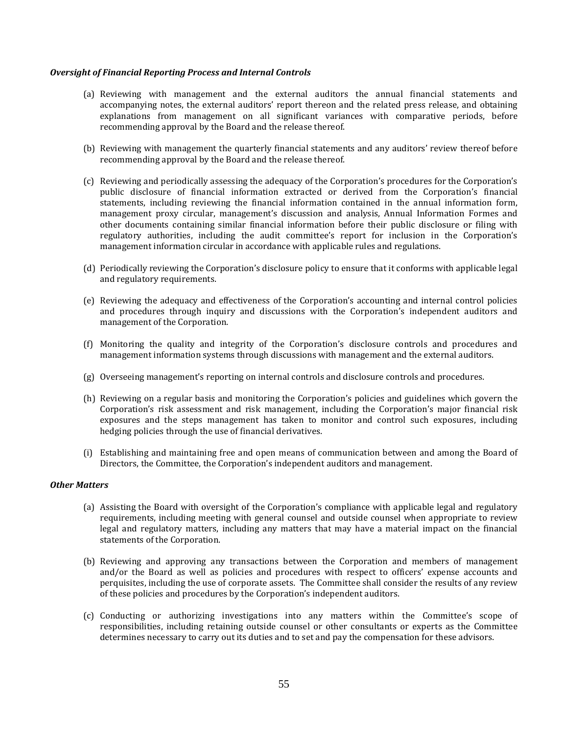***Oversight of Financial Reporting Process and Internal Controls***

(a) Reviewing with management and the external auditors the annual financial statements and accompanying notes, the external auditors' report thereon and the related press release, and obtaining explanations from management on all significant variances with comparative periods, before recommending approval by the Board and the release thereof.

(b) Reviewing with management the quarterly financial statements and any auditors' review thereof before recommending approval by the Board and the release thereof.

(c) Reviewing and periodically assessing the adequacy of the Corporation's procedures for the Corporation's public disclosure of financial information extracted or derived from the Corporation's financial statements, including reviewing the financial information contained in the annual information form, management proxy circular, management's discussion and analysis, Annual Information Formes and other documents containing similar financial information before their public disclosure or filing with regulatory authorities, including the audit committee's report for inclusion in the Corporation's management information circular in accordance with applicable rules and regulations.

(d) Periodically reviewing the Corporation's disclosure policy to ensure that it conforms with applicable legal and regulatory requirements.

(e) Reviewing the adequacy and effectiveness of the Corporation's accounting and internal control policies and procedures through inquiry and discussions with the Corporation's independent auditors and management of the Corporation.

(f) Monitoring the quality and integrity of the Corporation's disclosure controls and procedures and management information systems through discussions with management and the external auditors.

(g) Overseeing management's reporting on internal controls and disclosure controls and procedures.

(h) Reviewing on a regular basis and monitoring the Corporation's policies and guidelines which govern the Corporation's risk assessment and risk management, including the Corporation's major financial risk exposures and the steps management has taken to monitor and control such exposures, including hedging policies through the use of financial derivatives.

(i) Establishing and maintaining free and open means of communication between and among the Board of Directors, the Committee, the Corporation's independent auditors and management.

***Other Matters***

(a) Assisting the Board with oversight of the Corporation's compliance with applicable legal and regulatory requirements, including meeting with general counsel and outside counsel when appropriate to review legal and regulatory matters, including any matters that may have a material impact on the financial statements of the Corporation.

(b) Reviewing and approving any transactions between the Corporation and members of management and/or the Board as well as policies and procedures with respect to officers' expense accounts and perquisites, including the use of corporate assets. The Committee shall consider the results of any review of these policies and procedures by the Corporation's independent auditors.

(c) Conducting or authorizing investigations into any matters within the Committee's scope of responsibilities, including retaining outside counsel or other consultants or experts as the Committee determines necessary to carry out its duties and to set and pay the compensation for these advisors.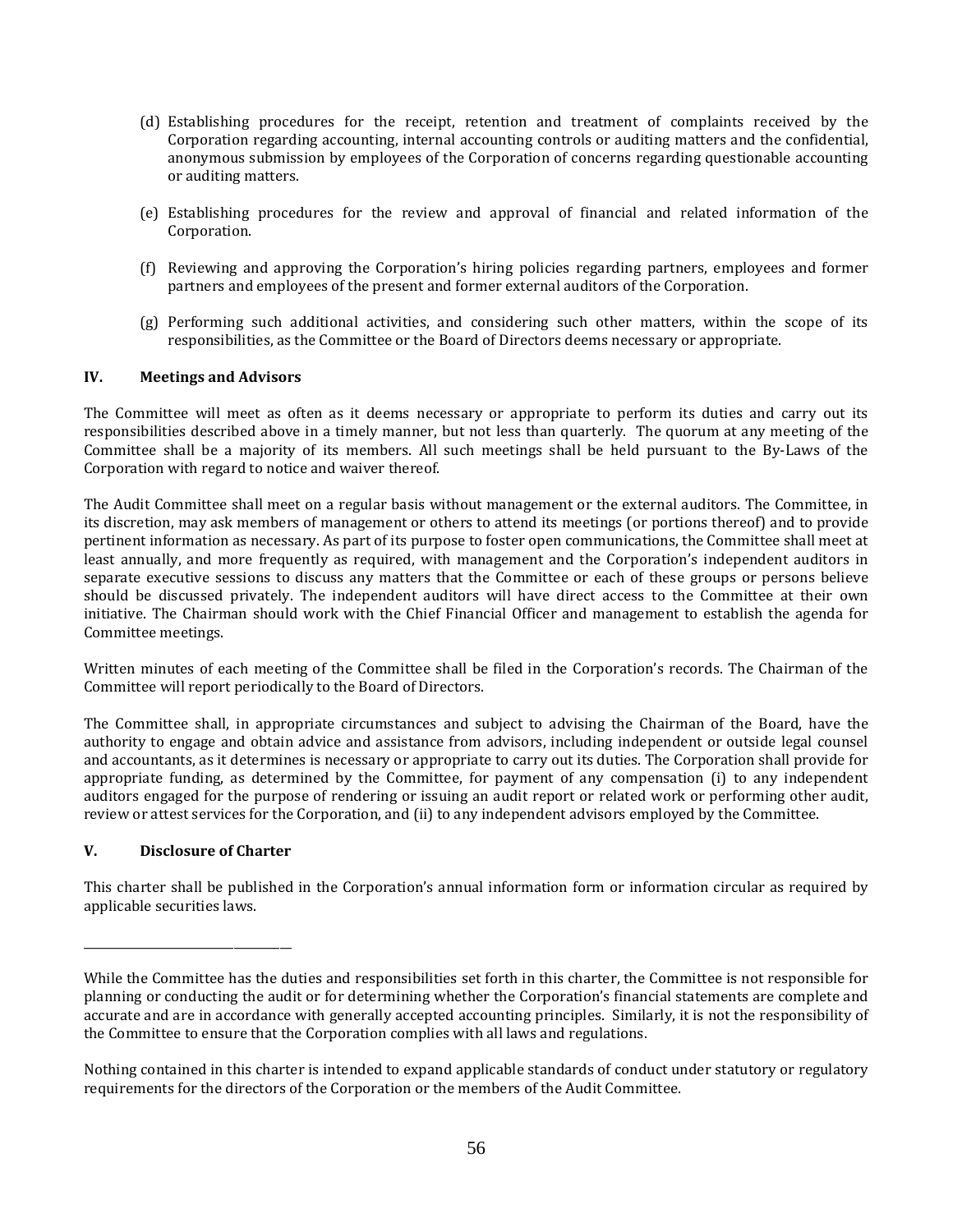(d) Establishing procedures for the receipt, retention and treatment of complaints received by the Corporation regarding accounting, internal accounting controls or auditing matters and the confidential, anonymous submission by employees of the Corporation of concerns regarding questionable accounting or auditing matters.

(e) Establishing procedures for the review and approval of financial and related information of the Corporation.

(f) Reviewing and approving the Corporation's hiring policies regarding partners, employees and former partners and employees of the present and former external auditors of the Corporation.

(g) Performing such additional activities, and considering such other matters, within the scope of its responsibilities, as the Committee or the Board of Directors deems necessary or appropriate.

## IV. Meetings and Advisors

The Committee will meet as often as it deems necessary or appropriate to perform its duties and carry out its responsibilities described above in a timely manner, but not less than quarterly. The quorum at any meeting of the Committee shall be a majority of its members. All such meetings shall be held pursuant to the By-Laws of the Corporation with regard to notice and waiver thereof.

The Audit Committee shall meet on a regular basis without management or the external auditors. The Committee, in its discretion, may ask members of management or others to attend its meetings (or portions thereof) and to provide pertinent information as necessary. As part of its purpose to foster open communications, the Committee shall meet at least annually, and more frequently as required, with management and the Corporation's independent auditors in separate executive sessions to discuss any matters that the Committee or each of these groups or persons believe should be discussed privately. The independent auditors will have direct access to the Committee at their own initiative. The Chairman should work with the Chief Financial Officer and management to establish the agenda for Committee meetings.

Written minutes of each meeting of the Committee shall be filed in the Corporation's records. The Chairman of the Committee will report periodically to the Board of Directors.

The Committee shall, in appropriate circumstances and subject to advising the Chairman of the Board, have the authority to engage and obtain advice and assistance from advisors, including independent or outside legal counsel and accountants, as it determines is necessary or appropriate to carry out its duties. The Corporation shall provide for appropriate funding, as determined by the Committee, for payment of any compensation (i) to any independent auditors engaged for the purpose of rendering or issuing an audit report or related work or performing other audit, review or attest services for the Corporation, and (ii) to any independent advisors employed by the Committee.

## V. Disclosure of Charter

This charter shall be published in the Corporation's annual information form or information circular as required by applicable securities laws.

---

While the Committee has the duties and responsibilities set forth in this charter, the Committee is not responsible for planning or conducting the audit or for determining whether the Corporation's financial statements are complete and accurate and are in accordance with generally accepted accounting principles. Similarly, it is not the responsibility of the Committee to ensure that the Corporation complies with all laws and regulations.

Nothing contained in this charter is intended to expand applicable standards of conduct under statutory or regulatory requirements for the directors of the Corporation or the members of the Audit Committee.